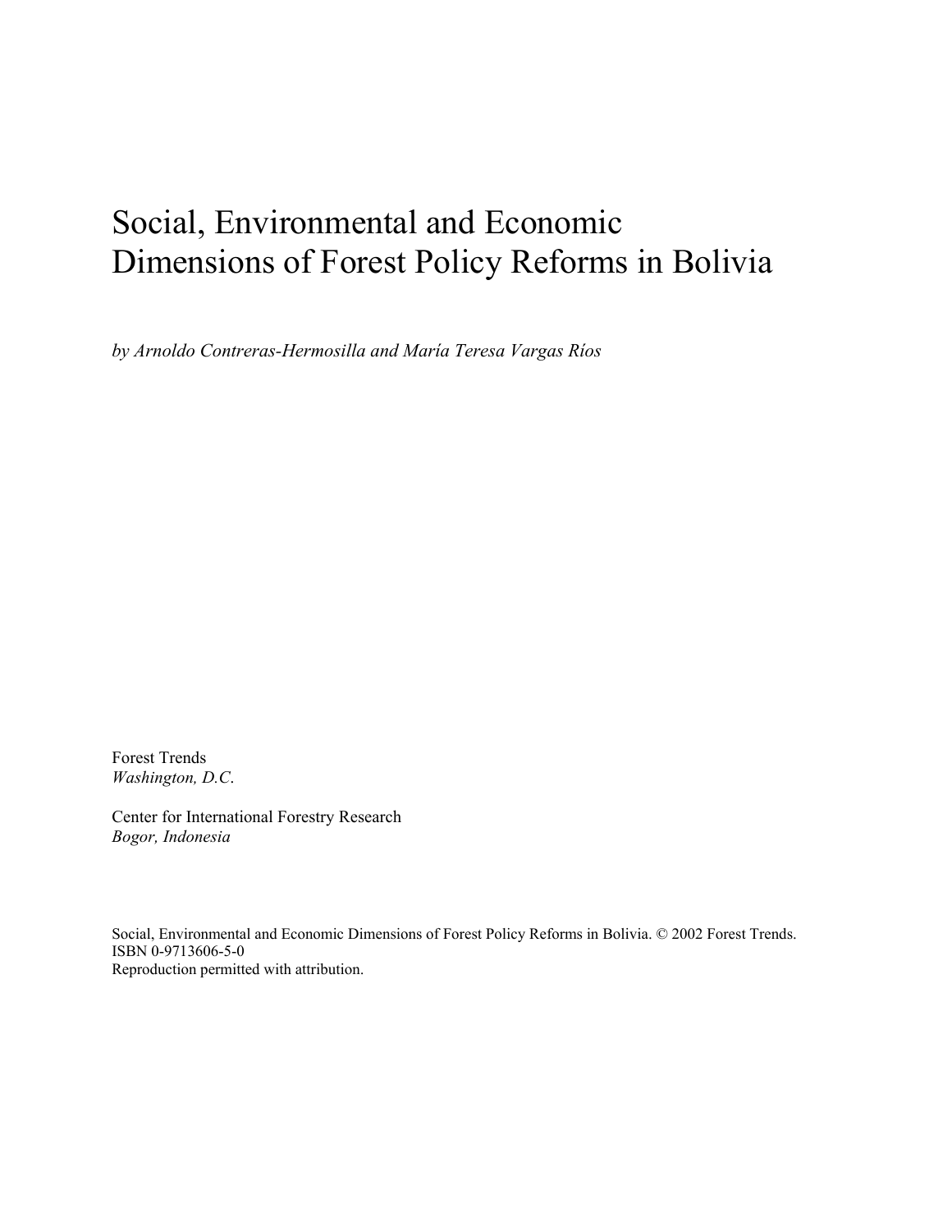# Social, Environmental and Economic Dimensions of Forest Policy Reforms in Bolivia

*by Arnoldo Contreras-Hermosilla and María Teresa Vargas Ríos*

Forest Trends
*Washington, D.C.*

Center for International Forestry Research
*Bogor, Indonesia*

Social, Environmental and Economic Dimensions of Forest Policy Reforms in Bolivia. © 2002 Forest Trends.
ISBN 0-9713606-5-0
Reproduction permitted with attribution.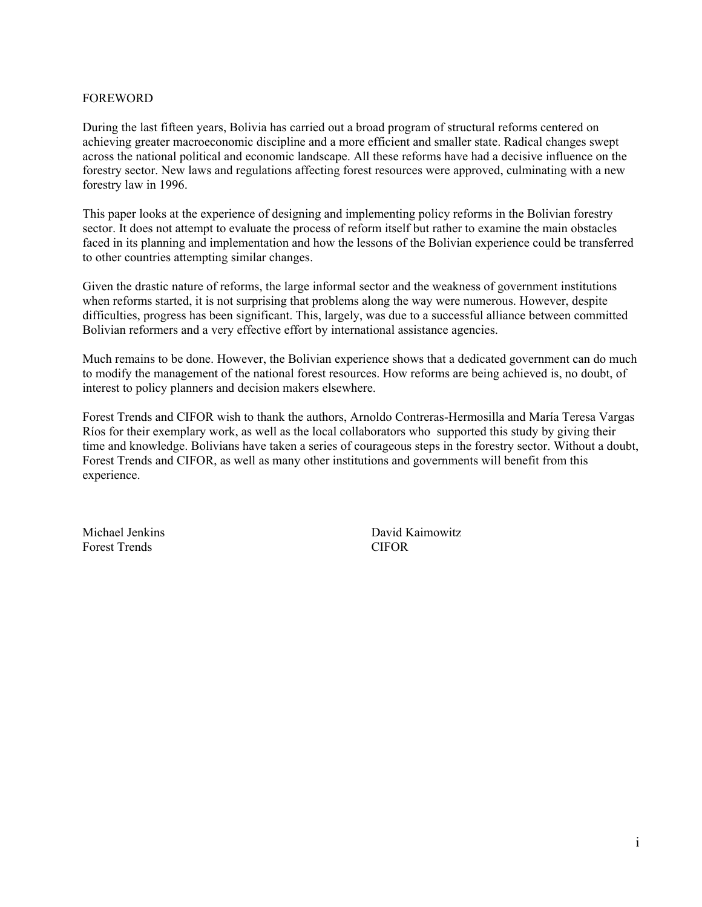# FOREWORD

During the last fifteen years, Bolivia has carried out a broad program of structural reforms centered on achieving greater macroeconomic discipline and a more efficient and smaller state. Radical changes swept across the national political and economic landscape. All these reforms have had a decisive influence on the forestry sector. New laws and regulations affecting forest resources were approved, culminating with a new forestry law in 1996.

This paper looks at the experience of designing and implementing policy reforms in the Bolivian forestry sector. It does not attempt to evaluate the process of reform itself but rather to examine the main obstacles faced in its planning and implementation and how the lessons of the Bolivian experience could be transferred to other countries attempting similar changes.

Given the drastic nature of reforms, the large informal sector and the weakness of government institutions when reforms started, it is not surprising that problems along the way were numerous. However, despite difficulties, progress has been significant. This, largely, was due to a successful alliance between committed Bolivian reformers and a very effective effort by international assistance agencies.

Much remains to be done. However, the Bolivian experience shows that a dedicated government can do much to modify the management of the national forest resources. How reforms are being achieved is, no doubt, of interest to policy planners and decision makers elsewhere.

Forest Trends and CIFOR wish to thank the authors, Arnoldo Contreras-Hermosilla and María Teresa Vargas Ríos for their exemplary work, as well as the local collaborators who supported this study by giving their time and knowledge. Bolivians have taken a series of courageous steps in the forestry sector. Without a doubt, Forest Trends and CIFOR, as well as many other institutions and governments will benefit from this experience.

Michael Jenkins
Forest Trends

David Kaimowitz
CIFOR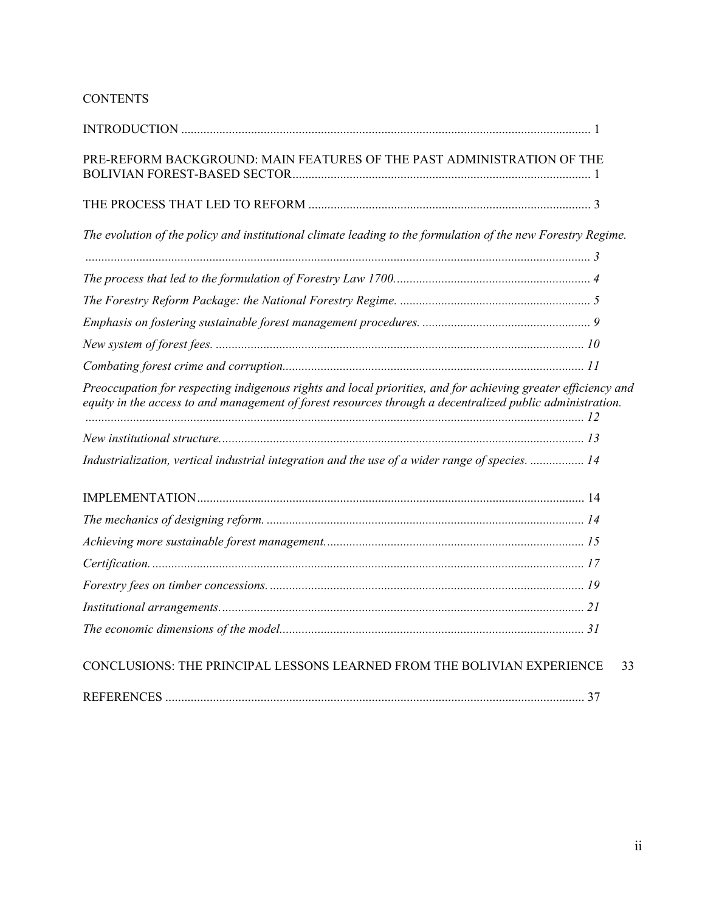CONTENTS

INTRODUCTION ... 1

PRE-REFORM BACKGROUND: MAIN FEATURES OF THE PAST ADMINISTRATION OF THE BOLIVIAN FOREST-BASED SECTOR ... 1

THE PROCESS THAT LED TO REFORM ... 3

*The evolution of the policy and institutional climate leading to the formulation of the new Forestry Regime. ... 3*

*The process that led to the formulation of Forestry Law 1700. ... 4*

*The Forestry Reform Package: the National Forestry Regime. ... 5*

*Emphasis on fostering sustainable forest management procedures. ... 9*

*New system of forest fees. ... 10*

*Combating forest crime and corruption. ... 11*

*Preoccupation for respecting indigenous rights and local priorities, and for achieving greater efficiency and equity in the access to and management of forest resources through a decentralized public administration. ... 12*

*New institutional structure. ... 13*

*Industrialization, vertical industrial integration and the use of a wider range of species. ... 14*

IMPLEMENTATION ... 14

*The mechanics of designing reform. ... 14*

*Achieving more sustainable forest management. ... 15*

*Certification. ... 17*

*Forestry fees on timber concessions. ... 19*

*Institutional arrangements. ... 21*

*The economic dimensions of the model. ... 31*

CONCLUSIONS: THE PRINCIPAL LESSONS LEARNED FROM THE BOLIVIAN EXPERIENCE 33

REFERENCES ... 37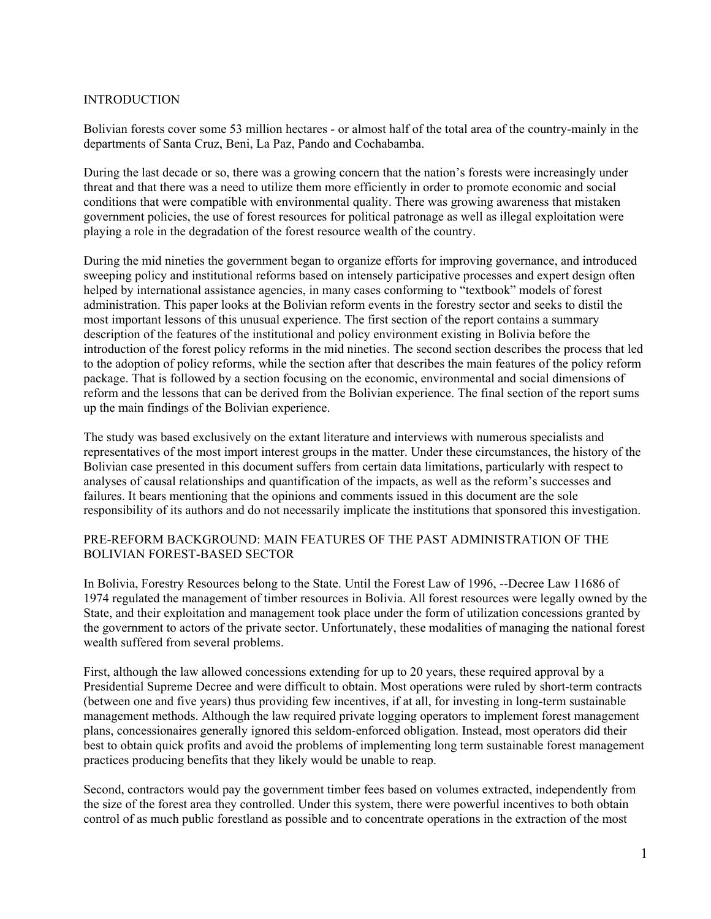## INTRODUCTION

Bolivian forests cover some 53 million hectares - or almost half of the total area of the country-mainly in the departments of Santa Cruz, Beni, La Paz, Pando and Cochabamba.

During the last decade or so, there was a growing concern that the nation's forests were increasingly under threat and that there was a need to utilize them more efficiently in order to promote economic and social conditions that were compatible with environmental quality. There was growing awareness that mistaken government policies, the use of forest resources for political patronage as well as illegal exploitation were playing a role in the degradation of the forest resource wealth of the country.

During the mid nineties the government began to organize efforts for improving governance, and introduced sweeping policy and institutional reforms based on intensely participative processes and expert design often helped by international assistance agencies, in many cases conforming to "textbook" models of forest administration. This paper looks at the Bolivian reform events in the forestry sector and seeks to distil the most important lessons of this unusual experience. The first section of the report contains a summary description of the features of the institutional and policy environment existing in Bolivia before the introduction of the forest policy reforms in the mid nineties. The second section describes the process that led to the adoption of policy reforms, while the section after that describes the main features of the policy reform package. That is followed by a section focusing on the economic, environmental and social dimensions of reform and the lessons that can be derived from the Bolivian experience. The final section of the report sums up the main findings of the Bolivian experience.

The study was based exclusively on the extant literature and interviews with numerous specialists and representatives of the most import interest groups in the matter. Under these circumstances, the history of the Bolivian case presented in this document suffers from certain data limitations, particularly with respect to analyses of causal relationships and quantification of the impacts, as well as the reform's successes and failures. It bears mentioning that the opinions and comments issued in this document are the sole responsibility of its authors and do not necessarily implicate the institutions that sponsored this investigation.

## PRE-REFORM BACKGROUND: MAIN FEATURES OF THE PAST ADMINISTRATION OF THE BOLIVIAN FOREST-BASED SECTOR

In Bolivia, Forestry Resources belong to the State. Until the Forest Law of 1996, --Decree Law 11686 of 1974 regulated the management of timber resources in Bolivia. All forest resources were legally owned by the State, and their exploitation and management took place under the form of utilization concessions granted by the government to actors of the private sector. Unfortunately, these modalities of managing the national forest wealth suffered from several problems.

First, although the law allowed concessions extending for up to 20 years, these required approval by a Presidential Supreme Decree and were difficult to obtain. Most operations were ruled by short-term contracts (between one and five years) thus providing few incentives, if at all, for investing in long-term sustainable management methods. Although the law required private logging operators to implement forest management plans, concessionaires generally ignored this seldom-enforced obligation. Instead, most operators did their best to obtain quick profits and avoid the problems of implementing long term sustainable forest management practices producing benefits that they likely would be unable to reap.

Second, contractors would pay the government timber fees based on volumes extracted, independently from the size of the forest area they controlled. Under this system, there were powerful incentives to both obtain control of as much public forestland as possible and to concentrate operations in the extraction of the most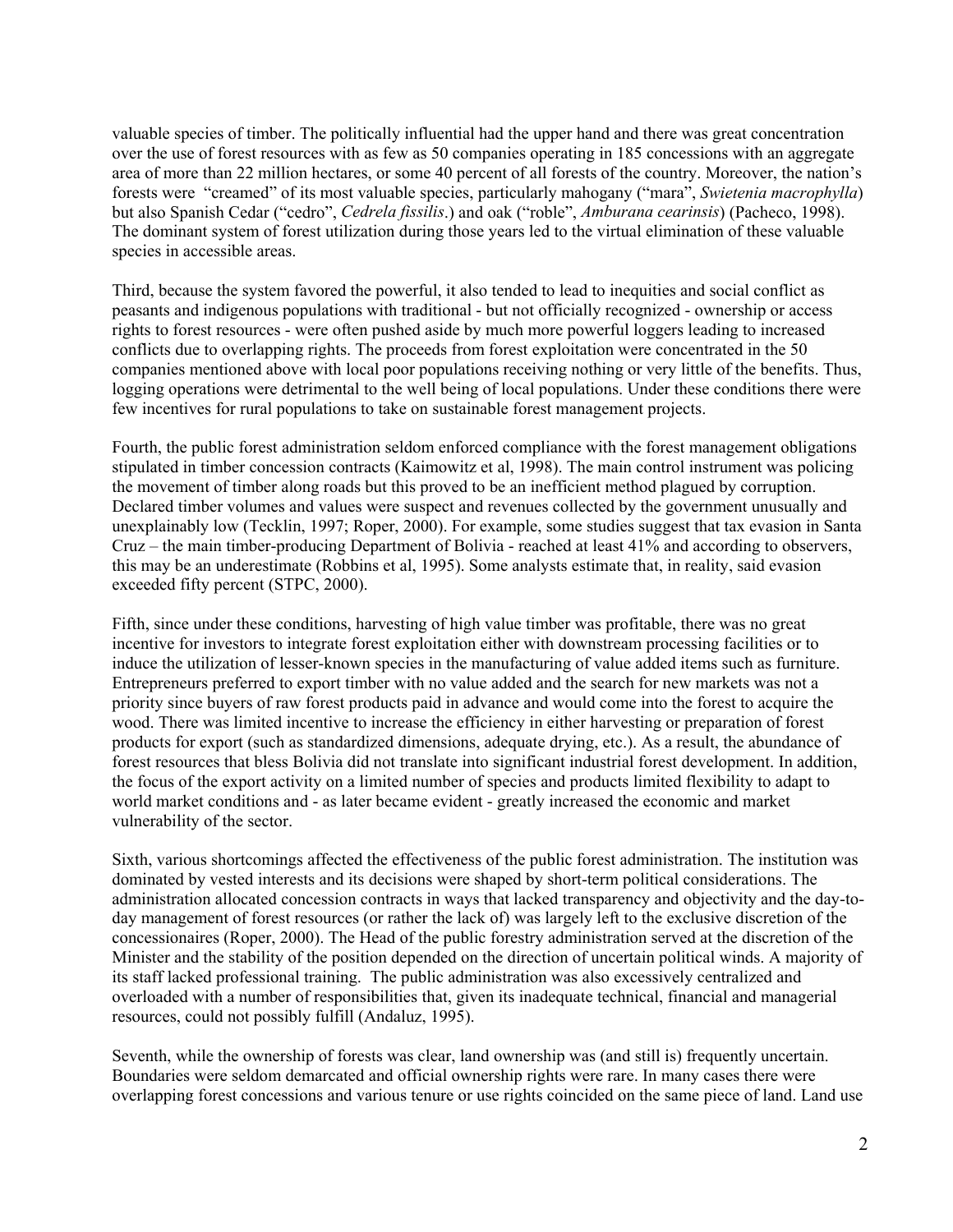valuable species of timber. The politically influential had the upper hand and there was great concentration over the use of forest resources with as few as 50 companies operating in 185 concessions with an aggregate area of more than 22 million hectares, or some 40 percent of all forests of the country. Moreover, the nation's forests were "creamed" of its most valuable species, particularly mahogany ("mara", *Swietenia macrophylla*) but also Spanish Cedar ("cedro", *Cedrela fissilis*.) and oak ("roble", *Amburana cearinsis*) (Pacheco, 1998). The dominant system of forest utilization during those years led to the virtual elimination of these valuable species in accessible areas.

Third, because the system favored the powerful, it also tended to lead to inequities and social conflict as peasants and indigenous populations with traditional - but not officially recognized - ownership or access rights to forest resources - were often pushed aside by much more powerful loggers leading to increased conflicts due to overlapping rights. The proceeds from forest exploitation were concentrated in the 50 companies mentioned above with local poor populations receiving nothing or very little of the benefits. Thus, logging operations were detrimental to the well being of local populations. Under these conditions there were few incentives for rural populations to take on sustainable forest management projects.

Fourth, the public forest administration seldom enforced compliance with the forest management obligations stipulated in timber concession contracts (Kaimowitz et al, 1998). The main control instrument was policing the movement of timber along roads but this proved to be an inefficient method plagued by corruption. Declared timber volumes and values were suspect and revenues collected by the government unusually and unexplainably low (Tecklin, 1997; Roper, 2000). For example, some studies suggest that tax evasion in Santa Cruz – the main timber-producing Department of Bolivia - reached at least 41% and according to observers, this may be an underestimate (Robbins et al, 1995). Some analysts estimate that, in reality, said evasion exceeded fifty percent (STPC, 2000).

Fifth, since under these conditions, harvesting of high value timber was profitable, there was no great incentive for investors to integrate forest exploitation either with downstream processing facilities or to induce the utilization of lesser-known species in the manufacturing of value added items such as furniture. Entrepreneurs preferred to export timber with no value added and the search for new markets was not a priority since buyers of raw forest products paid in advance and would come into the forest to acquire the wood. There was limited incentive to increase the efficiency in either harvesting or preparation of forest products for export (such as standardized dimensions, adequate drying, etc.). As a result, the abundance of forest resources that bless Bolivia did not translate into significant industrial forest development. In addition, the focus of the export activity on a limited number of species and products limited flexibility to adapt to world market conditions and - as later became evident - greatly increased the economic and market vulnerability of the sector.

Sixth, various shortcomings affected the effectiveness of the public forest administration. The institution was dominated by vested interests and its decisions were shaped by short-term political considerations. The administration allocated concession contracts in ways that lacked transparency and objectivity and the day-to-day management of forest resources (or rather the lack of) was largely left to the exclusive discretion of the concessionaires (Roper, 2000). The Head of the public forestry administration served at the discretion of the Minister and the stability of the position depended on the direction of uncertain political winds. A majority of its staff lacked professional training. The public administration was also excessively centralized and overloaded with a number of responsibilities that, given its inadequate technical, financial and managerial resources, could not possibly fulfill (Andaluz, 1995).

Seventh, while the ownership of forests was clear, land ownership was (and still is) frequently uncertain. Boundaries were seldom demarcated and official ownership rights were rare. In many cases there were overlapping forest concessions and various tenure or use rights coincided on the same piece of land. Land use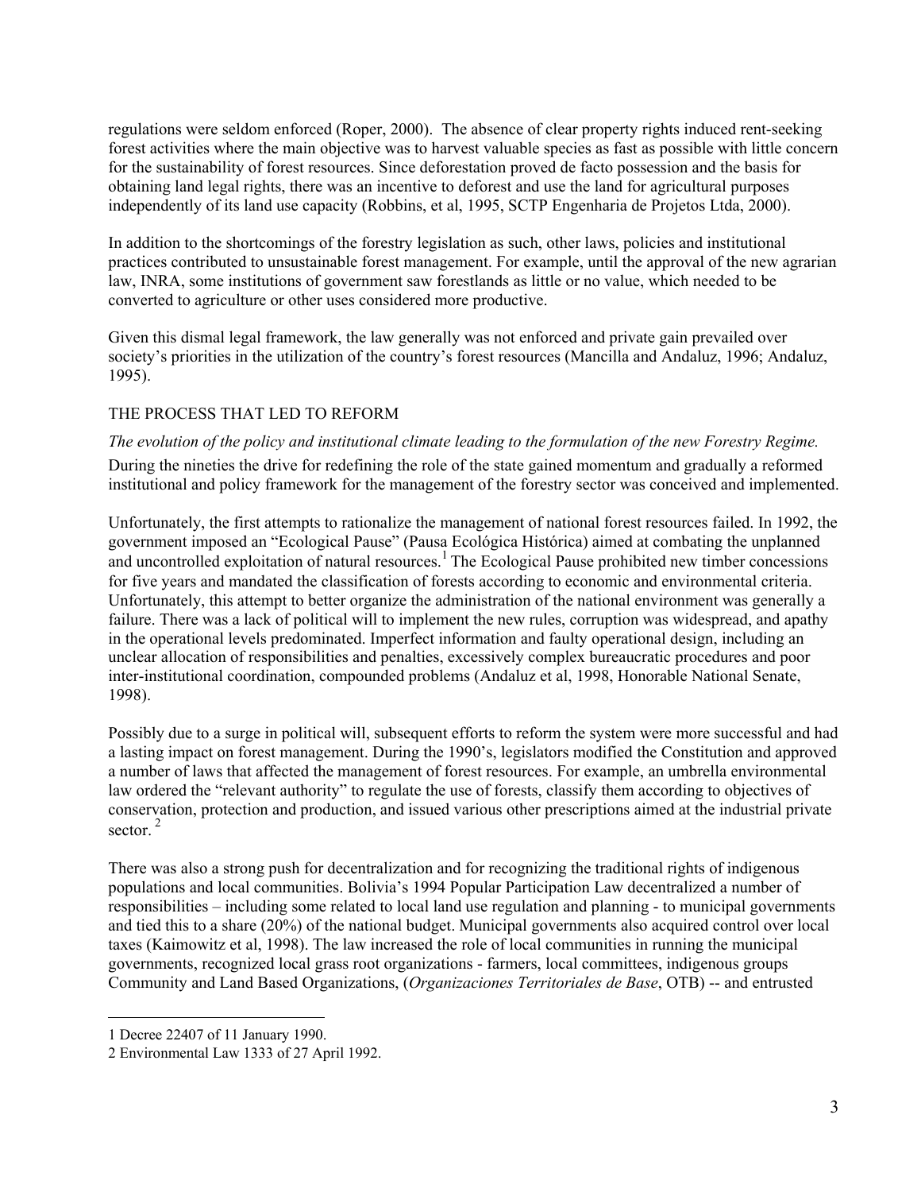regulations were seldom enforced (Roper, 2000). The absence of clear property rights induced rent-seeking forest activities where the main objective was to harvest valuable species as fast as possible with little concern for the sustainability of forest resources. Since deforestation proved de facto possession and the basis for obtaining land legal rights, there was an incentive to deforest and use the land for agricultural purposes independently of its land use capacity (Robbins, et al, 1995, SCTP Engenharia de Projetos Ltda, 2000).

In addition to the shortcomings of the forestry legislation as such, other laws, policies and institutional practices contributed to unsustainable forest management. For example, until the approval of the new agrarian law, INRA, some institutions of government saw forestlands as little or no value, which needed to be converted to agriculture or other uses considered more productive.

Given this dismal legal framework, the law generally was not enforced and private gain prevailed over society's priorities in the utilization of the country's forest resources (Mancilla and Andaluz, 1996; Andaluz, 1995).

## THE PROCESS THAT LED TO REFORM

*The evolution of the policy and institutional climate leading to the formulation of the new Forestry Regime.*

During the nineties the drive for redefining the role of the state gained momentum and gradually a reformed institutional and policy framework for the management of the forestry sector was conceived and implemented.

Unfortunately, the first attempts to rationalize the management of national forest resources failed. In 1992, the government imposed an "Ecological Pause" (Pausa Ecológica Histórica) aimed at combating the unplanned and uncontrolled exploitation of natural resources.[1] The Ecological Pause prohibited new timber concessions for five years and mandated the classification of forests according to economic and environmental criteria. Unfortunately, this attempt to better organize the administration of the national environment was generally a failure. There was a lack of political will to implement the new rules, corruption was widespread, and apathy in the operational levels predominated. Imperfect information and faulty operational design, including an unclear allocation of responsibilities and penalties, excessively complex bureaucratic procedures and poor inter-institutional coordination, compounded problems (Andaluz et al, 1998, Honorable National Senate, 1998).

Possibly due to a surge in political will, subsequent efforts to reform the system were more successful and had a lasting impact on forest management. During the 1990's, legislators modified the Constitution and approved a number of laws that affected the management of forest resources. For example, an umbrella environmental law ordered the "relevant authority" to regulate the use of forests, classify them according to objectives of conservation, protection and production, and issued various other prescriptions aimed at the industrial private sector.[2]

There was also a strong push for decentralization and for recognizing the traditional rights of indigenous populations and local communities. Bolivia's 1994 Popular Participation Law decentralized a number of responsibilities – including some related to local land use regulation and planning - to municipal governments and tied this to a share (20%) of the national budget. Municipal governments also acquired control over local taxes (Kaimowitz et al, 1998). The law increased the role of local communities in running the municipal governments, recognized local grass root organizations - farmers, local committees, indigenous groups Community and Land Based Organizations, (*Organizaciones Territoriales de Base*, OTB) -- and entrusted

---

1 Decree 22407 of 11 January 1990.

2 Environmental Law 1333 of 27 April 1992.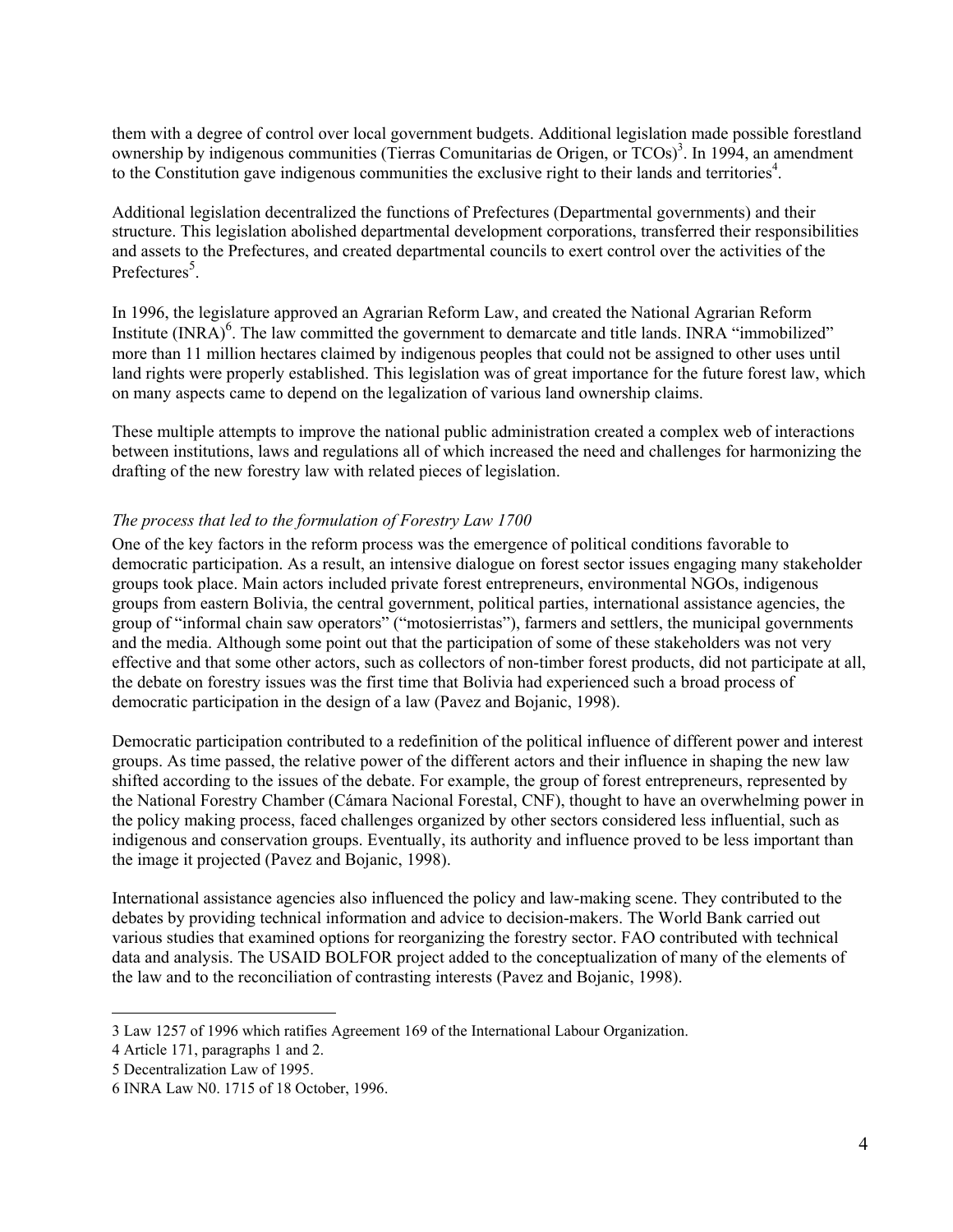them with a degree of control over local government budgets. Additional legislation made possible forestland ownership by indigenous communities (Tierras Comunitarias de Origen, or TCOs)[3]. In 1994, an amendment to the Constitution gave indigenous communities the exclusive right to their lands and territories[4].

Additional legislation decentralized the functions of Prefectures (Departmental governments) and their structure. This legislation abolished departmental development corporations, transferred their responsibilities and assets to the Prefectures, and created departmental councils to exert control over the activities of the Prefectures[5].

In 1996, the legislature approved an Agrarian Reform Law, and created the National Agrarian Reform Institute (INRA)[6]. The law committed the government to demarcate and title lands. INRA "immobilized" more than 11 million hectares claimed by indigenous peoples that could not be assigned to other uses until land rights were properly established. This legislation was of great importance for the future forest law, which on many aspects came to depend on the legalization of various land ownership claims.

These multiple attempts to improve the national public administration created a complex web of interactions between institutions, laws and regulations all of which increased the need and challenges for harmonizing the drafting of the new forestry law with related pieces of legislation.

*The process that led to the formulation of Forestry Law 1700*

One of the key factors in the reform process was the emergence of political conditions favorable to democratic participation. As a result, an intensive dialogue on forest sector issues engaging many stakeholder groups took place. Main actors included private forest entrepreneurs, environmental NGOs, indigenous groups from eastern Bolivia, the central government, political parties, international assistance agencies, the group of "informal chain saw operators" ("motosierristas"), farmers and settlers, the municipal governments and the media. Although some point out that the participation of some of these stakeholders was not very effective and that some other actors, such as collectors of non-timber forest products, did not participate at all, the debate on forestry issues was the first time that Bolivia had experienced such a broad process of democratic participation in the design of a law (Pavez and Bojanic, 1998).

Democratic participation contributed to a redefinition of the political influence of different power and interest groups. As time passed, the relative power of the different actors and their influence in shaping the new law shifted according to the issues of the debate. For example, the group of forest entrepreneurs, represented by the National Forestry Chamber (Cámara Nacional Forestal, CNF), thought to have an overwhelming power in the policy making process, faced challenges organized by other sectors considered less influential, such as indigenous and conservation groups. Eventually, its authority and influence proved to be less important than the image it projected (Pavez and Bojanic, 1998).

International assistance agencies also influenced the policy and law-making scene. They contributed to the debates by providing technical information and advice to decision-makers. The World Bank carried out various studies that examined options for reorganizing the forestry sector. FAO contributed with technical data and analysis. The USAID BOLFOR project added to the conceptualization of many of the elements of the law and to the reconciliation of contrasting interests (Pavez and Bojanic, 1998).

---

3 Law 1257 of 1996 which ratifies Agreement 169 of the International Labour Organization.

4 Article 171, paragraphs 1 and 2.

5 Decentralization Law of 1995.

6 INRA Law N0. 1715 of 18 October, 1996.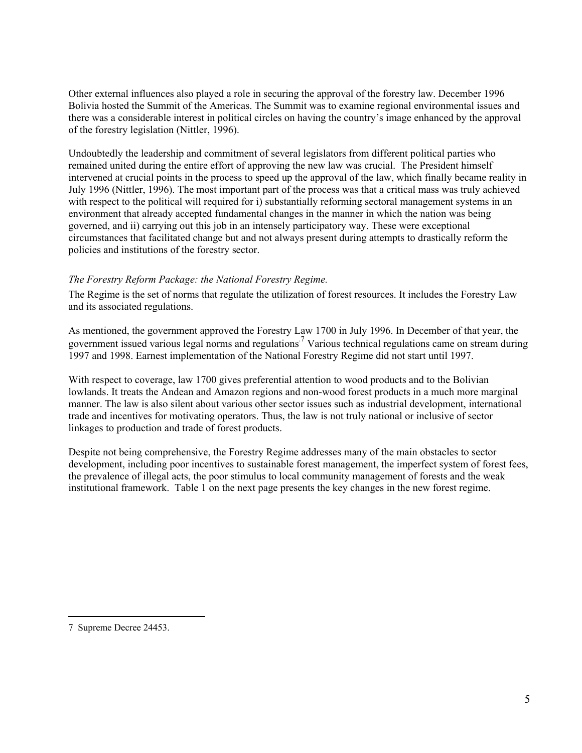Other external influences also played a role in securing the approval of the forestry law. December 1996 Bolivia hosted the Summit of the Americas. The Summit was to examine regional environmental issues and there was a considerable interest in political circles on having the country's image enhanced by the approval of the forestry legislation (Nittler, 1996).

Undoubtedly the leadership and commitment of several legislators from different political parties who remained united during the entire effort of approving the new law was crucial. The President himself intervened at crucial points in the process to speed up the approval of the law, which finally became reality in July 1996 (Nittler, 1996). The most important part of the process was that a critical mass was truly achieved with respect to the political will required for i) substantially reforming sectoral management systems in an environment that already accepted fundamental changes in the manner in which the nation was being governed, and ii) carrying out this job in an intensely participatory way. These were exceptional circumstances that facilitated change but and not always present during attempts to drastically reform the policies and institutions of the forestry sector.

*The Forestry Reform Package: the National Forestry Regime.*

The Regime is the set of norms that regulate the utilization of forest resources. It includes the Forestry Law and its associated regulations.

As mentioned, the government approved the Forestry Law 1700 in July 1996. In December of that year, the government issued various legal norms and regulations.[7] Various technical regulations came on stream during 1997 and 1998. Earnest implementation of the National Forestry Regime did not start until 1997.

With respect to coverage, law 1700 gives preferential attention to wood products and to the Bolivian lowlands. It treats the Andean and Amazon regions and non-wood forest products in a much more marginal manner. The law is also silent about various other sector issues such as industrial development, international trade and incentives for motivating operators. Thus, the law is not truly national or inclusive of sector linkages to production and trade of forest products.

Despite not being comprehensive, the Forestry Regime addresses many of the main obstacles to sector development, including poor incentives to sustainable forest management, the imperfect system of forest fees, the prevalence of illegal acts, the poor stimulus to local community management of forests and the weak institutional framework. Table 1 on the next page presents the key changes in the new forest regime.

7 Supreme Decree 24453.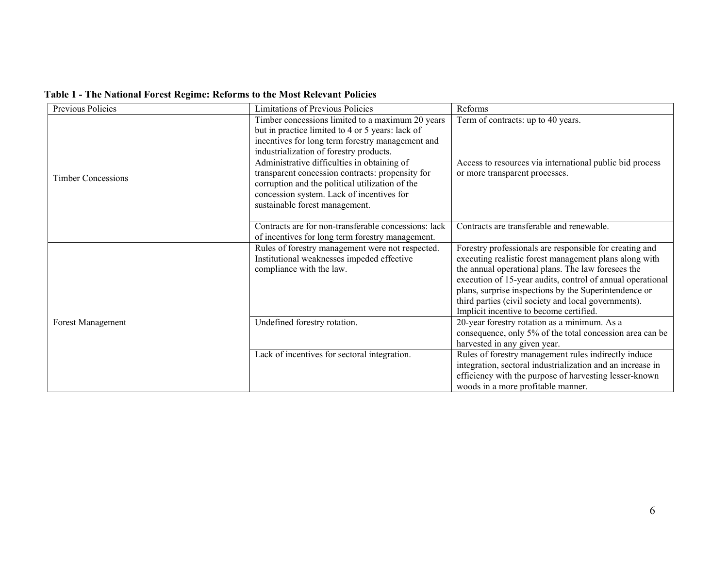**Table 1 - The National Forest Regime: Reforms to the Most Relevant Policies**

| Previous Policies | Limitations of Previous Policies | Reforms |
|---|---|---|
| Timber Concessions | Timber concessions limited to a maximum 20 years but in practice limited to 4 or 5 years: lack of incentives for long term forestry management and industrialization of forestry products. | Term of contracts: up to 40 years. |
| | Administrative difficulties in obtaining of transparent concession contracts: propensity for corruption and the political utilization of the concession system. Lack of incentives for sustainable forest management. | Access to resources via international public bid process or more transparent processes. |
| | Contracts are for non-transferable concessions: lack of incentives for long term forestry management. | Contracts are transferable and renewable. |
| Forest Management | Rules of forestry management were not respected. Institutional weaknesses impeded effective compliance with the law. | Forestry professionals are responsible for creating and executing realistic forest management plans along with the annual operational plans. The law foresees the execution of 15-year audits, control of annual operational plans, surprise inspections by the Superintendence or third parties (civil society and local governments). Implicit incentive to become certified. |
| | Undefined forestry rotation. | 20-year forestry rotation as a minimum. As a consequence, only 5% of the total concession area can be harvested in any given year. |
| | Lack of incentives for sectoral integration. | Rules of forestry management rules indirectly induce integration, sectoral industrialization and an increase in efficiency with the purpose of harvesting lesser-known woods in a more profitable manner. |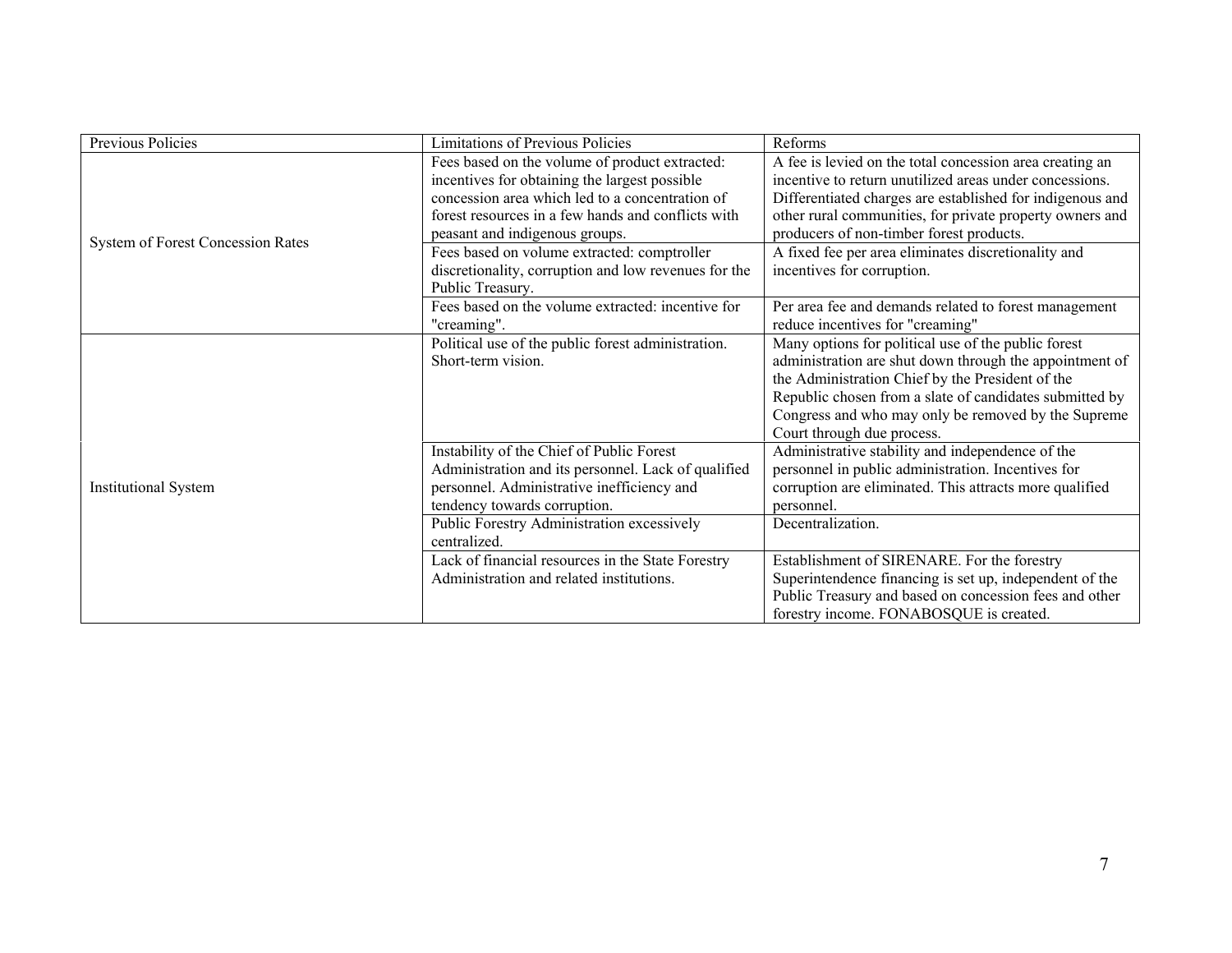| Previous Policies | Limitations of Previous Policies | Reforms |
|---|---|---|
| System of Forest Concession Rates | Fees based on the volume of product extracted: incentives for obtaining the largest possible concession area which led to a concentration of forest resources in a few hands and conflicts with peasant and indigenous groups. | A fee is levied on the total concession area creating an incentive to return unutilized areas under concessions. Differentiated charges are established for indigenous and other rural communities, for private property owners and producers of non-timber forest products. |
| | Fees based on volume extracted: comptroller discretionality, corruption and low revenues for the Public Treasury. | A fixed fee per area eliminates discretionality and incentives for corruption. |
| | Fees based on the volume extracted: incentive for "creaming". | Per area fee and demands related to forest management reduce incentives for "creaming" |
| Institutional System | Political use of the public forest administration. Short-term vision. | Many options for political use of the public forest administration are shut down through the appointment of the Administration Chief by the President of the Republic chosen from a slate of candidates submitted by Congress and who may only be removed by the Supreme Court through due process. |
| | Instability of the Chief of Public Forest Administration and its personnel. Lack of qualified personnel. Administrative inefficiency and tendency towards corruption. | Administrative stability and independence of the personnel in public administration. Incentives for corruption are eliminated. This attracts more qualified personnel. |
| | Public Forestry Administration excessively centralized. | Decentralization. |
| | Lack of financial resources in the State Forestry Administration and related institutions. | Establishment of SIRENARE. For the forestry Superintendence financing is set up, independent of the Public Treasury and based on concession fees and other forestry income. FONABOSQUE is created. |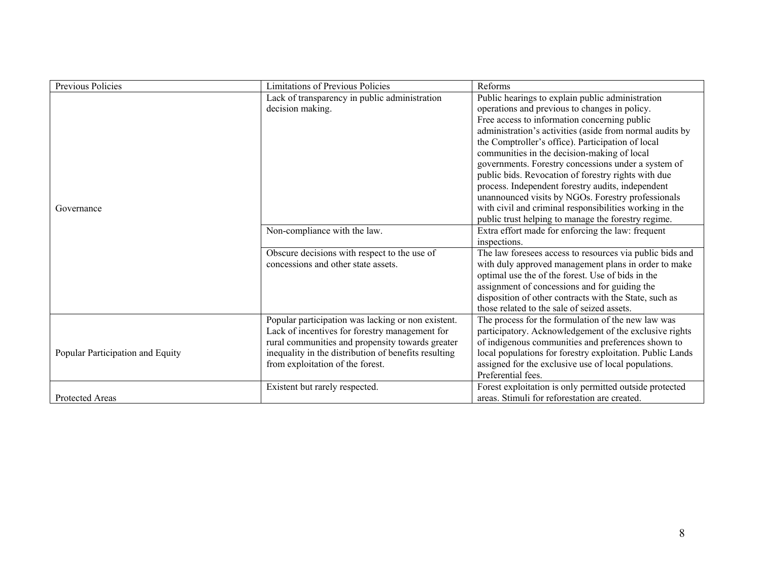| Previous Policies | Limitations of Previous Policies | Reforms |
| --- | --- | --- |
| Governance | Lack of transparency in public administration decision making. | Public hearings to explain public administration operations and previous to changes in policy. Free access to information concerning public administration's activities (aside from normal audits by the Comptroller's office). Participation of local communities in the decision-making of local governments. Forestry concessions under a system of public bids. Revocation of forestry rights with due process. Independent forestry audits, independent unannounced visits by NGOs. Forestry professionals with civil and criminal responsibilities working in the public trust helping to manage the forestry regime. |
| | Non-compliance with the law. | Extra effort made for enforcing the law: frequent inspections. |
| | Obscure decisions with respect to the use of concessions and other state assets. | The law foresees access to resources via public bids and with duly approved management plans in order to make optimal use the of the forest. Use of bids in the assignment of concessions and for guiding the disposition of other contracts with the State, such as those related to the sale of seized assets. |
| Popular Participation and Equity | Popular participation was lacking or non existent. Lack of incentives for forestry management for rural communities and propensity towards greater inequality in the distribution of benefits resulting from exploitation of the forest. | The process for the formulation of the new law was participatory. Acknowledgement of the exclusive rights of indigenous communities and preferences shown to local populations for forestry exploitation. Public Lands assigned for the exclusive use of local populations. Preferential fees. |
| Protected Areas | Existent but rarely respected. | Forest exploitation is only permitted outside protected areas. Stimuli for reforestation are created. |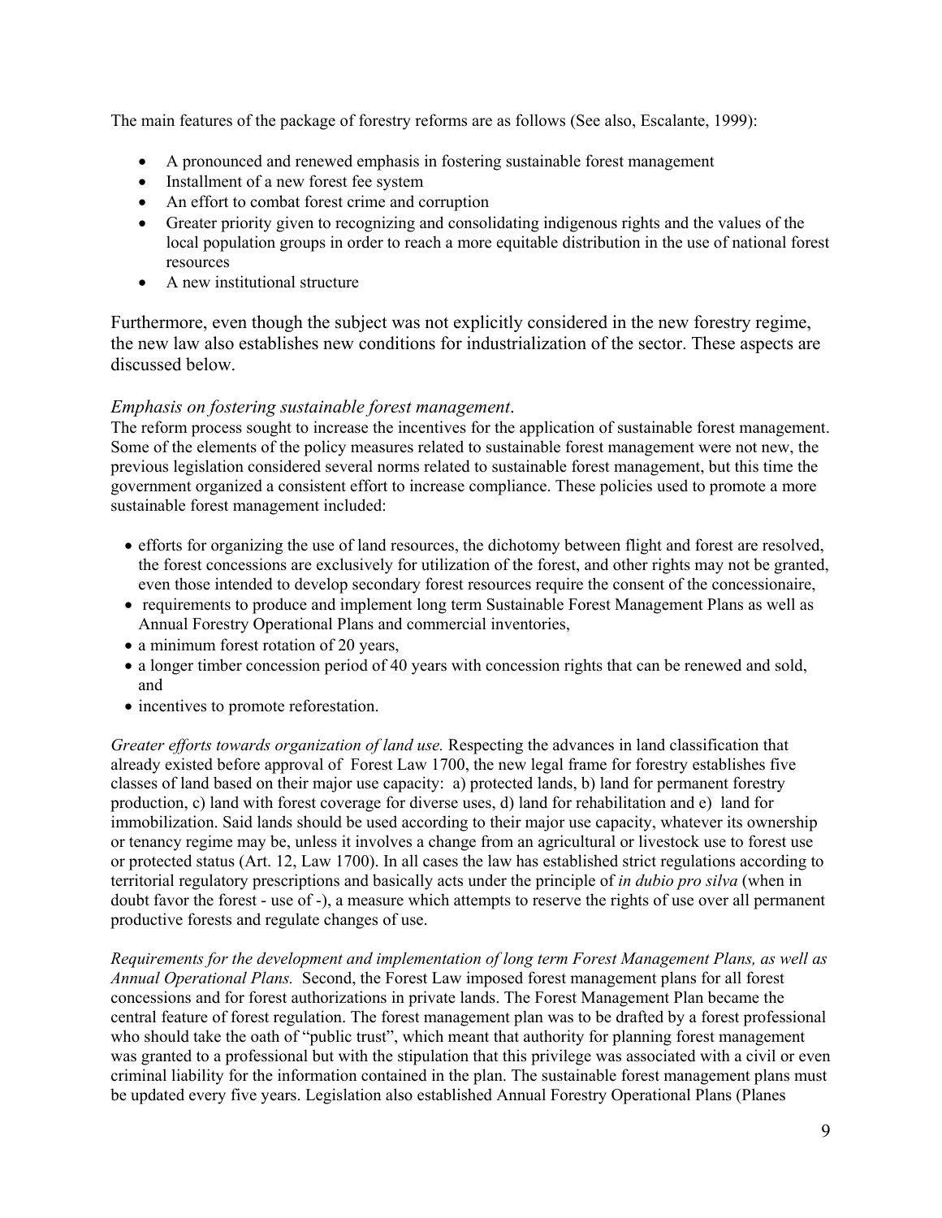The main features of the package of forestry reforms are as follows (See also, Escalante, 1999):

- A pronounced and renewed emphasis in fostering sustainable forest management
- Installment of a new forest fee system
- An effort to combat forest crime and corruption
- Greater priority given to recognizing and consolidating indigenous rights and the values of the local population groups in order to reach a more equitable distribution in the use of national forest resources
- A new institutional structure

Furthermore, even though the subject was not explicitly considered in the new forestry regime, the new law also establishes new conditions for industrialization of the sector. These aspects are discussed below.

### *Emphasis on fostering sustainable forest management*.

The reform process sought to increase the incentives for the application of sustainable forest management. Some of the elements of the policy measures related to sustainable forest management were not new, the previous legislation considered several norms related to sustainable forest management, but this time the government organized a consistent effort to increase compliance. These policies used to promote a more sustainable forest management included:

- efforts for organizing the use of land resources, the dichotomy between flight and forest are resolved, the forest concessions are exclusively for utilization of the forest, and other rights may not be granted, even those intended to develop secondary forest resources require the consent of the concessionaire,
- requirements to produce and implement long term Sustainable Forest Management Plans as well as Annual Forestry Operational Plans and commercial inventories,
- a minimum forest rotation of 20 years,
- a longer timber concession period of 40 years with concession rights that can be renewed and sold, and
- incentives to promote reforestation.

*Greater efforts towards organization of land use.* Respecting the advances in land classification that already existed before approval of Forest Law 1700, the new legal frame for forestry establishes five classes of land based on their major use capacity: a) protected lands, b) land for permanent forestry production, c) land with forest coverage for diverse uses, d) land for rehabilitation and e) land for immobilization. Said lands should be used according to their major use capacity, whatever its ownership or tenancy regime may be, unless it involves a change from an agricultural or livestock use to forest use or protected status (Art. 12, Law 1700). In all cases the law has established strict regulations according to territorial regulatory prescriptions and basically acts under the principle of *in dubio pro silva* (when in doubt favor the forest - use of -), a measure which attempts to reserve the rights of use over all permanent productive forests and regulate changes of use.

*Requirements for the development and implementation of long term Forest Management Plans, as well as Annual Operational Plans.* Second, the Forest Law imposed forest management plans for all forest concessions and for forest authorizations in private lands. The Forest Management Plan became the central feature of forest regulation. The forest management plan was to be drafted by a forest professional who should take the oath of "public trust", which meant that authority for planning forest management was granted to a professional but with the stipulation that this privilege was associated with a civil or even criminal liability for the information contained in the plan. The sustainable forest management plans must be updated every five years. Legislation also established Annual Forestry Operational Plans (Planes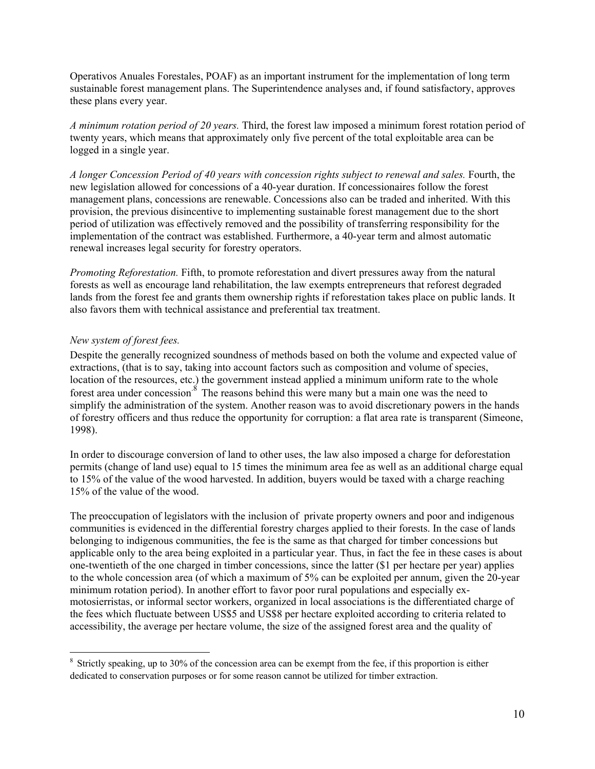Operativos Anuales Forestales, POAF) as an important instrument for the implementation of long term sustainable forest management plans. The Superintendence analyses and, if found satisfactory, approves these plans every year.

*A minimum rotation period of 20 years.* Third, the forest law imposed a minimum forest rotation period of twenty years, which means that approximately only five percent of the total exploitable area can be logged in a single year.

*A longer Concession Period of 40 years with concession rights subject to renewal and sales.* Fourth, the new legislation allowed for concessions of a 40-year duration. If concessionaires follow the forest management plans, concessions are renewable. Concessions also can be traded and inherited. With this provision, the previous disincentive to implementing sustainable forest management due to the short period of utilization was effectively removed and the possibility of transferring responsibility for the implementation of the contract was established. Furthermore, a 40-year term and almost automatic renewal increases legal security for forestry operators.

*Promoting Reforestation.* Fifth, to promote reforestation and divert pressures away from the natural forests as well as encourage land rehabilitation, the law exempts entrepreneurs that reforest degraded lands from the forest fee and grants them ownership rights if reforestation takes place on public lands. It also favors them with technical assistance and preferential tax treatment.

*New system of forest fees.*

Despite the generally recognized soundness of methods based on both the volume and expected value of extractions, (that is to say, taking into account factors such as composition and volume of species, location of the resources, etc.) the government instead applied a minimum uniform rate to the whole forest area under concession.[8] The reasons behind this were many but a main one was the need to simplify the administration of the system. Another reason was to avoid discretionary powers in the hands of forestry officers and thus reduce the opportunity for corruption: a flat area rate is transparent (Simeone, 1998).

In order to discourage conversion of land to other uses, the law also imposed a charge for deforestation permits (change of land use) equal to 15 times the minimum area fee as well as an additional charge equal to 15% of the value of the wood harvested. In addition, buyers would be taxed with a charge reaching 15% of the value of the wood.

The preoccupation of legislators with the inclusion of private property owners and poor and indigenous communities is evidenced in the differential forestry charges applied to their forests. In the case of lands belonging to indigenous communities, the fee is the same as that charged for timber concessions but applicable only to the area being exploited in a particular year. Thus, in fact the fee in these cases is about one-twentieth of the one charged in timber concessions, since the latter ($1 per hectare per year) applies to the whole concession area (of which a maximum of 5% can be exploited per annum, given the 20-year minimum rotation period). In another effort to favor poor rural populations and especially ex-motosierristas, or informal sector workers, organized in local associations is the differentiated charge of the fees which fluctuate between US$5 and US$8 per hectare exploited according to criteria related to accessibility, the average per hectare volume, the size of the assigned forest area and the quality of

[8] Strictly speaking, up to 30% of the concession area can be exempt from the fee, if this proportion is either dedicated to conservation purposes or for some reason cannot be utilized for timber extraction.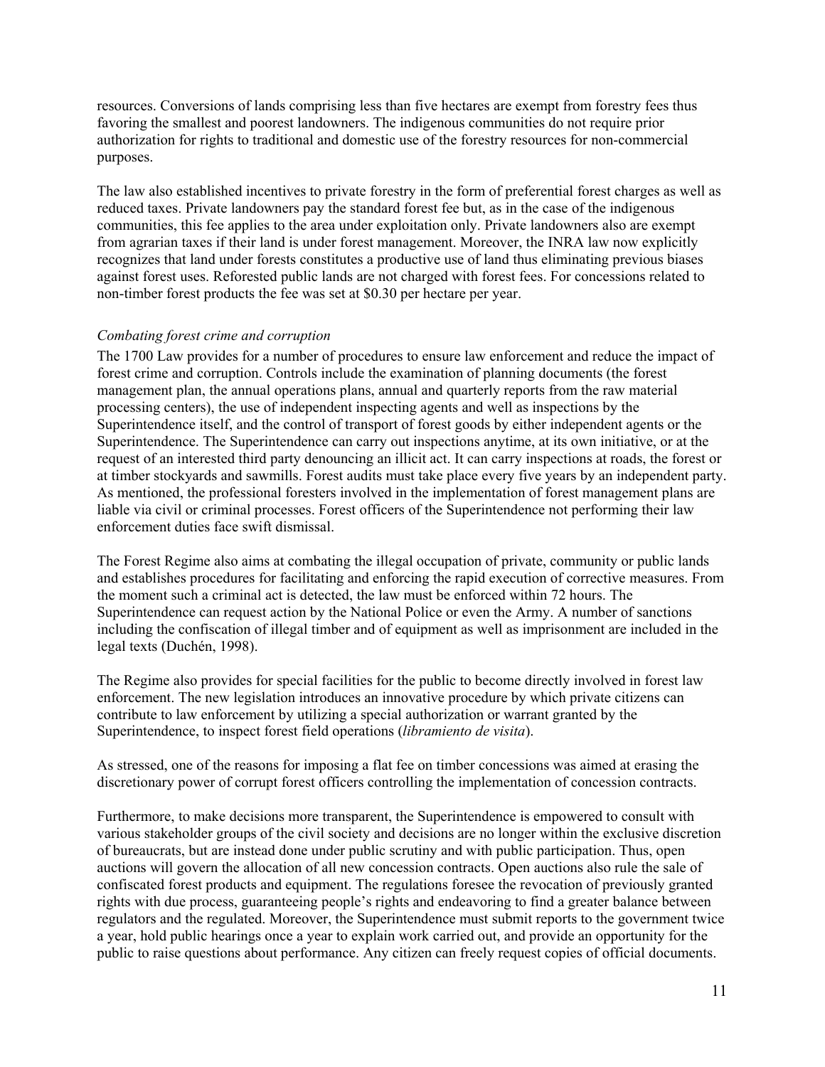resources. Conversions of lands comprising less than five hectares are exempt from forestry fees thus favoring the smallest and poorest landowners. The indigenous communities do not require prior authorization for rights to traditional and domestic use of the forestry resources for non-commercial purposes.

The law also established incentives to private forestry in the form of preferential forest charges as well as reduced taxes. Private landowners pay the standard forest fee but, as in the case of the indigenous communities, this fee applies to the area under exploitation only. Private landowners also are exempt from agrarian taxes if their land is under forest management. Moreover, the INRA law now explicitly recognizes that land under forests constitutes a productive use of land thus eliminating previous biases against forest uses. Reforested public lands are not charged with forest fees. For concessions related to non-timber forest products the fee was set at $0.30 per hectare per year.

*Combating forest crime and corruption*

The 1700 Law provides for a number of procedures to ensure law enforcement and reduce the impact of forest crime and corruption. Controls include the examination of planning documents (the forest management plan, the annual operations plans, annual and quarterly reports from the raw material processing centers), the use of independent inspecting agents and well as inspections by the Superintendence itself, and the control of transport of forest goods by either independent agents or the Superintendence. The Superintendence can carry out inspections anytime, at its own initiative, or at the request of an interested third party denouncing an illicit act. It can carry inspections at roads, the forest or at timber stockyards and sawmills. Forest audits must take place every five years by an independent party. As mentioned, the professional foresters involved in the implementation of forest management plans are liable via civil or criminal processes. Forest officers of the Superintendence not performing their law enforcement duties face swift dismissal.

The Forest Regime also aims at combating the illegal occupation of private, community or public lands and establishes procedures for facilitating and enforcing the rapid execution of corrective measures. From the moment such a criminal act is detected, the law must be enforced within 72 hours. The Superintendence can request action by the National Police or even the Army. A number of sanctions including the confiscation of illegal timber and of equipment as well as imprisonment are included in the legal texts (Duchén, 1998).

The Regime also provides for special facilities for the public to become directly involved in forest law enforcement. The new legislation introduces an innovative procedure by which private citizens can contribute to law enforcement by utilizing a special authorization or warrant granted by the Superintendence, to inspect forest field operations (*libramiento de visita*).

As stressed, one of the reasons for imposing a flat fee on timber concessions was aimed at erasing the discretionary power of corrupt forest officers controlling the implementation of concession contracts.

Furthermore, to make decisions more transparent, the Superintendence is empowered to consult with various stakeholder groups of the civil society and decisions are no longer within the exclusive discretion of bureaucrats, but are instead done under public scrutiny and with public participation. Thus, open auctions will govern the allocation of all new concession contracts. Open auctions also rule the sale of confiscated forest products and equipment. The regulations foresee the revocation of previously granted rights with due process, guaranteeing people's rights and endeavoring to find a greater balance between regulators and the regulated. Moreover, the Superintendence must submit reports to the government twice a year, hold public hearings once a year to explain work carried out, and provide an opportunity for the public to raise questions about performance. Any citizen can freely request copies of official documents.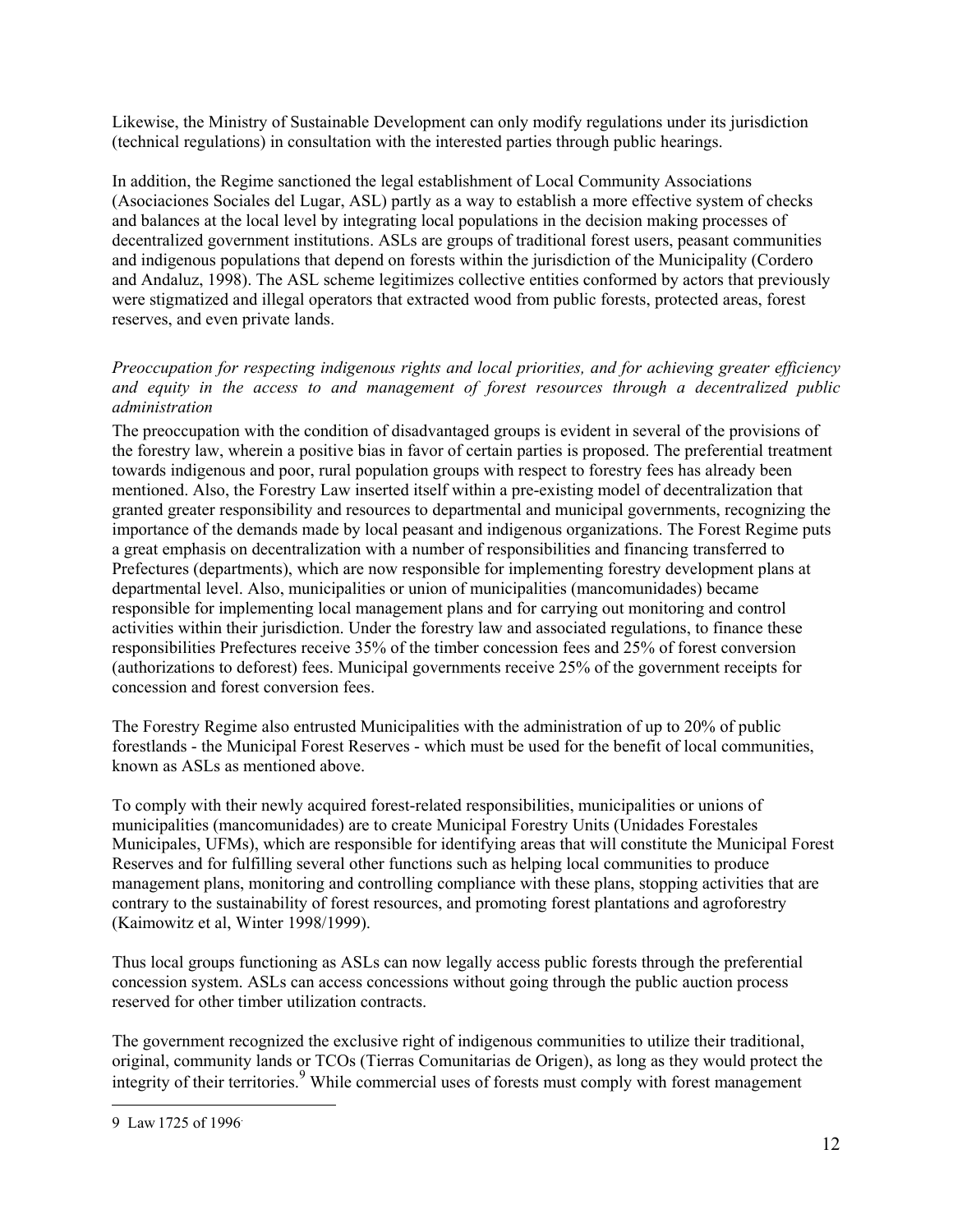Likewise, the Ministry of Sustainable Development can only modify regulations under its jurisdiction (technical regulations) in consultation with the interested parties through public hearings.

In addition, the Regime sanctioned the legal establishment of Local Community Associations (Asociaciones Sociales del Lugar, ASL) partly as a way to establish a more effective system of checks and balances at the local level by integrating local populations in the decision making processes of decentralized government institutions. ASLs are groups of traditional forest users, peasant communities and indigenous populations that depend on forests within the jurisdiction of the Municipality (Cordero and Andaluz, 1998). The ASL scheme legitimizes collective entities conformed by actors that previously were stigmatized and illegal operators that extracted wood from public forests, protected areas, forest reserves, and even private lands.

*Preoccupation for respecting indigenous rights and local priorities, and for achieving greater efficiency and equity in the access to and management of forest resources through a decentralized public administration*

The preoccupation with the condition of disadvantaged groups is evident in several of the provisions of the forestry law, wherein a positive bias in favor of certain parties is proposed. The preferential treatment towards indigenous and poor, rural population groups with respect to forestry fees has already been mentioned. Also, the Forestry Law inserted itself within a pre-existing model of decentralization that granted greater responsibility and resources to departmental and municipal governments, recognizing the importance of the demands made by local peasant and indigenous organizations. The Forest Regime puts a great emphasis on decentralization with a number of responsibilities and financing transferred to Prefectures (departments), which are now responsible for implementing forestry development plans at departmental level. Also, municipalities or union of municipalities (mancomunidades) became responsible for implementing local management plans and for carrying out monitoring and control activities within their jurisdiction. Under the forestry law and associated regulations, to finance these responsibilities Prefectures receive 35% of the timber concession fees and 25% of forest conversion (authorizations to deforest) fees. Municipal governments receive 25% of the government receipts for concession and forest conversion fees.

The Forestry Regime also entrusted Municipalities with the administration of up to 20% of public forestlands - the Municipal Forest Reserves - which must be used for the benefit of local communities, known as ASLs as mentioned above.

To comply with their newly acquired forest-related responsibilities, municipalities or unions of municipalities (mancomunidades) are to create Municipal Forestry Units (Unidades Forestales Municipales, UFMs), which are responsible for identifying areas that will constitute the Municipal Forest Reserves and for fulfilling several other functions such as helping local communities to produce management plans, monitoring and controlling compliance with these plans, stopping activities that are contrary to the sustainability of forest resources, and promoting forest plantations and agroforestry (Kaimowitz et al, Winter 1998/1999).

Thus local groups functioning as ASLs can now legally access public forests through the preferential concession system. ASLs can access concessions without going through the public auction process reserved for other timber utilization contracts.

The government recognized the exclusive right of indigenous communities to utilize their traditional, original, community lands or TCOs (Tierras Comunitarias de Origen), as long as they would protect the integrity of their territories.[9] While commercial uses of forests must comply with forest management

9 Law 1725 of 1996.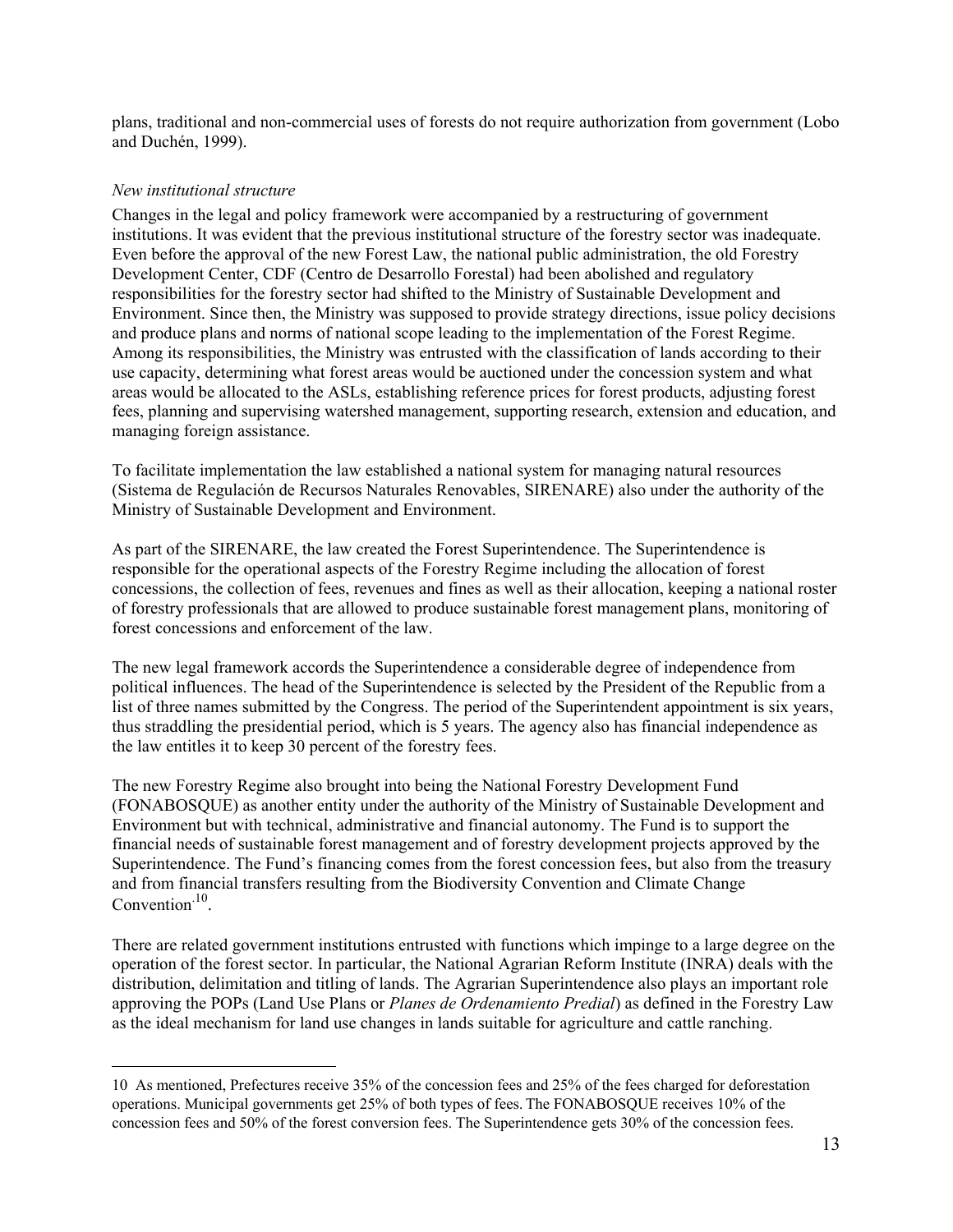plans, traditional and non-commercial uses of forests do not require authorization from government (Lobo and Duchén, 1999).

*New institutional structure*

Changes in the legal and policy framework were accompanied by a restructuring of government institutions. It was evident that the previous institutional structure of the forestry sector was inadequate. Even before the approval of the new Forest Law, the national public administration, the old Forestry Development Center, CDF (Centro de Desarrollo Forestal) had been abolished and regulatory responsibilities for the forestry sector had shifted to the Ministry of Sustainable Development and Environment. Since then, the Ministry was supposed to provide strategy directions, issue policy decisions and produce plans and norms of national scope leading to the implementation of the Forest Regime. Among its responsibilities, the Ministry was entrusted with the classification of lands according to their use capacity, determining what forest areas would be auctioned under the concession system and what areas would be allocated to the ASLs, establishing reference prices for forest products, adjusting forest fees, planning and supervising watershed management, supporting research, extension and education, and managing foreign assistance.

To facilitate implementation the law established a national system for managing natural resources (Sistema de Regulación de Recursos Naturales Renovables, SIRENARE) also under the authority of the Ministry of Sustainable Development and Environment.

As part of the SIRENARE, the law created the Forest Superintendence. The Superintendence is responsible for the operational aspects of the Forestry Regime including the allocation of forest concessions, the collection of fees, revenues and fines as well as their allocation, keeping a national roster of forestry professionals that are allowed to produce sustainable forest management plans, monitoring of forest concessions and enforcement of the law.

The new legal framework accords the Superintendence a considerable degree of independence from political influences. The head of the Superintendence is selected by the President of the Republic from a list of three names submitted by the Congress. The period of the Superintendent appointment is six years, thus straddling the presidential period, which is 5 years. The agency also has financial independence as the law entitles it to keep 30 percent of the forestry fees.

The new Forestry Regime also brought into being the National Forestry Development Fund (FONABOSQUE) as another entity under the authority of the Ministry of Sustainable Development and Environment but with technical, administrative and financial autonomy. The Fund is to support the financial needs of sustainable forest management and of forestry development projects approved by the Superintendence. The Fund's financing comes from the forest concession fees, but also from the treasury and from financial transfers resulting from the Biodiversity Convention and Climate Change Convention[10].

There are related government institutions entrusted with functions which impinge to a large degree on the operation of the forest sector. In particular, the National Agrarian Reform Institute (INRA) deals with the distribution, delimitation and titling of lands. The Agrarian Superintendence also plays an important role approving the POPs (Land Use Plans or *Planes de Ordenamiento Predial*) as defined in the Forestry Law as the ideal mechanism for land use changes in lands suitable for agriculture and cattle ranching.

---

10 As mentioned, Prefectures receive 35% of the concession fees and 25% of the fees charged for deforestation operations. Municipal governments get 25% of both types of fees. The FONABOSQUE receives 10% of the concession fees and 50% of the forest conversion fees. The Superintendence gets 30% of the concession fees.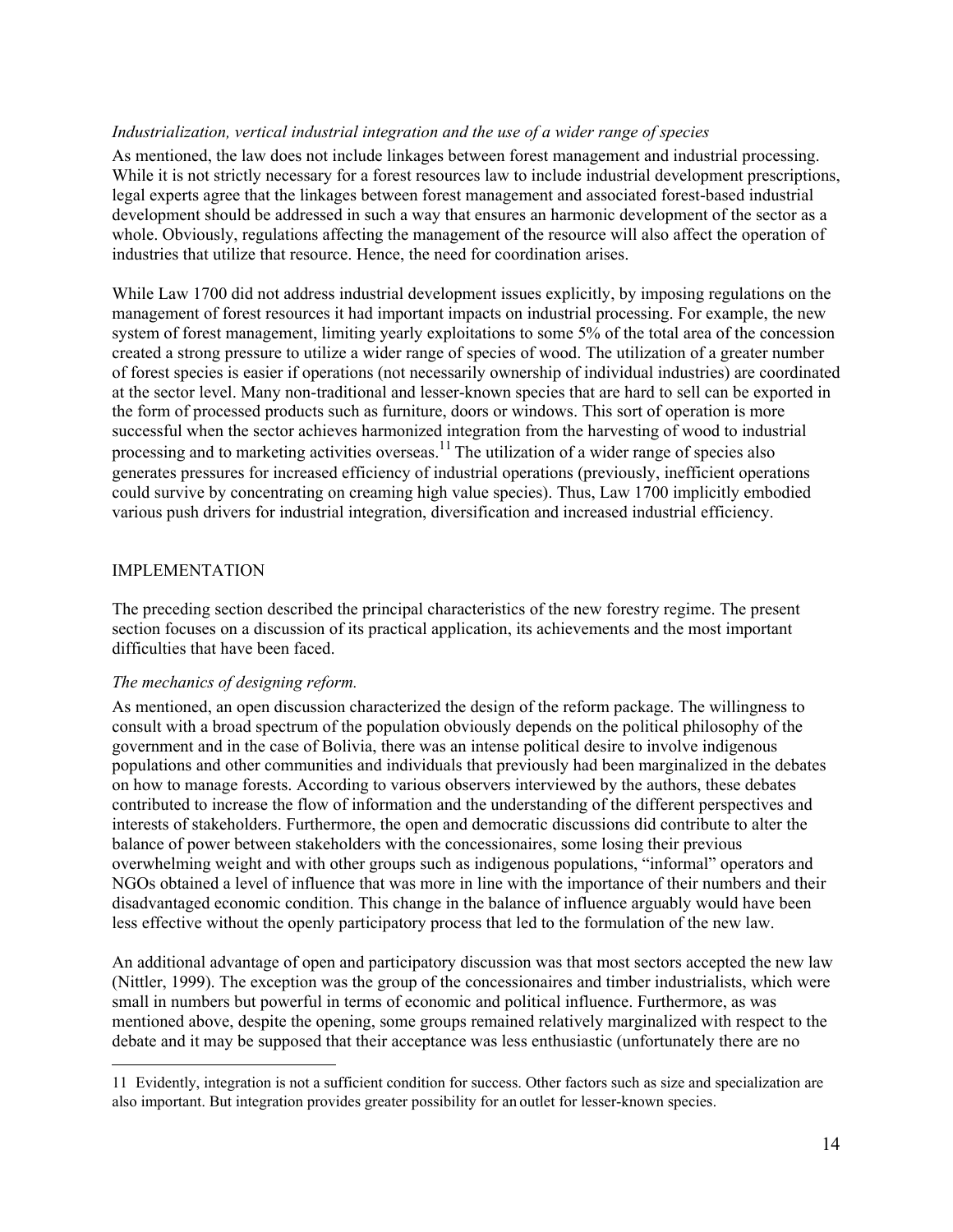### *Industrialization, vertical industrial integration and the use of a wider range of species*

As mentioned, the law does not include linkages between forest management and industrial processing. While it is not strictly necessary for a forest resources law to include industrial development prescriptions, legal experts agree that the linkages between forest management and associated forest-based industrial development should be addressed in such a way that ensures an harmonic development of the sector as a whole. Obviously, regulations affecting the management of the resource will also affect the operation of industries that utilize that resource. Hence, the need for coordination arises.

While Law 1700 did not address industrial development issues explicitly, by imposing regulations on the management of forest resources it had important impacts on industrial processing. For example, the new system of forest management, limiting yearly exploitations to some 5% of the total area of the concession created a strong pressure to utilize a wider range of species of wood. The utilization of a greater number of forest species is easier if operations (not necessarily ownership of individual industries) are coordinated at the sector level. Many non-traditional and lesser-known species that are hard to sell can be exported in the form of processed products such as furniture, doors or windows. This sort of operation is more successful when the sector achieves harmonized integration from the harvesting of wood to industrial processing and to marketing activities overseas.[11] The utilization of a wider range of species also generates pressures for increased efficiency of industrial operations (previously, inefficient operations could survive by concentrating on creaming high value species). Thus, Law 1700 implicitly embodied various push drivers for industrial integration, diversification and increased industrial efficiency.

## IMPLEMENTATION

The preceding section described the principal characteristics of the new forestry regime. The present section focuses on a discussion of its practical application, its achievements and the most important difficulties that have been faced.

### *The mechanics of designing reform.*

As mentioned, an open discussion characterized the design of the reform package. The willingness to consult with a broad spectrum of the population obviously depends on the political philosophy of the government and in the case of Bolivia, there was an intense political desire to involve indigenous populations and other communities and individuals that previously had been marginalized in the debates on how to manage forests. According to various observers interviewed by the authors, these debates contributed to increase the flow of information and the understanding of the different perspectives and interests of stakeholders. Furthermore, the open and democratic discussions did contribute to alter the balance of power between stakeholders with the concessionaires, some losing their previous overwhelming weight and with other groups such as indigenous populations, "informal" operators and NGOs obtained a level of influence that was more in line with the importance of their numbers and their disadvantaged economic condition. This change in the balance of influence arguably would have been less effective without the openly participatory process that led to the formulation of the new law.

An additional advantage of open and participatory discussion was that most sectors accepted the new law (Nittler, 1999). The exception was the group of the concessionaires and timber industrialists, which were small in numbers but powerful in terms of economic and political influence. Furthermore, as was mentioned above, despite the opening, some groups remained relatively marginalized with respect to the debate and it may be supposed that their acceptance was less enthusiastic (unfortunately there are no

---

11 Evidently, integration is not a sufficient condition for success. Other factors such as size and specialization are also important. But integration provides greater possibility for an outlet for lesser-known species.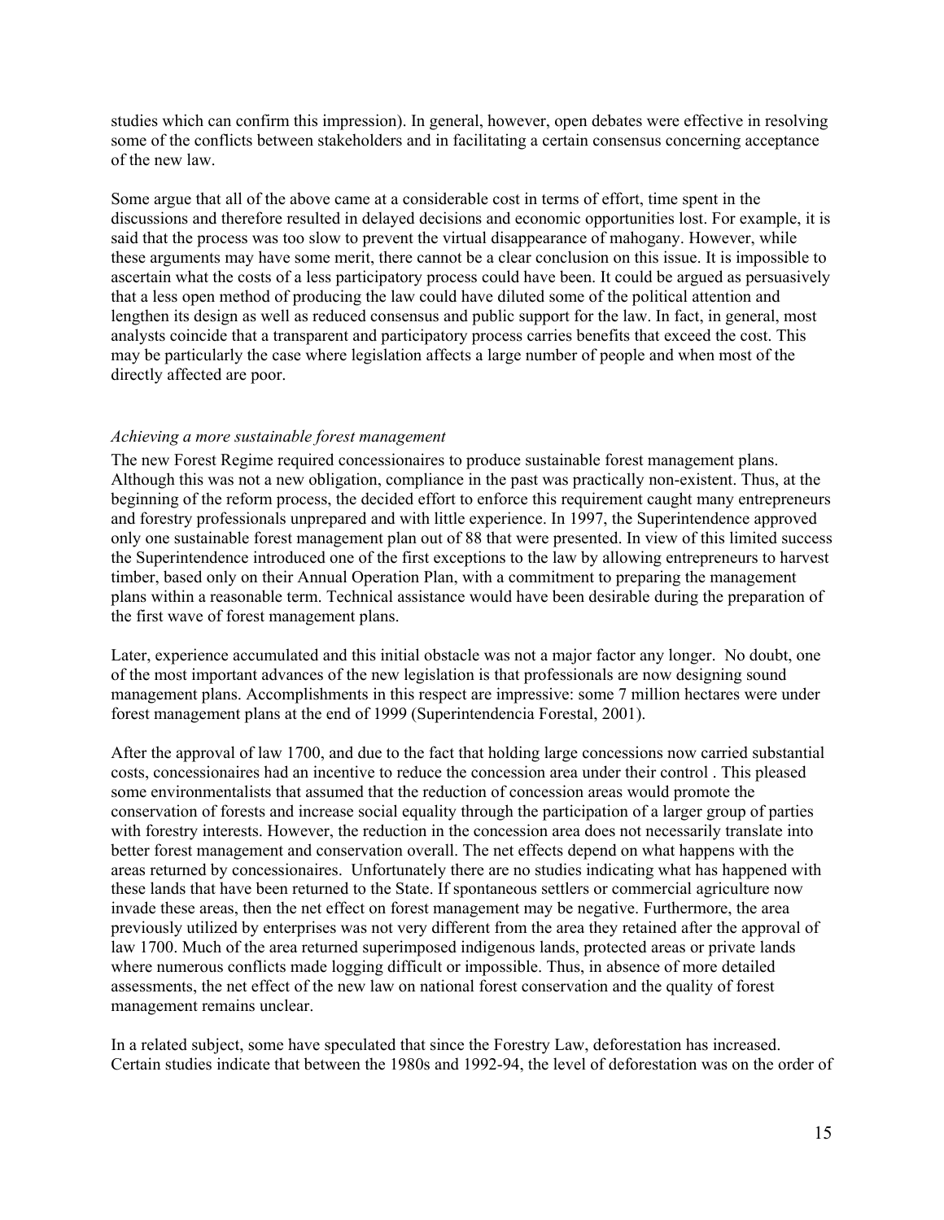studies which can confirm this impression). In general, however, open debates were effective in resolving some of the conflicts between stakeholders and in facilitating a certain consensus concerning acceptance of the new law.

Some argue that all of the above came at a considerable cost in terms of effort, time spent in the discussions and therefore resulted in delayed decisions and economic opportunities lost. For example, it is said that the process was too slow to prevent the virtual disappearance of mahogany. However, while these arguments may have some merit, there cannot be a clear conclusion on this issue. It is impossible to ascertain what the costs of a less participatory process could have been. It could be argued as persuasively that a less open method of producing the law could have diluted some of the political attention and lengthen its design as well as reduced consensus and public support for the law. In fact, in general, most analysts coincide that a transparent and participatory process carries benefits that exceed the cost. This may be particularly the case where legislation affects a large number of people and when most of the directly affected are poor.

*Achieving a more sustainable forest management*

The new Forest Regime required concessionaires to produce sustainable forest management plans. Although this was not a new obligation, compliance in the past was practically non-existent. Thus, at the beginning of the reform process, the decided effort to enforce this requirement caught many entrepreneurs and forestry professionals unprepared and with little experience. In 1997, the Superintendence approved only one sustainable forest management plan out of 88 that were presented. In view of this limited success the Superintendence introduced one of the first exceptions to the law by allowing entrepreneurs to harvest timber, based only on their Annual Operation Plan, with a commitment to preparing the management plans within a reasonable term. Technical assistance would have been desirable during the preparation of the first wave of forest management plans.

Later, experience accumulated and this initial obstacle was not a major factor any longer. No doubt, one of the most important advances of the new legislation is that professionals are now designing sound management plans. Accomplishments in this respect are impressive: some 7 million hectares were under forest management plans at the end of 1999 (Superintendencia Forestal, 2001).

After the approval of law 1700, and due to the fact that holding large concessions now carried substantial costs, concessionaires had an incentive to reduce the concession area under their control . This pleased some environmentalists that assumed that the reduction of concession areas would promote the conservation of forests and increase social equality through the participation of a larger group of parties with forestry interests. However, the reduction in the concession area does not necessarily translate into better forest management and conservation overall. The net effects depend on what happens with the areas returned by concessionaires. Unfortunately there are no studies indicating what has happened with these lands that have been returned to the State. If spontaneous settlers or commercial agriculture now invade these areas, then the net effect on forest management may be negative. Furthermore, the area previously utilized by enterprises was not very different from the area they retained after the approval of law 1700. Much of the area returned superimposed indigenous lands, protected areas or private lands where numerous conflicts made logging difficult or impossible. Thus, in absence of more detailed assessments, the net effect of the new law on national forest conservation and the quality of forest management remains unclear.

In a related subject, some have speculated that since the Forestry Law, deforestation has increased. Certain studies indicate that between the 1980s and 1992-94, the level of deforestation was on the order of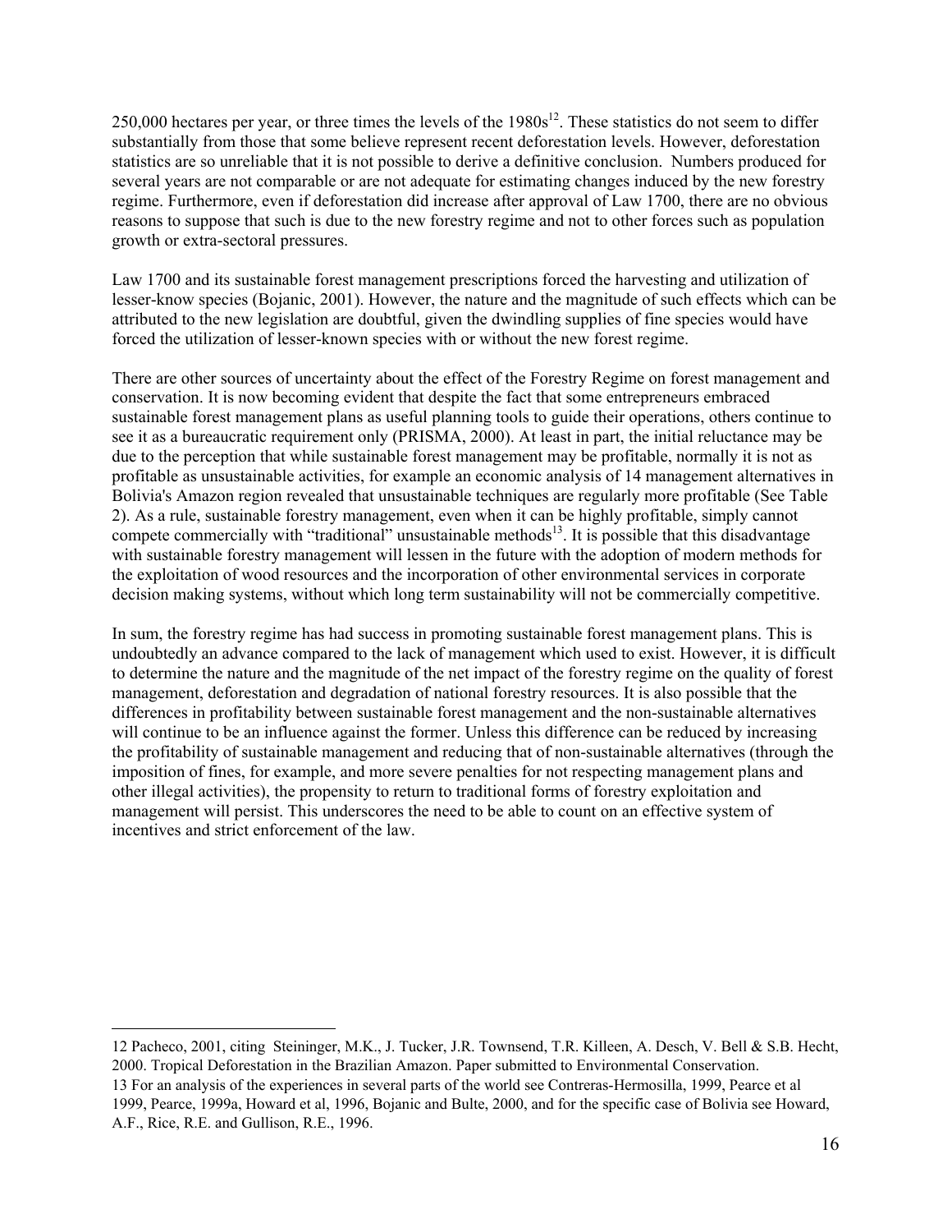250,000 hectares per year, or three times the levels of the 1980s[12]. These statistics do not seem to differ substantially from those that some believe represent recent deforestation levels. However, deforestation statistics are so unreliable that it is not possible to derive a definitive conclusion. Numbers produced for several years are not comparable or are not adequate for estimating changes induced by the new forestry regime. Furthermore, even if deforestation did increase after approval of Law 1700, there are no obvious reasons to suppose that such is due to the new forestry regime and not to other forces such as population growth or extra-sectoral pressures.

Law 1700 and its sustainable forest management prescriptions forced the harvesting and utilization of lesser-know species (Bojanic, 2001). However, the nature and the magnitude of such effects which can be attributed to the new legislation are doubtful, given the dwindling supplies of fine species would have forced the utilization of lesser-known species with or without the new forest regime.

There are other sources of uncertainty about the effect of the Forestry Regime on forest management and conservation. It is now becoming evident that despite the fact that some entrepreneurs embraced sustainable forest management plans as useful planning tools to guide their operations, others continue to see it as a bureaucratic requirement only (PRISMA, 2000). At least in part, the initial reluctance may be due to the perception that while sustainable forest management may be profitable, normally it is not as profitable as unsustainable activities, for example an economic analysis of 14 management alternatives in Bolivia's Amazon region revealed that unsustainable techniques are regularly more profitable (See Table 2). As a rule, sustainable forestry management, even when it can be highly profitable, simply cannot compete commercially with "traditional" unsustainable methods[13]. It is possible that this disadvantage with sustainable forestry management will lessen in the future with the adoption of modern methods for the exploitation of wood resources and the incorporation of other environmental services in corporate decision making systems, without which long term sustainability will not be commercially competitive.

In sum, the forestry regime has had success in promoting sustainable forest management plans. This is undoubtedly an advance compared to the lack of management which used to exist. However, it is difficult to determine the nature and the magnitude of the net impact of the forestry regime on the quality of forest management, deforestation and degradation of national forestry resources. It is also possible that the differences in profitability between sustainable forest management and the non-sustainable alternatives will continue to be an influence against the former. Unless this difference can be reduced by increasing the profitability of sustainable management and reducing that of non-sustainable alternatives (through the imposition of fines, for example, and more severe penalties for not respecting management plans and other illegal activities), the propensity to return to traditional forms of forestry exploitation and management will persist. This underscores the need to be able to count on an effective system of incentives and strict enforcement of the law.

12 Pacheco, 2001, citing Steininger, M.K., J. Tucker, J.R. Townsend, T.R. Killeen, A. Desch, V. Bell & S.B. Hecht, 2000. Tropical Deforestation in the Brazilian Amazon. Paper submitted to Environmental Conservation.

13 For an analysis of the experiences in several parts of the world see Contreras-Hermosilla, 1999, Pearce et al 1999, Pearce, 1999a, Howard et al, 1996, Bojanic and Bulte, 2000, and for the specific case of Bolivia see Howard, A.F., Rice, R.E. and Gullison, R.E., 1996.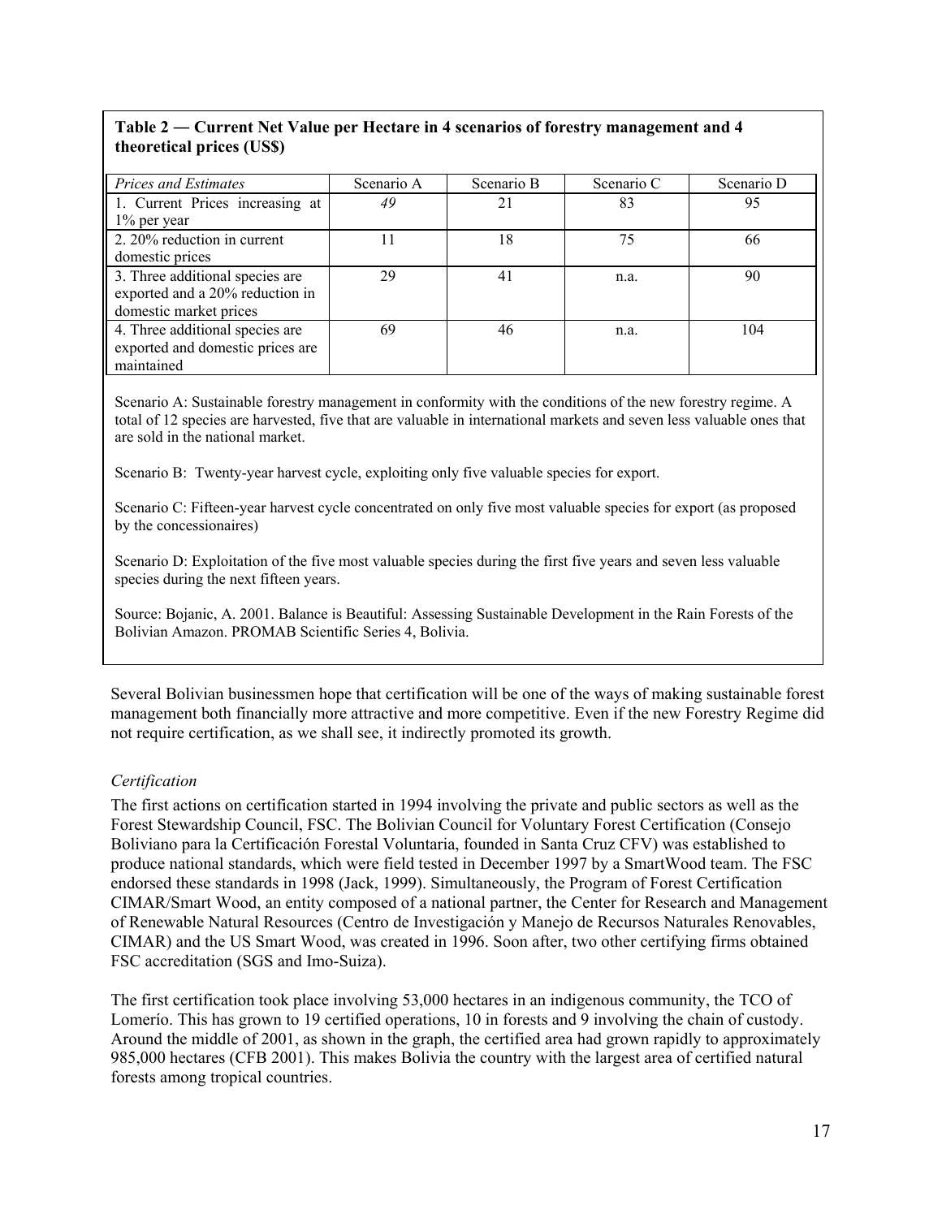**Table 2 — Current Net Value per Hectare in 4 scenarios of forestry management and 4 theoretical prices (US$)**

| *Prices and Estimates* | Scenario A | Scenario B | Scenario C | Scenario D |
|---|---|---|---|---|
| 1. Current Prices increasing at 1% per year | *49* | 21 | 83 | 95 |
| 2. 20% reduction in current domestic prices | 11 | 18 | 75 | 66 |
| 3. Three additional species are exported and a 20% reduction in domestic market prices | 29 | 41 | n.a. | 90 |
| 4. Three additional species are exported and domestic prices are maintained | 69 | 46 | n.a. | 104 |

Scenario A: Sustainable forestry management in conformity with the conditions of the new forestry regime. A total of 12 species are harvested, five that are valuable in international markets and seven less valuable ones that are sold in the national market.

Scenario B: Twenty-year harvest cycle, exploiting only five valuable species for export.

Scenario C: Fifteen-year harvest cycle concentrated on only five most valuable species for export (as proposed by the concessionaires)

Scenario D: Exploitation of the five most valuable species during the first five years and seven less valuable species during the next fifteen years.

Source: Bojanic, A. 2001. Balance is Beautiful: Assessing Sustainable Development in the Rain Forests of the Bolivian Amazon. PROMAB Scientific Series 4, Bolivia.

Several Bolivian businessmen hope that certification will be one of the ways of making sustainable forest management both financially more attractive and more competitive. Even if the new Forestry Regime did not require certification, as we shall see, it indirectly promoted its growth.

*Certification*

The first actions on certification started in 1994 involving the private and public sectors as well as the Forest Stewardship Council, FSC. The Bolivian Council for Voluntary Forest Certification (Consejo Boliviano para la Certificación Forestal Voluntaria, founded in Santa Cruz CFV) was established to produce national standards, which were field tested in December 1997 by a SmartWood team. The FSC endorsed these standards in 1998 (Jack, 1999). Simultaneously, the Program of Forest Certification CIMAR/Smart Wood, an entity composed of a national partner, the Center for Research and Management of Renewable Natural Resources (Centro de Investigación y Manejo de Recursos Naturales Renovables, CIMAR) and the US Smart Wood, was created in 1996. Soon after, two other certifying firms obtained FSC accreditation (SGS and Imo-Suiza).

The first certification took place involving 53,000 hectares in an indigenous community, the TCO of Lomerío. This has grown to 19 certified operations, 10 in forests and 9 involving the chain of custody. Around the middle of 2001, as shown in the graph, the certified area had grown rapidly to approximately 985,000 hectares (CFB 2001). This makes Bolivia the country with the largest area of certified natural forests among tropical countries.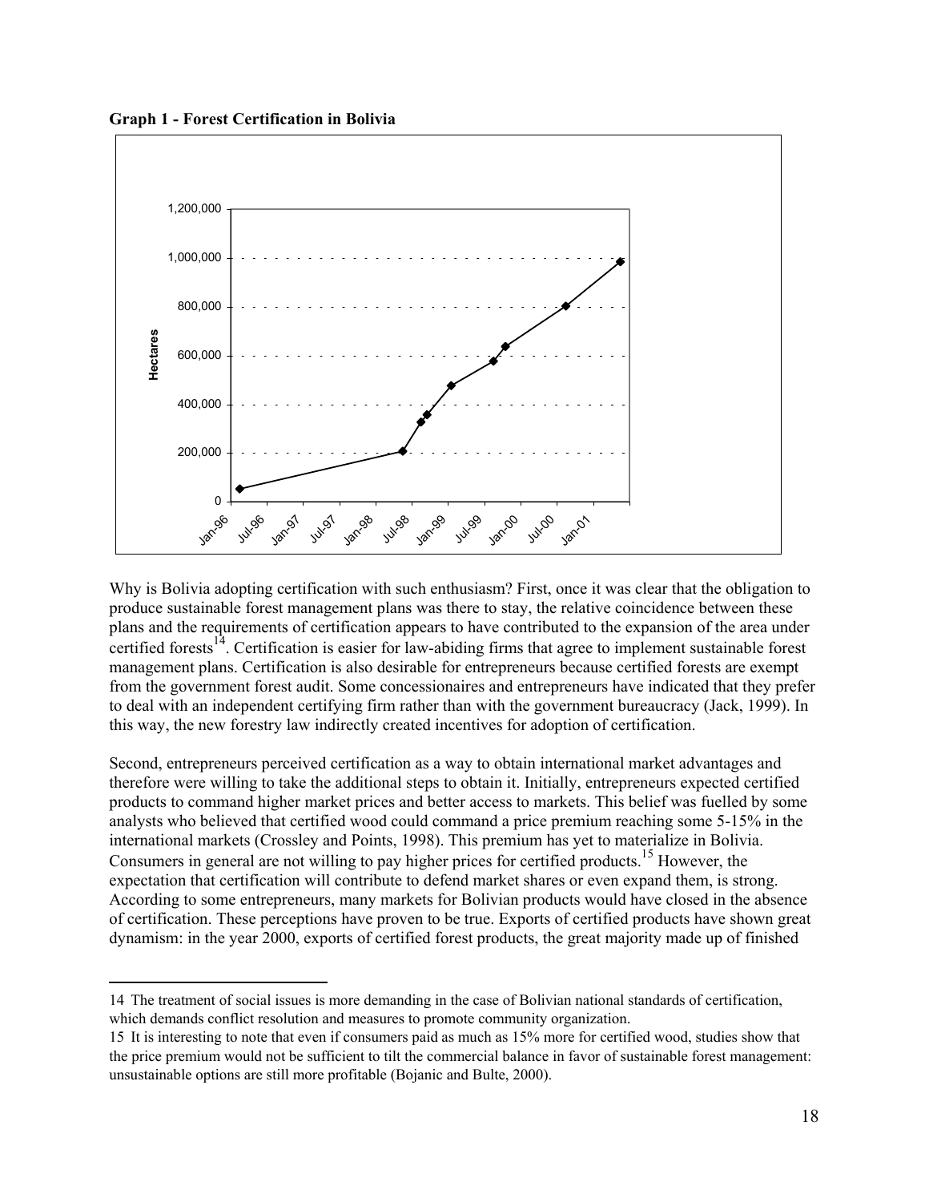**Graph 1 - Forest Certification in Bolivia**

Hectares

1,200,000
1,000,000
800,000
600,000
400,000
200,000
0

Jan-96 Jul-96 Jan-97 Jul-97 Jan-98 Jul-98 Jan-99 Jul-99 Jan-00 Jul-00 Jan-01

Why is Bolivia adopting certification with such enthusiasm? First, once it was clear that the obligation to produce sustainable forest management plans was there to stay, the relative coincidence between these plans and the requirements of certification appears to have contributed to the expansion of the area under certified forests[14]. Certification is easier for law-abiding firms that agree to implement sustainable forest management plans. Certification is also desirable for entrepreneurs because certified forests are exempt from the government forest audit. Some concessionaires and entrepreneurs have indicated that they prefer to deal with an independent certifying firm rather than with the government bureaucracy (Jack, 1999). In this way, the new forestry law indirectly created incentives for adoption of certification.

Second, entrepreneurs perceived certification as a way to obtain international market advantages and therefore were willing to take the additional steps to obtain it. Initially, entrepreneurs expected certified products to command higher market prices and better access to markets. This belief was fuelled by some analysts who believed that certified wood could command a price premium reaching some 5-15% in the international markets (Crossley and Points, 1998). This premium has yet to materialize in Bolivia. Consumers in general are not willing to pay higher prices for certified products.[15] However, the expectation that certification will contribute to defend market shares or even expand them, is strong. According to some entrepreneurs, many markets for Bolivian products would have closed in the absence of certification. These perceptions have proven to be true. Exports of certified products have shown great dynamism: in the year 2000, exports of certified forest products, the great majority made up of finished

---

14 The treatment of social issues is more demanding in the case of Bolivian national standards of certification, which demands conflict resolution and measures to promote community organization.

15 It is interesting to note that even if consumers paid as much as 15% more for certified wood, studies show that the price premium would not be sufficient to tilt the commercial balance in favor of sustainable forest management: unsustainable options are still more profitable (Bojanic and Bulte, 2000).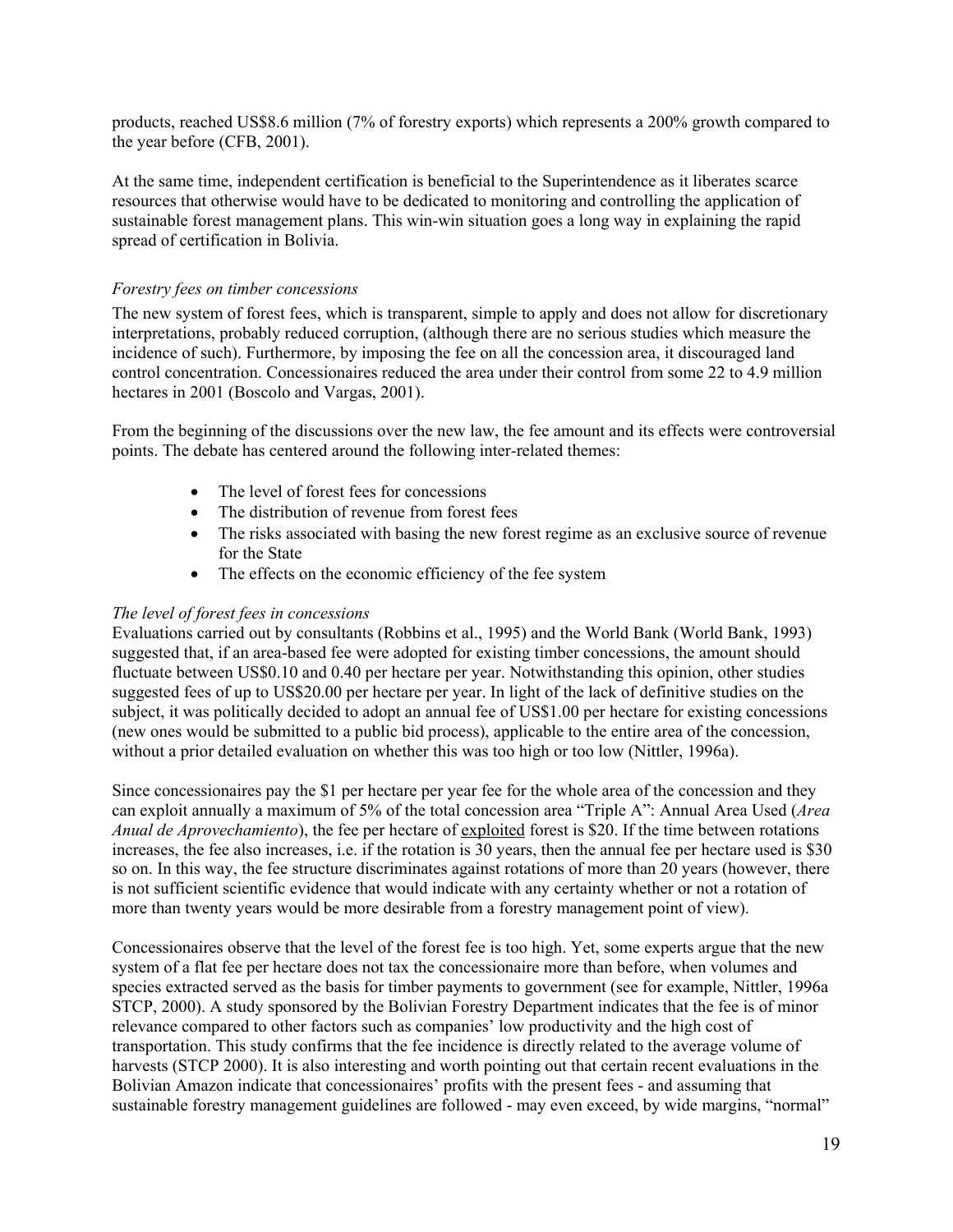products, reached US$8.6 million (7% of forestry exports) which represents a 200% growth compared to the year before (CFB, 2001).

At the same time, independent certification is beneficial to the Superintendence as it liberates scarce resources that otherwise would have to be dedicated to monitoring and controlling the application of sustainable forest management plans. This win-win situation goes a long way in explaining the rapid spread of certification in Bolivia.

*Forestry fees on timber concessions*

The new system of forest fees, which is transparent, simple to apply and does not allow for discretionary interpretations, probably reduced corruption, (although there are no serious studies which measure the incidence of such). Furthermore, by imposing the fee on all the concession area, it discouraged land control concentration. Concessionaires reduced the area under their control from some 22 to 4.9 million hectares in 2001 (Boscolo and Vargas, 2001).

From the beginning of the discussions over the new law, the fee amount and its effects were controversial points. The debate has centered around the following inter-related themes:

- The level of forest fees for concessions
- The distribution of revenue from forest fees
- The risks associated with basing the new forest regime as an exclusive source of revenue for the State
- The effects on the economic efficiency of the fee system

*The level of forest fees in concessions*

Evaluations carried out by consultants (Robbins et al., 1995) and the World Bank (World Bank, 1993) suggested that, if an area-based fee were adopted for existing timber concessions, the amount should fluctuate between US$0.10 and 0.40 per hectare per year. Notwithstanding this opinion, other studies suggested fees of up to US$20.00 per hectare per year. In light of the lack of definitive studies on the subject, it was politically decided to adopt an annual fee of US$1.00 per hectare for existing concessions (new ones would be submitted to a public bid process), applicable to the entire area of the concession, without a prior detailed evaluation on whether this was too high or too low (Nittler, 1996a).

Since concessionaires pay the $1 per hectare per year fee for the whole area of the concession and they can exploit annually a maximum of 5% of the total concession area "Triple A": Annual Area Used (*Area Anual de Aprovechamiento*), the fee per hectare of exploited forest is $20. If the time between rotations increases, the fee also increases, i.e. if the rotation is 30 years, then the annual fee per hectare used is $30 so on. In this way, the fee structure discriminates against rotations of more than 20 years (however, there is not sufficient scientific evidence that would indicate with any certainty whether or not a rotation of more than twenty years would be more desirable from a forestry management point of view).

Concessionaires observe that the level of the forest fee is too high. Yet, some experts argue that the new system of a flat fee per hectare does not tax the concessionaire more than before, when volumes and species extracted served as the basis for timber payments to government (see for example, Nittler, 1996a STCP, 2000). A study sponsored by the Bolivian Forestry Department indicates that the fee is of minor relevance compared to other factors such as companies' low productivity and the high cost of transportation. This study confirms that the fee incidence is directly related to the average volume of harvests (STCP 2000). It is also interesting and worth pointing out that certain recent evaluations in the Bolivian Amazon indicate that concessionaires' profits with the present fees - and assuming that sustainable forestry management guidelines are followed - may even exceed, by wide margins, "normal"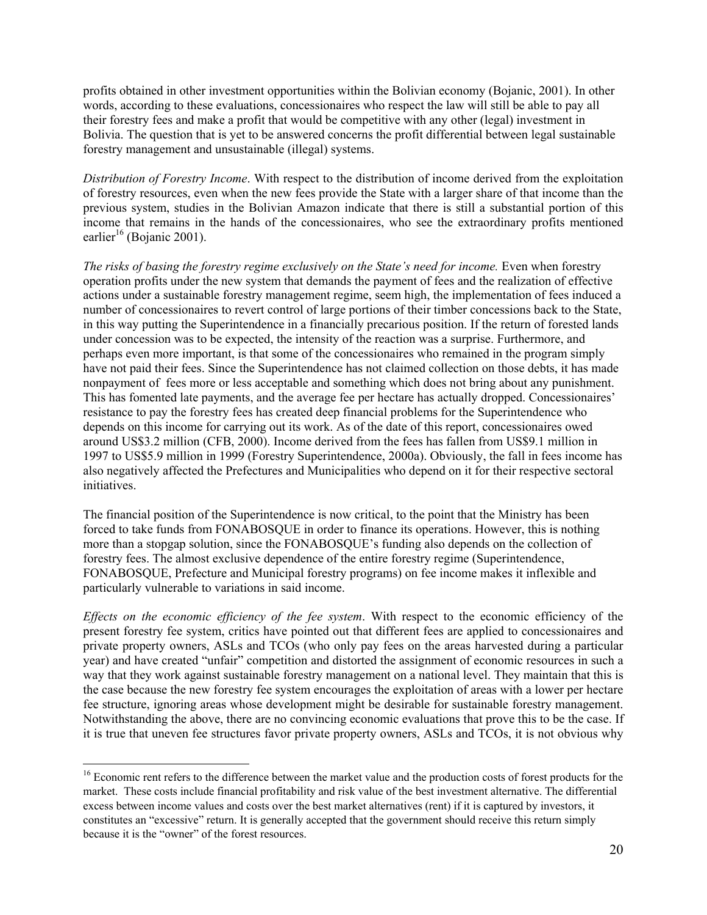profits obtained in other investment opportunities within the Bolivian economy (Bojanic, 2001). In other words, according to these evaluations, concessionaires who respect the law will still be able to pay all their forestry fees and make a profit that would be competitive with any other (legal) investment in Bolivia. The question that is yet to be answered concerns the profit differential between legal sustainable forestry management and unsustainable (illegal) systems.

*Distribution of Forestry Income*. With respect to the distribution of income derived from the exploitation of forestry resources, even when the new fees provide the State with a larger share of that income than the previous system, studies in the Bolivian Amazon indicate that there is still a substantial portion of this income that remains in the hands of the concessionaires, who see the extraordinary profits mentioned earlier[16] (Bojanic 2001).

*The risks of basing the forestry regime exclusively on the State's need for income.* Even when forestry operation profits under the new system that demands the payment of fees and the realization of effective actions under a sustainable forestry management regime, seem high, the implementation of fees induced a number of concessionaires to revert control of large portions of their timber concessions back to the State, in this way putting the Superintendence in a financially precarious position. If the return of forested lands under concession was to be expected, the intensity of the reaction was a surprise. Furthermore, and perhaps even more important, is that some of the concessionaires who remained in the program simply have not paid their fees. Since the Superintendence has not claimed collection on those debts, it has made nonpayment of fees more or less acceptable and something which does not bring about any punishment. This has fomented late payments, and the average fee per hectare has actually dropped. Concessionaires' resistance to pay the forestry fees has created deep financial problems for the Superintendence who depends on this income for carrying out its work. As of the date of this report, concessionaires owed around US$3.2 million (CFB, 2000). Income derived from the fees has fallen from US$9.1 million in 1997 to US$5.9 million in 1999 (Forestry Superintendence, 2000a). Obviously, the fall in fees income has also negatively affected the Prefectures and Municipalities who depend on it for their respective sectoral initiatives.

The financial position of the Superintendence is now critical, to the point that the Ministry has been forced to take funds from FONABOSQUE in order to finance its operations. However, this is nothing more than a stopgap solution, since the FONABOSQUE's funding also depends on the collection of forestry fees. The almost exclusive dependence of the entire forestry regime (Superintendence, FONABOSQUE, Prefecture and Municipal forestry programs) on fee income makes it inflexible and particularly vulnerable to variations in said income.

*Effects on the economic efficiency of the fee system*. With respect to the economic efficiency of the present forestry fee system, critics have pointed out that different fees are applied to concessionaires and private property owners, ASLs and TCOs (who only pay fees on the areas harvested during a particular year) and have created "unfair" competition and distorted the assignment of economic resources in such a way that they work against sustainable forestry management on a national level. They maintain that this is the case because the new forestry fee system encourages the exploitation of areas with a lower per hectare fee structure, ignoring areas whose development might be desirable for sustainable forestry management. Notwithstanding the above, there are no convincing economic evaluations that prove this to be the case. If it is true that uneven fee structures favor private property owners, ASLs and TCOs, it is not obvious why

[16] Economic rent refers to the difference between the market value and the production costs of forest products for the market. These costs include financial profitability and risk value of the best investment alternative. The differential excess between income values and costs over the best market alternatives (rent) if it is captured by investors, it constitutes an "excessive" return. It is generally accepted that the government should receive this return simply because it is the "owner" of the forest resources.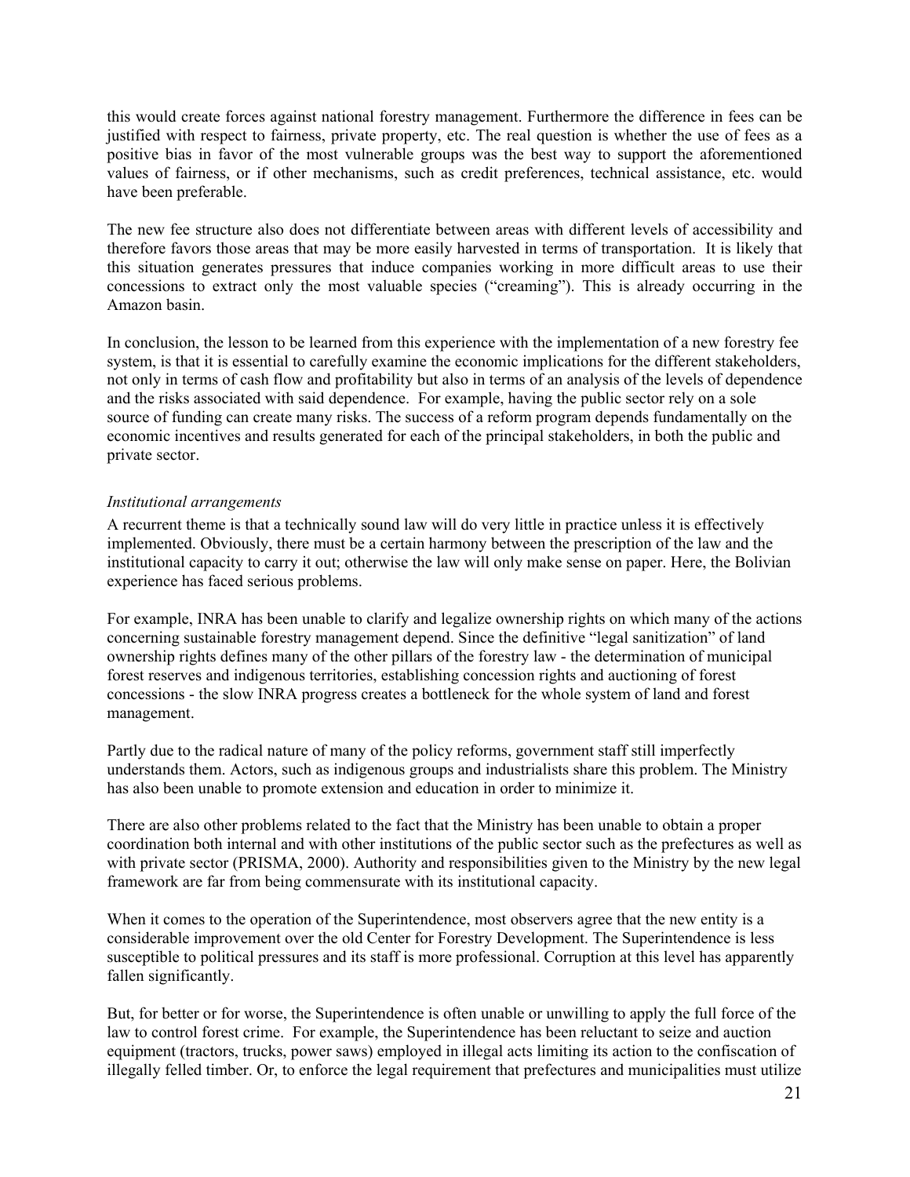this would create forces against national forestry management. Furthermore the difference in fees can be justified with respect to fairness, private property, etc. The real question is whether the use of fees as a positive bias in favor of the most vulnerable groups was the best way to support the aforementioned values of fairness, or if other mechanisms, such as credit preferences, technical assistance, etc. would have been preferable.

The new fee structure also does not differentiate between areas with different levels of accessibility and therefore favors those areas that may be more easily harvested in terms of transportation. It is likely that this situation generates pressures that induce companies working in more difficult areas to use their concessions to extract only the most valuable species ("creaming"). This is already occurring in the Amazon basin.

In conclusion, the lesson to be learned from this experience with the implementation of a new forestry fee system, is that it is essential to carefully examine the economic implications for the different stakeholders, not only in terms of cash flow and profitability but also in terms of an analysis of the levels of dependence and the risks associated with said dependence. For example, having the public sector rely on a sole source of funding can create many risks. The success of a reform program depends fundamentally on the economic incentives and results generated for each of the principal stakeholders, in both the public and private sector.

*Institutional arrangements*

A recurrent theme is that a technically sound law will do very little in practice unless it is effectively implemented. Obviously, there must be a certain harmony between the prescription of the law and the institutional capacity to carry it out; otherwise the law will only make sense on paper. Here, the Bolivian experience has faced serious problems.

For example, INRA has been unable to clarify and legalize ownership rights on which many of the actions concerning sustainable forestry management depend. Since the definitive "legal sanitization" of land ownership rights defines many of the other pillars of the forestry law - the determination of municipal forest reserves and indigenous territories, establishing concession rights and auctioning of forest concessions - the slow INRA progress creates a bottleneck for the whole system of land and forest management.

Partly due to the radical nature of many of the policy reforms, government staff still imperfectly understands them. Actors, such as indigenous groups and industrialists share this problem. The Ministry has also been unable to promote extension and education in order to minimize it.

There are also other problems related to the fact that the Ministry has been unable to obtain a proper coordination both internal and with other institutions of the public sector such as the prefectures as well as with private sector (PRISMA, 2000). Authority and responsibilities given to the Ministry by the new legal framework are far from being commensurate with its institutional capacity.

When it comes to the operation of the Superintendence, most observers agree that the new entity is a considerable improvement over the old Center for Forestry Development. The Superintendence is less susceptible to political pressures and its staff is more professional. Corruption at this level has apparently fallen significantly.

But, for better or for worse, the Superintendence is often unable or unwilling to apply the full force of the law to control forest crime. For example, the Superintendence has been reluctant to seize and auction equipment (tractors, trucks, power saws) employed in illegal acts limiting its action to the confiscation of illegally felled timber. Or, to enforce the legal requirement that prefectures and municipalities must utilize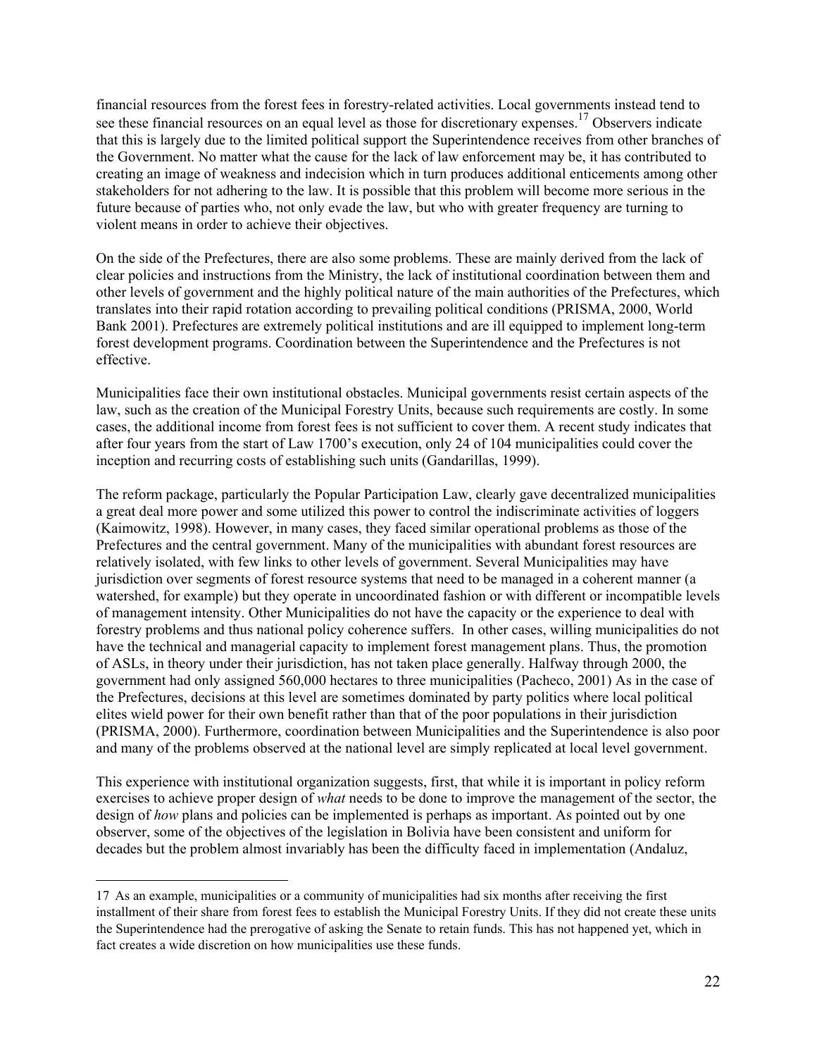financial resources from the forest fees in forestry-related activities. Local governments instead tend to see these financial resources on an equal level as those for discretionary expenses.[17] Observers indicate that this is largely due to the limited political support the Superintendence receives from other branches of the Government. No matter what the cause for the lack of law enforcement may be, it has contributed to creating an image of weakness and indecision which in turn produces additional enticements among other stakeholders for not adhering to the law. It is possible that this problem will become more serious in the future because of parties who, not only evade the law, but who with greater frequency are turning to violent means in order to achieve their objectives.

On the side of the Prefectures, there are also some problems. These are mainly derived from the lack of clear policies and instructions from the Ministry, the lack of institutional coordination between them and other levels of government and the highly political nature of the main authorities of the Prefectures, which translates into their rapid rotation according to prevailing political conditions (PRISMA, 2000, World Bank 2001). Prefectures are extremely political institutions and are ill equipped to implement long-term forest development programs. Coordination between the Superintendence and the Prefectures is not effective.

Municipalities face their own institutional obstacles. Municipal governments resist certain aspects of the law, such as the creation of the Municipal Forestry Units, because such requirements are costly. In some cases, the additional income from forest fees is not sufficient to cover them. A recent study indicates that after four years from the start of Law 1700's execution, only 24 of 104 municipalities could cover the inception and recurring costs of establishing such units (Gandarillas, 1999).

The reform package, particularly the Popular Participation Law, clearly gave decentralized municipalities a great deal more power and some utilized this power to control the indiscriminate activities of loggers (Kaimowitz, 1998). However, in many cases, they faced similar operational problems as those of the Prefectures and the central government. Many of the municipalities with abundant forest resources are relatively isolated, with few links to other levels of government. Several Municipalities may have jurisdiction over segments of forest resource systems that need to be managed in a coherent manner (a watershed, for example) but they operate in uncoordinated fashion or with different or incompatible levels of management intensity. Other Municipalities do not have the capacity or the experience to deal with forestry problems and thus national policy coherence suffers. In other cases, willing municipalities do not have the technical and managerial capacity to implement forest management plans. Thus, the promotion of ASLs, in theory under their jurisdiction, has not taken place generally. Halfway through 2000, the government had only assigned 560,000 hectares to three municipalities (Pacheco, 2001) As in the case of the Prefectures, decisions at this level are sometimes dominated by party politics where local political elites wield power for their own benefit rather than that of the poor populations in their jurisdiction (PRISMA, 2000). Furthermore, coordination between Municipalities and the Superintendence is also poor and many of the problems observed at the national level are simply replicated at local level government.

This experience with institutional organization suggests, first, that while it is important in policy reform exercises to achieve proper design of *what* needs to be done to improve the management of the sector, the design of *how* plans and policies can be implemented is perhaps as important. As pointed out by one observer, some of the objectives of the legislation in Bolivia have been consistent and uniform for decades but the problem almost invariably has been the difficulty faced in implementation (Andaluz,

---

17 As an example, municipalities or a community of municipalities had six months after receiving the first installment of their share from forest fees to establish the Municipal Forestry Units. If they did not create these units the Superintendence had the prerogative of asking the Senate to retain funds. This has not happened yet, which in fact creates a wide discretion on how municipalities use these funds.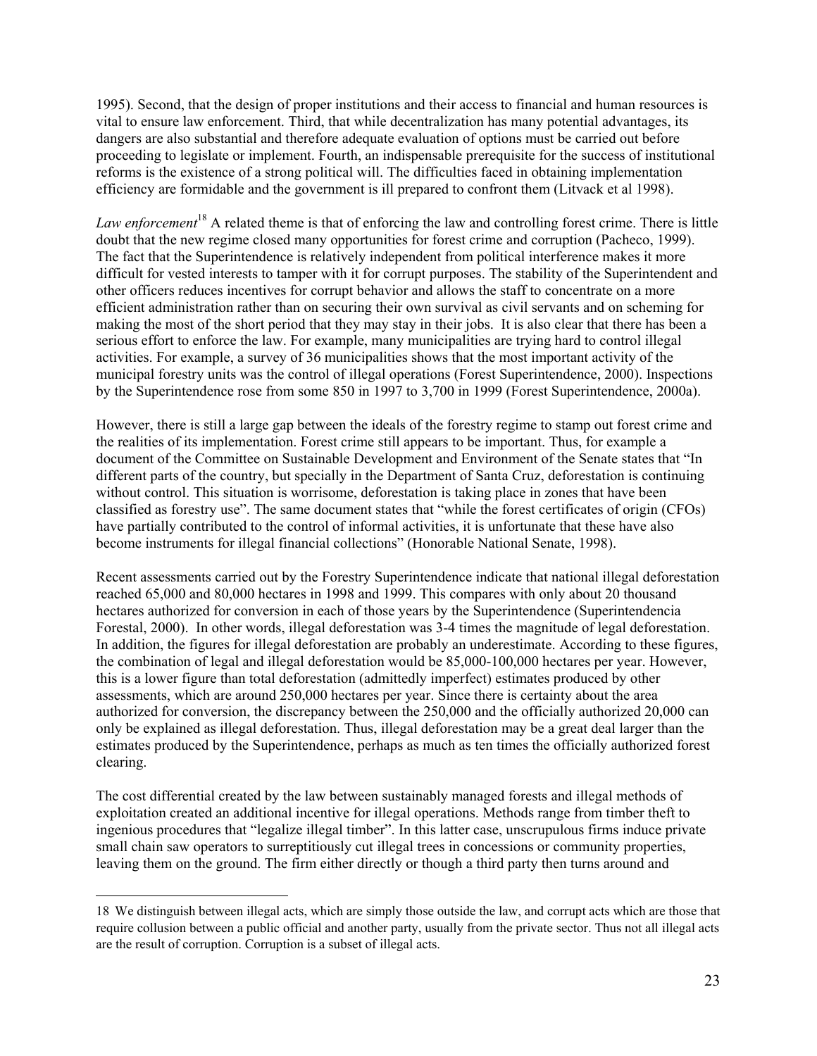1995). Second, that the design of proper institutions and their access to financial and human resources is vital to ensure law enforcement. Third, that while decentralization has many potential advantages, its dangers are also substantial and therefore adequate evaluation of options must be carried out before proceeding to legislate or implement. Fourth, an indispensable prerequisite for the success of institutional reforms is the existence of a strong political will. The difficulties faced in obtaining implementation efficiency are formidable and the government is ill prepared to confront them (Litvack et al 1998).

*Law enforcement*[18] A related theme is that of enforcing the law and controlling forest crime. There is little doubt that the new regime closed many opportunities for forest crime and corruption (Pacheco, 1999). The fact that the Superintendence is relatively independent from political interference makes it more difficult for vested interests to tamper with it for corrupt purposes. The stability of the Superintendent and other officers reduces incentives for corrupt behavior and allows the staff to concentrate on a more efficient administration rather than on securing their own survival as civil servants and on scheming for making the most of the short period that they may stay in their jobs. It is also clear that there has been a serious effort to enforce the law. For example, many municipalities are trying hard to control illegal activities. For example, a survey of 36 municipalities shows that the most important activity of the municipal forestry units was the control of illegal operations (Forest Superintendence, 2000). Inspections by the Superintendence rose from some 850 in 1997 to 3,700 in 1999 (Forest Superintendence, 2000a).

However, there is still a large gap between the ideals of the forestry regime to stamp out forest crime and the realities of its implementation. Forest crime still appears to be important. Thus, for example a document of the Committee on Sustainable Development and Environment of the Senate states that "In different parts of the country, but specially in the Department of Santa Cruz, deforestation is continuing without control. This situation is worrisome, deforestation is taking place in zones that have been classified as forestry use". The same document states that "while the forest certificates of origin (CFOs) have partially contributed to the control of informal activities, it is unfortunate that these have also become instruments for illegal financial collections" (Honorable National Senate, 1998).

Recent assessments carried out by the Forestry Superintendence indicate that national illegal deforestation reached 65,000 and 80,000 hectares in 1998 and 1999. This compares with only about 20 thousand hectares authorized for conversion in each of those years by the Superintendence (Superintendencia Forestal, 2000). In other words, illegal deforestation was 3-4 times the magnitude of legal deforestation. In addition, the figures for illegal deforestation are probably an underestimate. According to these figures, the combination of legal and illegal deforestation would be 85,000-100,000 hectares per year. However, this is a lower figure than total deforestation (admittedly imperfect) estimates produced by other assessments, which are around 250,000 hectares per year. Since there is certainty about the area authorized for conversion, the discrepancy between the 250,000 and the officially authorized 20,000 can only be explained as illegal deforestation. Thus, illegal deforestation may be a great deal larger than the estimates produced by the Superintendence, perhaps as much as ten times the officially authorized forest clearing.

The cost differential created by the law between sustainably managed forests and illegal methods of exploitation created an additional incentive for illegal operations. Methods range from timber theft to ingenious procedures that "legalize illegal timber". In this latter case, unscrupulous firms induce private small chain saw operators to surreptitiously cut illegal trees in concessions or community properties, leaving them on the ground. The firm either directly or though a third party then turns around and

---

18 We distinguish between illegal acts, which are simply those outside the law, and corrupt acts which are those that require collusion between a public official and another party, usually from the private sector. Thus not all illegal acts are the result of corruption. Corruption is a subset of illegal acts.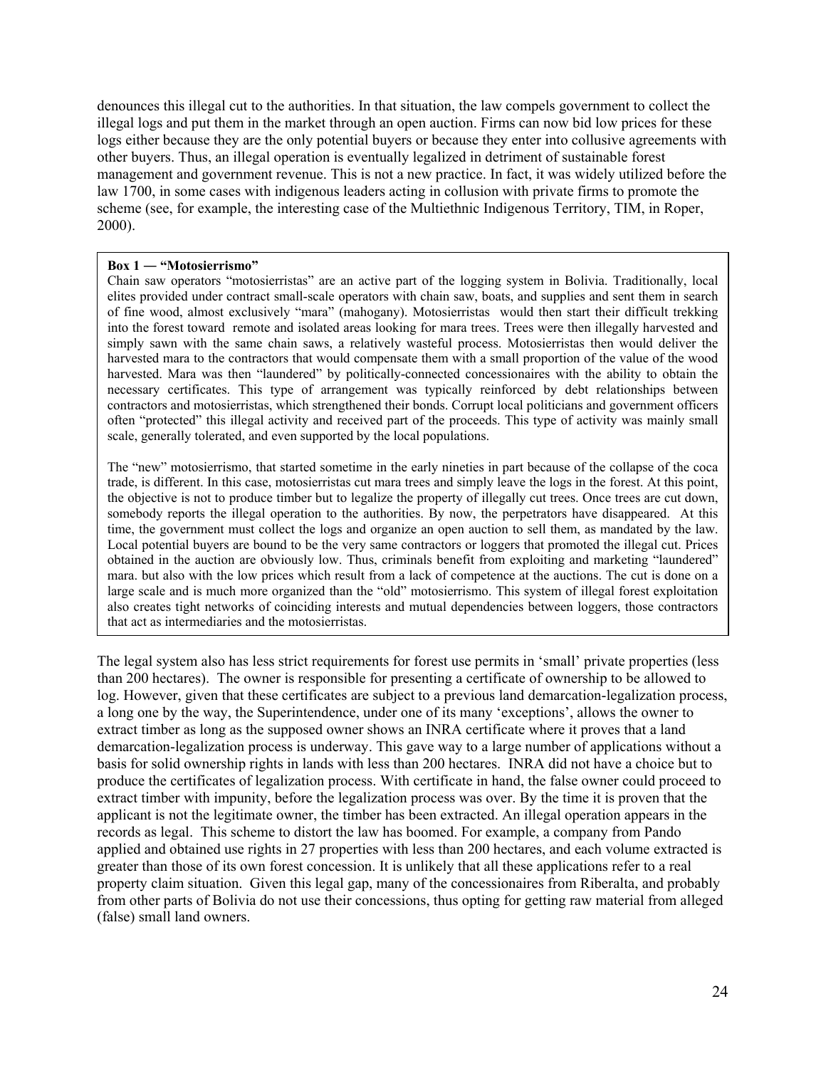denounces this illegal cut to the authorities. In that situation, the law compels government to collect the illegal logs and put them in the market through an open auction. Firms can now bid low prices for these logs either because they are the only potential buyers or because they enter into collusive agreements with other buyers. Thus, an illegal operation is eventually legalized in detriment of sustainable forest management and government revenue. This is not a new practice. In fact, it was widely utilized before the law 1700, in some cases with indigenous leaders acting in collusion with private firms to promote the scheme (see, for example, the interesting case of the Multiethnic Indigenous Territory, TIM, in Roper, 2000).

**Box 1 — "Motosierrismo"**

Chain saw operators "motosierristas" are an active part of the logging system in Bolivia. Traditionally, local elites provided under contract small-scale operators with chain saw, boats, and supplies and sent them in search of fine wood, almost exclusively "mara" (mahogany). Motosierristas would then start their difficult trekking into the forest toward remote and isolated areas looking for mara trees. Trees were then illegally harvested and simply sawn with the same chain saws, a relatively wasteful process. Motosierristas then would deliver the harvested mara to the contractors that would compensate them with a small proportion of the value of the wood harvested. Mara was then "laundered" by politically-connected concessionaires with the ability to obtain the necessary certificates. This type of arrangement was typically reinforced by debt relationships between contractors and motosierristas, which strengthened their bonds. Corrupt local politicians and government officers often "protected" this illegal activity and received part of the proceeds. This type of activity was mainly small scale, generally tolerated, and even supported by the local populations.

The "new" motosierrismo, that started sometime in the early nineties in part because of the collapse of the coca trade, is different. In this case, motosierristas cut mara trees and simply leave the logs in the forest. At this point, the objective is not to produce timber but to legalize the property of illegally cut trees. Once trees are cut down, somebody reports the illegal operation to the authorities. By now, the perpetrators have disappeared. At this time, the government must collect the logs and organize an open auction to sell them, as mandated by the law. Local potential buyers are bound to be the very same contractors or loggers that promoted the illegal cut. Prices obtained in the auction are obviously low. Thus, criminals benefit from exploiting and marketing "laundered" mara. but also with the low prices which result from a lack of competence at the auctions. The cut is done on a large scale and is much more organized than the "old" motosierrismo. This system of illegal forest exploitation also creates tight networks of coinciding interests and mutual dependencies between loggers, those contractors that act as intermediaries and the motosierristas.

The legal system also has less strict requirements for forest use permits in 'small' private properties (less than 200 hectares). The owner is responsible for presenting a certificate of ownership to be allowed to log. However, given that these certificates are subject to a previous land demarcation-legalization process, a long one by the way, the Superintendence, under one of its many 'exceptions', allows the owner to extract timber as long as the supposed owner shows an INRA certificate where it proves that a land demarcation-legalization process is underway. This gave way to a large number of applications without a basis for solid ownership rights in lands with less than 200 hectares. INRA did not have a choice but to produce the certificates of legalization process. With certificate in hand, the false owner could proceed to extract timber with impunity, before the legalization process was over. By the time it is proven that the applicant is not the legitimate owner, the timber has been extracted. An illegal operation appears in the records as legal. This scheme to distort the law has boomed. For example, a company from Pando applied and obtained use rights in 27 properties with less than 200 hectares, and each volume extracted is greater than those of its own forest concession. It is unlikely that all these applications refer to a real property claim situation. Given this legal gap, many of the concessionaires from Riberalta, and probably from other parts of Bolivia do not use their concessions, thus opting for getting raw material from alleged (false) small land owners.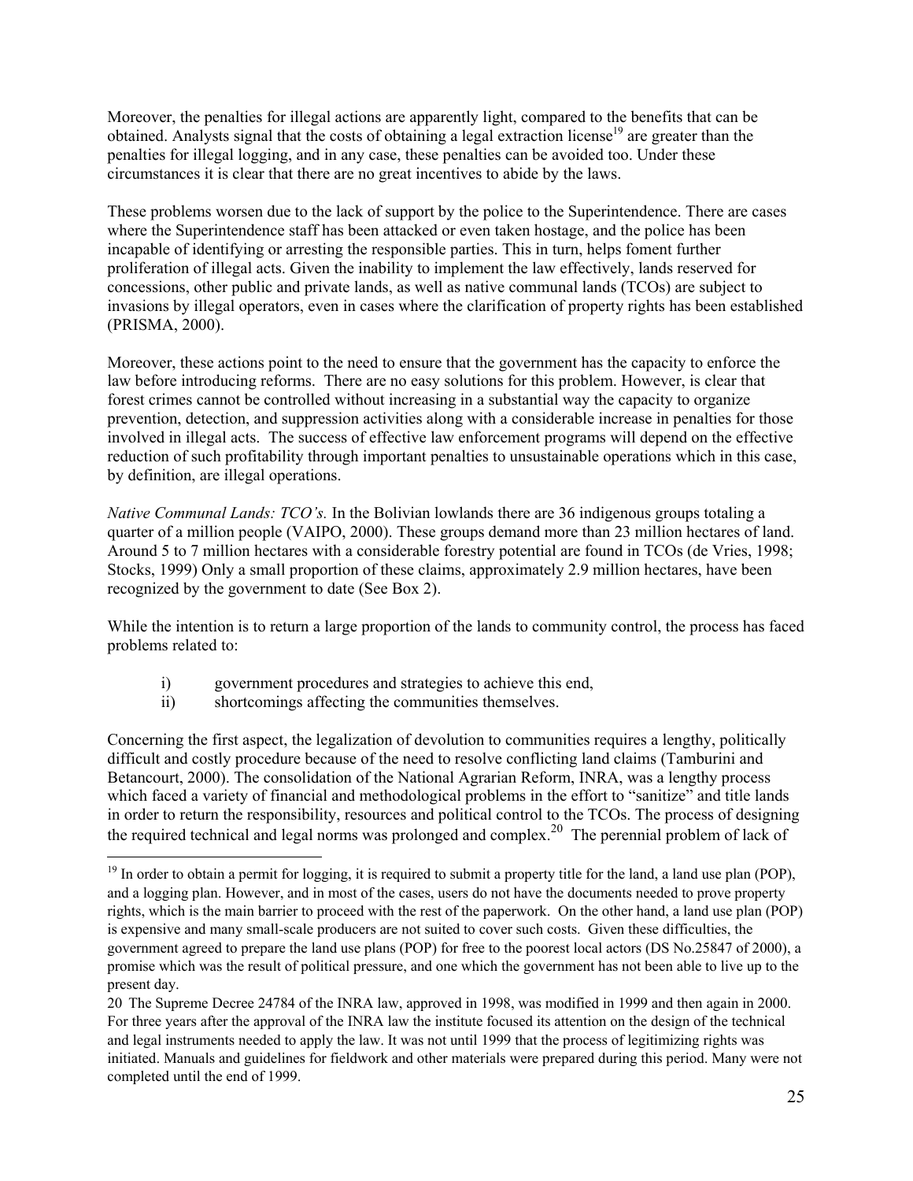Moreover, the penalties for illegal actions are apparently light, compared to the benefits that can be obtained. Analysts signal that the costs of obtaining a legal extraction license[19] are greater than the penalties for illegal logging, and in any case, these penalties can be avoided too. Under these circumstances it is clear that there are no great incentives to abide by the laws.

These problems worsen due to the lack of support by the police to the Superintendence. There are cases where the Superintendence staff has been attacked or even taken hostage, and the police has been incapable of identifying or arresting the responsible parties. This in turn, helps foment further proliferation of illegal acts. Given the inability to implement the law effectively, lands reserved for concessions, other public and private lands, as well as native communal lands (TCOs) are subject to invasions by illegal operators, even in cases where the clarification of property rights has been established (PRISMA, 2000).

Moreover, these actions point to the need to ensure that the government has the capacity to enforce the law before introducing reforms. There are no easy solutions for this problem. However, is clear that forest crimes cannot be controlled without increasing in a substantial way the capacity to organize prevention, detection, and suppression activities along with a considerable increase in penalties for those involved in illegal acts. The success of effective law enforcement programs will depend on the effective reduction of such profitability through important penalties to unsustainable operations which in this case, by definition, are illegal operations.

*Native Communal Lands: TCO's.* In the Bolivian lowlands there are 36 indigenous groups totaling a quarter of a million people (VAIPO, 2000). These groups demand more than 23 million hectares of land. Around 5 to 7 million hectares with a considerable forestry potential are found in TCOs (de Vries, 1998; Stocks, 1999) Only a small proportion of these claims, approximately 2.9 million hectares, have been recognized by the government to date (See Box 2).

While the intention is to return a large proportion of the lands to community control, the process has faced problems related to:

i) government procedures and strategies to achieve this end,
ii) shortcomings affecting the communities themselves.

Concerning the first aspect, the legalization of devolution to communities requires a lengthy, politically difficult and costly procedure because of the need to resolve conflicting land claims (Tamburini and Betancourt, 2000). The consolidation of the National Agrarian Reform, INRA, was a lengthy process which faced a variety of financial and methodological problems in the effort to "sanitize" and title lands in order to return the responsibility, resources and political control to the TCOs. The process of designing the required technical and legal norms was prolonged and complex.[20] The perennial problem of lack of

---

[19] In order to obtain a permit for logging, it is required to submit a property title for the land, a land use plan (POP), and a logging plan. However, and in most of the cases, users do not have the documents needed to prove property rights, which is the main barrier to proceed with the rest of the paperwork. On the other hand, a land use plan (POP) is expensive and many small-scale producers are not suited to cover such costs. Given these difficulties, the government agreed to prepare the land use plans (POP) for free to the poorest local actors (DS No.25847 of 2000), a promise which was the result of political pressure, and one which the government has not been able to live up to the present day.

20 The Supreme Decree 24784 of the INRA law, approved in 1998, was modified in 1999 and then again in 2000. For three years after the approval of the INRA law the institute focused its attention on the design of the technical and legal instruments needed to apply the law. It was not until 1999 that the process of legitimizing rights was initiated. Manuals and guidelines for fieldwork and other materials were prepared during this period. Many were not completed until the end of 1999.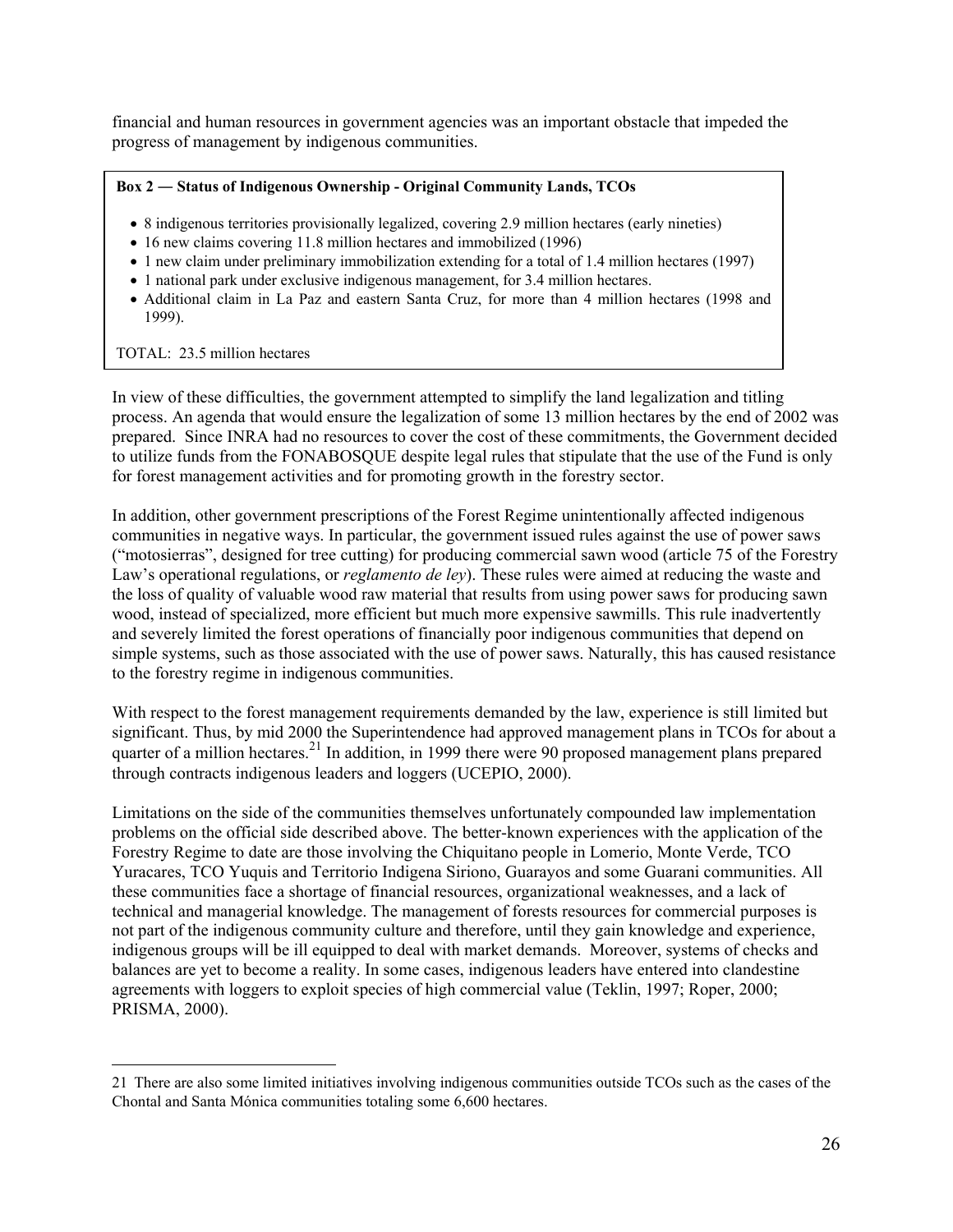financial and human resources in government agencies was an important obstacle that impeded the progress of management by indigenous communities.

**Box 2 — Status of Indigenous Ownership - Original Community Lands, TCOs**

- 8 indigenous territories provisionally legalized, covering 2.9 million hectares (early nineties)
- 16 new claims covering 11.8 million hectares and immobilized (1996)
- 1 new claim under preliminary immobilization extending for a total of 1.4 million hectares (1997)
- 1 national park under exclusive indigenous management, for 3.4 million hectares.
- Additional claim in La Paz and eastern Santa Cruz, for more than 4 million hectares (1998 and 1999).

TOTAL: 23.5 million hectares

In view of these difficulties, the government attempted to simplify the land legalization and titling process. An agenda that would ensure the legalization of some 13 million hectares by the end of 2002 was prepared. Since INRA had no resources to cover the cost of these commitments, the Government decided to utilize funds from the FONABOSQUE despite legal rules that stipulate that the use of the Fund is only for forest management activities and for promoting growth in the forestry sector.

In addition, other government prescriptions of the Forest Regime unintentionally affected indigenous communities in negative ways. In particular, the government issued rules against the use of power saws ("motosierras", designed for tree cutting) for producing commercial sawn wood (article 75 of the Forestry Law's operational regulations, or *reglamento de ley*). These rules were aimed at reducing the waste and the loss of quality of valuable wood raw material that results from using power saws for producing sawn wood, instead of specialized, more efficient but much more expensive sawmills. This rule inadvertently and severely limited the forest operations of financially poor indigenous communities that depend on simple systems, such as those associated with the use of power saws. Naturally, this has caused resistance to the forestry regime in indigenous communities.

With respect to the forest management requirements demanded by the law, experience is still limited but significant. Thus, by mid 2000 the Superintendence had approved management plans in TCOs for about a quarter of a million hectares.[21] In addition, in 1999 there were 90 proposed management plans prepared through contracts indigenous leaders and loggers (UCEPIO, 2000).

Limitations on the side of the communities themselves unfortunately compounded law implementation problems on the official side described above. The better-known experiences with the application of the Forestry Regime to date are those involving the Chiquitano people in Lomerio, Monte Verde, TCO Yuracares, TCO Yuquis and Territorio Indigena Sirionо, Guarayos and some Guarani communities. All these communities face a shortage of financial resources, organizational weaknesses, and a lack of technical and managerial knowledge. The management of forests resources for commercial purposes is not part of the indigenous community culture and therefore, until they gain knowledge and experience, indigenous groups will be ill equipped to deal with market demands. Moreover, systems of checks and balances are yet to become a reality. In some cases, indigenous leaders have entered into clandestine agreements with loggers to exploit species of high commercial value (Teklin, 1997; Roper, 2000; PRISMA, 2000).

21 There are also some limited initiatives involving indigenous communities outside TCOs such as the cases of the Chontal and Santa Mónica communities totaling some 6,600 hectares.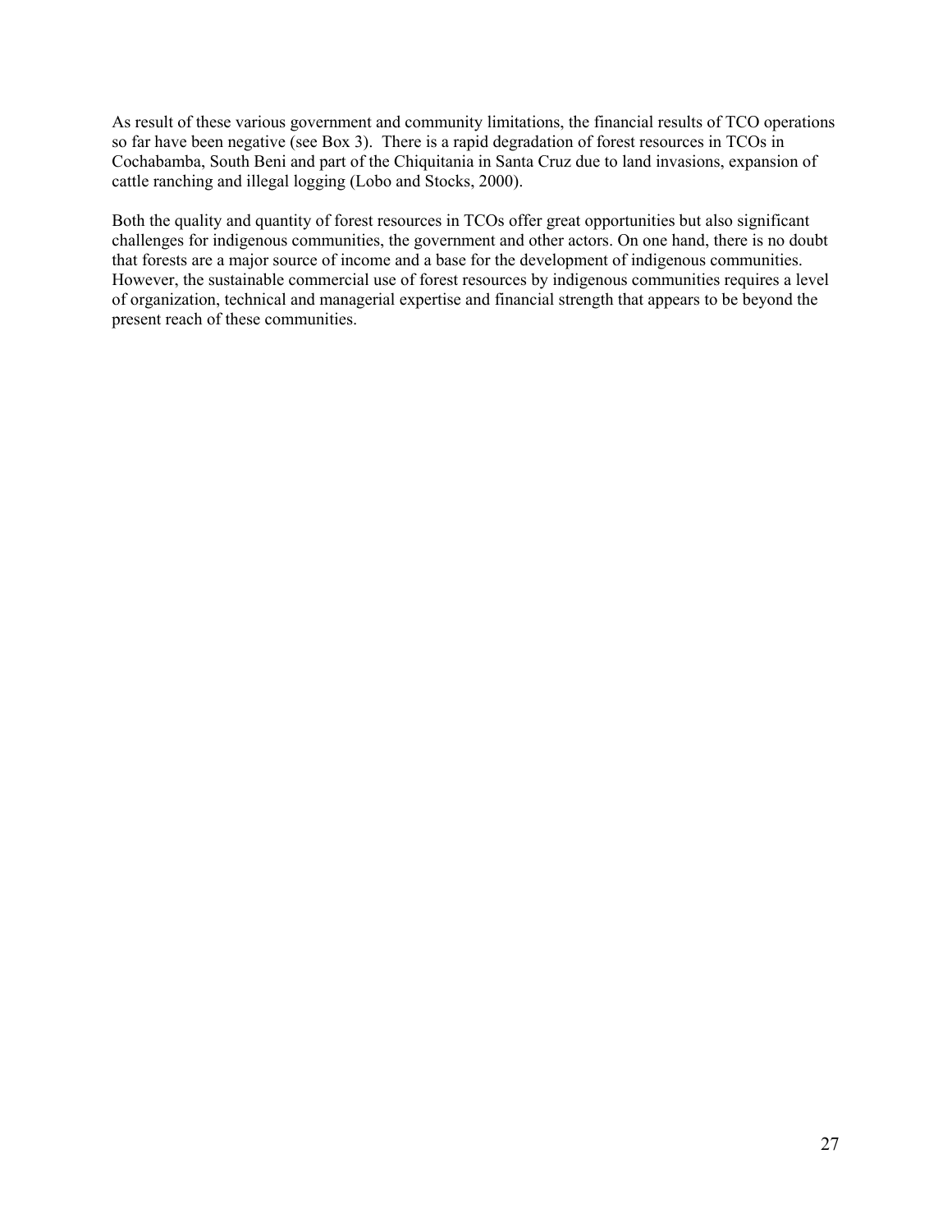As result of these various government and community limitations, the financial results of TCO operations so far have been negative (see Box 3). There is a rapid degradation of forest resources in TCOs in Cochabamba, South Beni and part of the Chiquitania in Santa Cruz due to land invasions, expansion of cattle ranching and illegal logging (Lobo and Stocks, 2000).

Both the quality and quantity of forest resources in TCOs offer great opportunities but also significant challenges for indigenous communities, the government and other actors. On one hand, there is no doubt that forests are a major source of income and a base for the development of indigenous communities. However, the sustainable commercial use of forest resources by indigenous communities requires a level of organization, technical and managerial expertise and financial strength that appears to be beyond the present reach of these communities.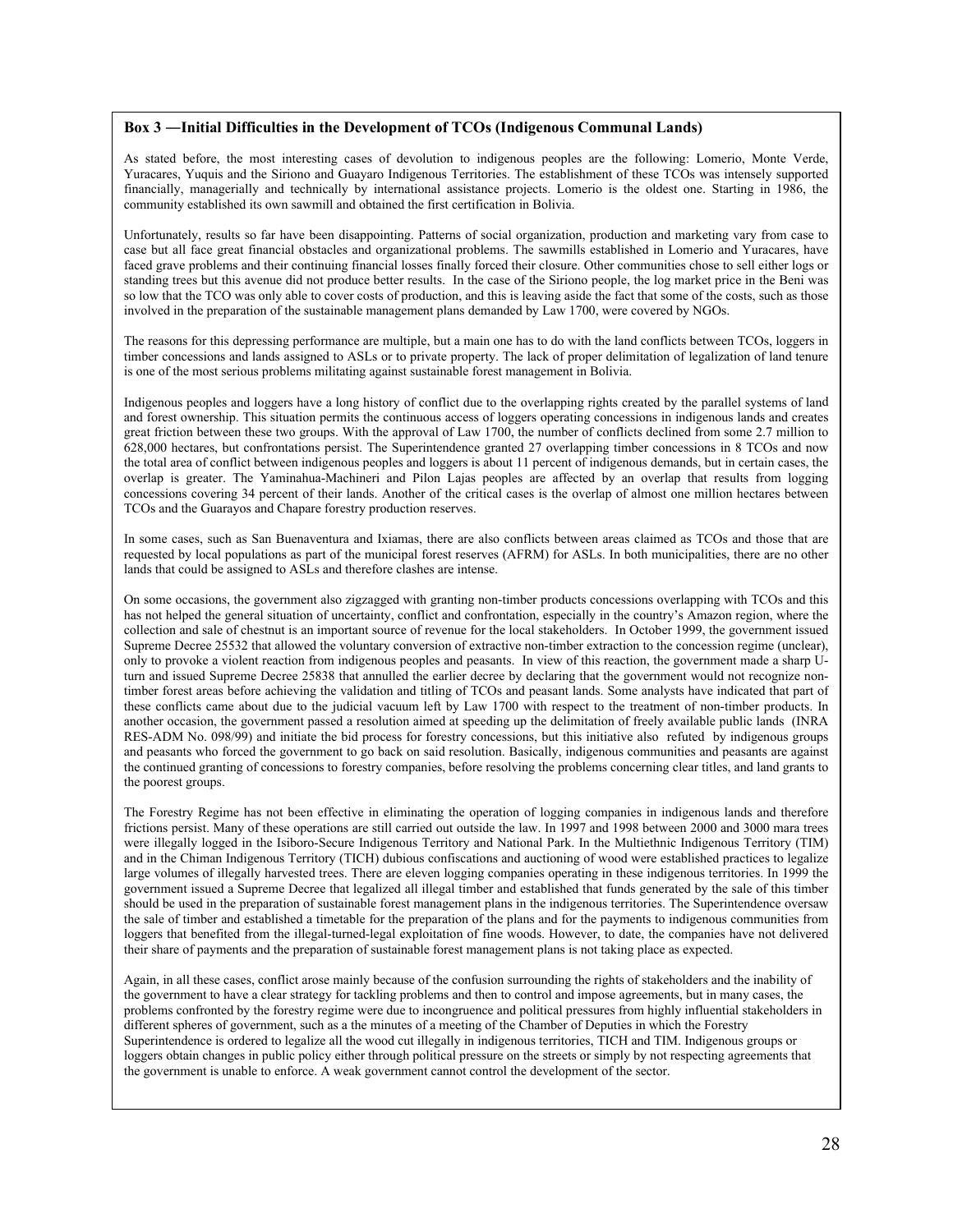### Box 3 —Initial Difficulties in the Development of TCOs (Indigenous Communal Lands)

As stated before, the most interesting cases of devolution to indigenous peoples are the following: Lomerio, Monte Verde, Yuracares, Yuquis and the Siriono and Guayaro Indigenous Territories. The establishment of these TCOs was intensely supported financially, managerially and technically by international assistance projects. Lomerio is the oldest one. Starting in 1986, the community established its own sawmill and obtained the first certification in Bolivia.

Unfortunately, results so far have been disappointing. Patterns of social organization, production and marketing vary from case to case but all face great financial obstacles and organizational problems. The sawmills established in Lomerio and Yuracares, have faced grave problems and their continuing financial losses finally forced their closure. Other communities chose to sell either logs or standing trees but this avenue did not produce better results. In the case of the Siriono people, the log market price in the Beni was so low that the TCO was only able to cover costs of production, and this is leaving aside the fact that some of the costs, such as those involved in the preparation of the sustainable management plans demanded by Law 1700, were covered by NGOs.

The reasons for this depressing performance are multiple, but a main one has to do with the land conflicts between TCOs, loggers in timber concessions and lands assigned to ASLs or to private property. The lack of proper delimitation of legalization of land tenure is one of the most serious problems militating against sustainable forest management in Bolivia.

Indigenous peoples and loggers have a long history of conflict due to the overlapping rights created by the parallel systems of land and forest ownership. This situation permits the continuous access of loggers operating concessions in indigenous lands and creates great friction between these two groups. With the approval of Law 1700, the number of conflicts declined from some 2.7 million to 628,000 hectares, but confrontations persist. The Superintendence granted 27 overlapping timber concessions in 8 TCOs and now the total area of conflict between indigenous peoples and loggers is about 11 percent of indigenous demands, but in certain cases, the overlap is greater. The Yaminahua-Machineri and Pilon Lajas peoples are affected by an overlap that results from logging concessions covering 34 percent of their lands. Another of the critical cases is the overlap of almost one million hectares between TCOs and the Guarayos and Chapare forestry production reserves.

In some cases, such as San Buenaventura and Ixiamas, there are also conflicts between areas claimed as TCOs and those that are requested by local populations as part of the municipal forest reserves (AFRM) for ASLs. In both municipalities, there are no other lands that could be assigned to ASLs and therefore clashes are intense.

On some occasions, the government also zigzagged with granting non-timber products concessions overlapping with TCOs and this has not helped the general situation of uncertainty, conflict and confrontation, especially in the country's Amazon region, where the collection and sale of chestnut is an important source of revenue for the local stakeholders. In October 1999, the government issued Supreme Decree 25532 that allowed the voluntary conversion of extractive non-timber extraction to the concession regime (unclear), only to provoke a violent reaction from indigenous peoples and peasants. In view of this reaction, the government made a sharp U-turn and issued Supreme Decree 25838 that annulled the earlier decree by declaring that the government would not recognize non-timber forest areas before achieving the validation and titling of TCOs and peasant lands. Some analysts have indicated that part of these conflicts came about due to the judicial vacuum left by Law 1700 with respect to the treatment of non-timber products. In another occasion, the government passed a resolution aimed at speeding up the delimitation of freely available public lands (INRA RES-ADM No. 098/99) and initiate the bid process for forestry concessions, but this initiative also refuted by indigenous groups and peasants who forced the government to go back on said resolution. Basically, indigenous communities and peasants are against the continued granting of concessions to forestry companies, before resolving the problems concerning clear titles, and land grants to the poorest groups.

The Forestry Regime has not been effective in eliminating the operation of logging companies in indigenous lands and therefore frictions persist. Many of these operations are still carried out outside the law. In 1997 and 1998 between 2000 and 3000 mara trees were illegally logged in the Isiboro-Secure Indigenous Territory and National Park. In the Multiethnic Indigenous Territory (TIM) and in the Chiman Indigenous Territory (TICH) dubious confiscations and auctioning of wood were established practices to legalize large volumes of illegally harvested trees. There are eleven logging companies operating in these indigenous territories. In 1999 the government issued a Supreme Decree that legalized all illegal timber and established that funds generated by the sale of this timber should be used in the preparation of sustainable forest management plans in the indigenous territories. The Superintendence oversaw the sale of timber and established a timetable for the preparation of the plans and for the payments to indigenous communities from loggers that benefited from the illegal-turned-legal exploitation of fine woods. However, to date, the companies have not delivered their share of payments and the preparation of sustainable forest management plans is not taking place as expected.

Again, in all these cases, conflict arose mainly because of the confusion surrounding the rights of stakeholders and the inability of the government to have a clear strategy for tackling problems and then to control and impose agreements, but in many cases, the problems confronted by the forestry regime were due to incongruence and political pressures from highly influential stakeholders in different spheres of government, such as a the minutes of a meeting of the Chamber of Deputies in which the Forestry Superintendence is ordered to legalize all the wood cut illegally in indigenous territories, TICH and TIM. Indigenous groups or loggers obtain changes in public policy either through political pressure on the streets or simply by not respecting agreements that the government is unable to enforce. A weak government cannot control the development of the sector.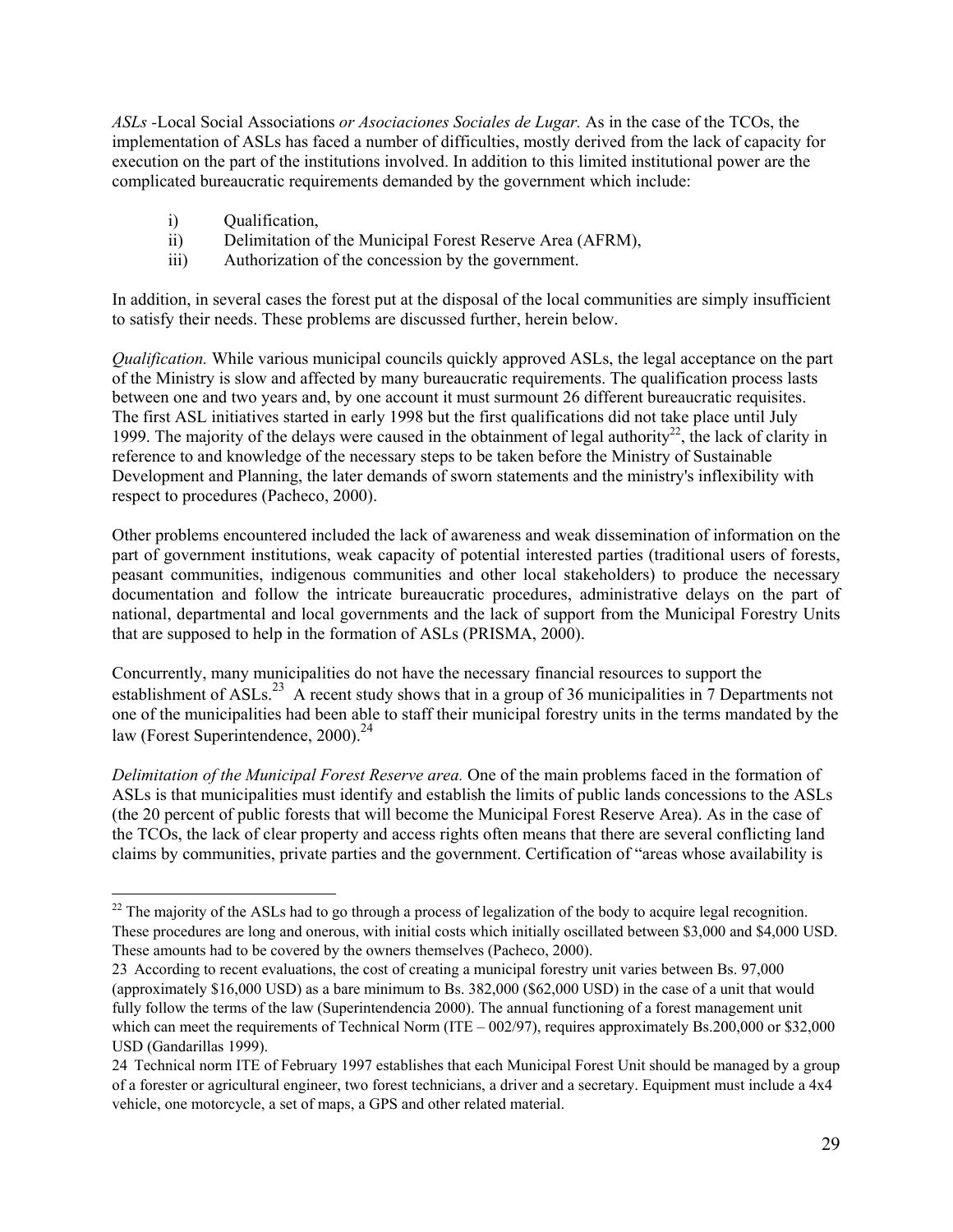*ASLs* -Local Social Associations *or Asociaciones Sociales de Lugar.* As in the case of the TCOs, the implementation of ASLs has faced a number of difficulties, mostly derived from the lack of capacity for execution on the part of the institutions involved. In addition to this limited institutional power are the complicated bureaucratic requirements demanded by the government which include:

i) Qualification,
ii) Delimitation of the Municipal Forest Reserve Area (AFRM),
iii) Authorization of the concession by the government.

In addition, in several cases the forest put at the disposal of the local communities are simply insufficient to satisfy their needs. These problems are discussed further, herein below.

*Qualification.* While various municipal councils quickly approved ASLs, the legal acceptance on the part of the Ministry is slow and affected by many bureaucratic requirements. The qualification process lasts between one and two years and, by one account it must surmount 26 different bureaucratic requisites. The first ASL initiatives started in early 1998 but the first qualifications did not take place until July 1999. The majority of the delays were caused in the obtainment of legal authority[22], the lack of clarity in reference to and knowledge of the necessary steps to be taken before the Ministry of Sustainable Development and Planning, the later demands of sworn statements and the ministry's inflexibility with respect to procedures (Pacheco, 2000).

Other problems encountered included the lack of awareness and weak dissemination of information on the part of government institutions, weak capacity of potential interested parties (traditional users of forests, peasant communities, indigenous communities and other local stakeholders) to produce the necessary documentation and follow the intricate bureaucratic procedures, administrative delays on the part of national, departmental and local governments and the lack of support from the Municipal Forestry Units that are supposed to help in the formation of ASLs (PRISMA, 2000).

Concurrently, many municipalities do not have the necessary financial resources to support the establishment of ASLs.[23] A recent study shows that in a group of 36 municipalities in 7 Departments not one of the municipalities had been able to staff their municipal forestry units in the terms mandated by the law (Forest Superintendence, 2000).[24]

*Delimitation of the Municipal Forest Reserve area.* One of the main problems faced in the formation of ASLs is that municipalities must identify and establish the limits of public lands concessions to the ASLs (the 20 percent of public forests that will become the Municipal Forest Reserve Area). As in the case of the TCOs, the lack of clear property and access rights often means that there are several conflicting land claims by communities, private parties and the government. Certification of "areas whose availability is

---

[22] The majority of the ASLs had to go through a process of legalization of the body to acquire legal recognition. These procedures are long and onerous, with initial costs which initially oscillated between $3,000 and $4,000 USD. These amounts had to be covered by the owners themselves (Pacheco, 2000).

23 According to recent evaluations, the cost of creating a municipal forestry unit varies between Bs. 97,000 (approximately $16,000 USD) as a bare minimum to Bs. 382,000 ($62,000 USD) in the case of a unit that would fully follow the terms of the law (Superintendencia 2000). The annual functioning of a forest management unit which can meet the requirements of Technical Norm (ITE – 002/97), requires approximately Bs.200,000 or $32,000 USD (Gandarillas 1999).

24 Technical norm ITE of February 1997 establishes that each Municipal Forest Unit should be managed by a group of a forester or agricultural engineer, two forest technicians, a driver and a secretary. Equipment must include a 4x4 vehicle, one motorcycle, a set of maps, a GPS and other related material.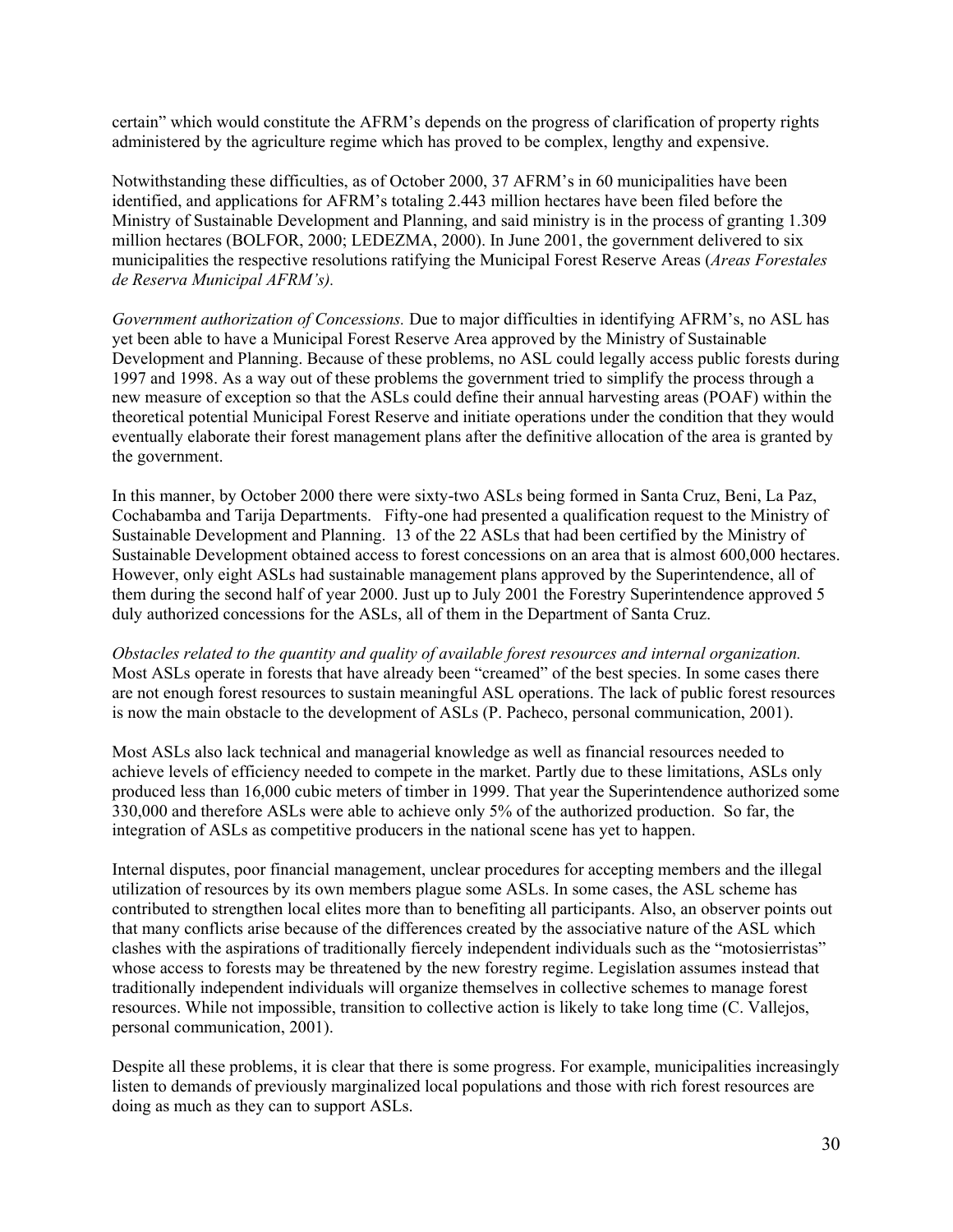certain" which would constitute the AFRM's depends on the progress of clarification of property rights administered by the agriculture regime which has proved to be complex, lengthy and expensive.

Notwithstanding these difficulties, as of October 2000, 37 AFRM's in 60 municipalities have been identified, and applications for AFRM's totaling 2.443 million hectares have been filed before the Ministry of Sustainable Development and Planning, and said ministry is in the process of granting 1.309 million hectares (BOLFOR, 2000; LEDEZMA, 2000). In June 2001, the government delivered to six municipalities the respective resolutions ratifying the Municipal Forest Reserve Areas (*Areas Forestales de Reserva Municipal AFRM's).*

*Government authorization of Concessions.* Due to major difficulties in identifying AFRM's, no ASL has yet been able to have a Municipal Forest Reserve Area approved by the Ministry of Sustainable Development and Planning. Because of these problems, no ASL could legally access public forests during 1997 and 1998. As a way out of these problems the government tried to simplify the process through a new measure of exception so that the ASLs could define their annual harvesting areas (POAF) within the theoretical potential Municipal Forest Reserve and initiate operations under the condition that they would eventually elaborate their forest management plans after the definitive allocation of the area is granted by the government.

In this manner, by October 2000 there were sixty-two ASLs being formed in Santa Cruz, Beni, La Paz, Cochabamba and Tarija Departments. Fifty-one had presented a qualification request to the Ministry of Sustainable Development and Planning. 13 of the 22 ASLs that had been certified by the Ministry of Sustainable Development obtained access to forest concessions on an area that is almost 600,000 hectares. However, only eight ASLs had sustainable management plans approved by the Superintendence, all of them during the second half of year 2000. Just up to July 2001 the Forestry Superintendence approved 5 duly authorized concessions for the ASLs, all of them in the Department of Santa Cruz.

*Obstacles related to the quantity and quality of available forest resources and internal organization.* Most ASLs operate in forests that have already been "creamed" of the best species. In some cases there are not enough forest resources to sustain meaningful ASL operations. The lack of public forest resources is now the main obstacle to the development of ASLs (P. Pacheco, personal communication, 2001).

Most ASLs also lack technical and managerial knowledge as well as financial resources needed to achieve levels of efficiency needed to compete in the market. Partly due to these limitations, ASLs only produced less than 16,000 cubic meters of timber in 1999. That year the Superintendence authorized some 330,000 and therefore ASLs were able to achieve only 5% of the authorized production. So far, the integration of ASLs as competitive producers in the national scene has yet to happen.

Internal disputes, poor financial management, unclear procedures for accepting members and the illegal utilization of resources by its own members plague some ASLs. In some cases, the ASL scheme has contributed to strengthen local elites more than to benefiting all participants. Also, an observer points out that many conflicts arise because of the differences created by the associative nature of the ASL which clashes with the aspirations of traditionally fiercely independent individuals such as the "motosierristas" whose access to forests may be threatened by the new forestry regime. Legislation assumes instead that traditionally independent individuals will organize themselves in collective schemes to manage forest resources. While not impossible, transition to collective action is likely to take long time (C. Vallejos, personal communication, 2001).

Despite all these problems, it is clear that there is some progress. For example, municipalities increasingly listen to demands of previously marginalized local populations and those with rich forest resources are doing as much as they can to support ASLs.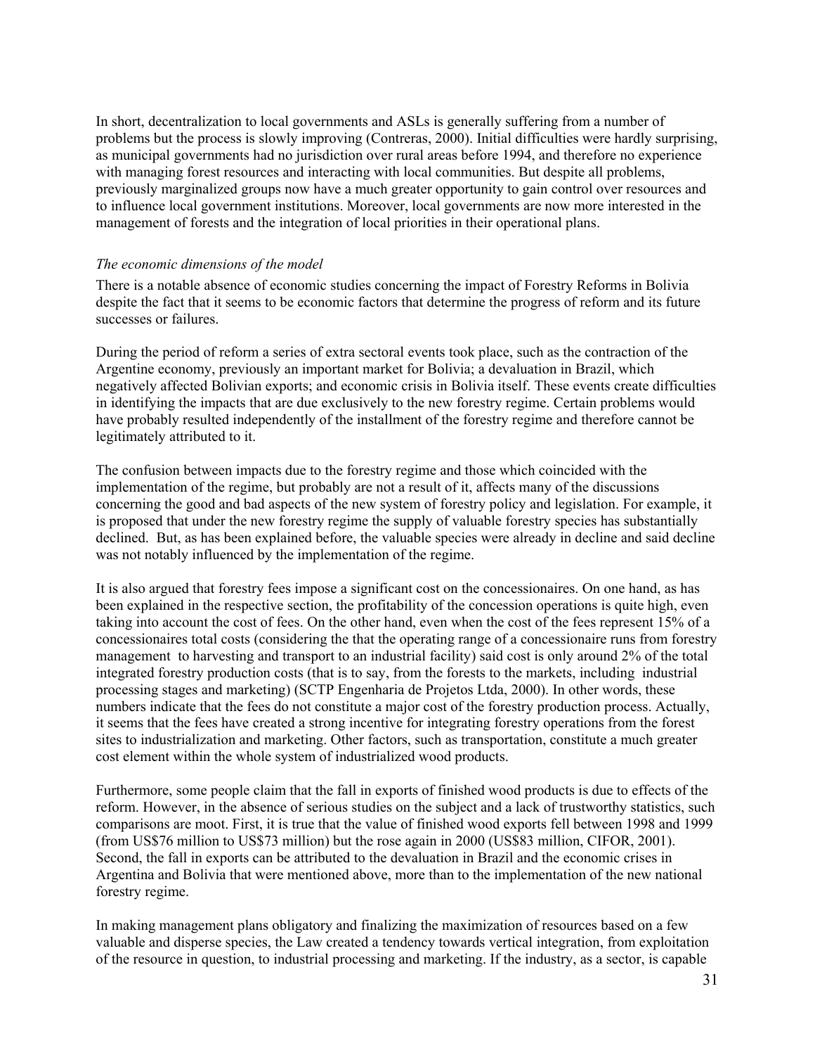In short, decentralization to local governments and ASLs is generally suffering from a number of problems but the process is slowly improving (Contreras, 2000). Initial difficulties were hardly surprising, as municipal governments had no jurisdiction over rural areas before 1994, and therefore no experience with managing forest resources and interacting with local communities. But despite all problems, previously marginalized groups now have a much greater opportunity to gain control over resources and to influence local government institutions. Moreover, local governments are now more interested in the management of forests and the integration of local priorities in their operational plans.

*The economic dimensions of the model*

There is a notable absence of economic studies concerning the impact of Forestry Reforms in Bolivia despite the fact that it seems to be economic factors that determine the progress of reform and its future successes or failures.

During the period of reform a series of extra sectoral events took place, such as the contraction of the Argentine economy, previously an important market for Bolivia; a devaluation in Brazil, which negatively affected Bolivian exports; and economic crisis in Bolivia itself. These events create difficulties in identifying the impacts that are due exclusively to the new forestry regime. Certain problems would have probably resulted independently of the installment of the forestry regime and therefore cannot be legitimately attributed to it.

The confusion between impacts due to the forestry regime and those which coincided with the implementation of the regime, but probably are not a result of it, affects many of the discussions concerning the good and bad aspects of the new system of forestry policy and legislation. For example, it is proposed that under the new forestry regime the supply of valuable forestry species has substantially declined. But, as has been explained before, the valuable species were already in decline and said decline was not notably influenced by the implementation of the regime.

It is also argued that forestry fees impose a significant cost on the concessionaires. On one hand, as has been explained in the respective section, the profitability of the concession operations is quite high, even taking into account the cost of fees. On the other hand, even when the cost of the fees represent 15% of a concessionaires total costs (considering the that the operating range of a concessionaire runs from forestry management to harvesting and transport to an industrial facility) said cost is only around 2% of the total integrated forestry production costs (that is to say, from the forests to the markets, including industrial processing stages and marketing) (SCTP Engenharia de Projetos Ltda, 2000). In other words, these numbers indicate that the fees do not constitute a major cost of the forestry production process. Actually, it seems that the fees have created a strong incentive for integrating forestry operations from the forest sites to industrialization and marketing. Other factors, such as transportation, constitute a much greater cost element within the whole system of industrialized wood products.

Furthermore, some people claim that the fall in exports of finished wood products is due to effects of the reform. However, in the absence of serious studies on the subject and a lack of trustworthy statistics, such comparisons are moot. First, it is true that the value of finished wood exports fell between 1998 and 1999 (from US$76 million to US$73 million) but the rose again in 2000 (US$83 million, CIFOR, 2001). Second, the fall in exports can be attributed to the devaluation in Brazil and the economic crises in Argentina and Bolivia that were mentioned above, more than to the implementation of the new national forestry regime.

In making management plans obligatory and finalizing the maximization of resources based on a few valuable and disperse species, the Law created a tendency towards vertical integration, from exploitation of the resource in question, to industrial processing and marketing. If the industry, as a sector, is capable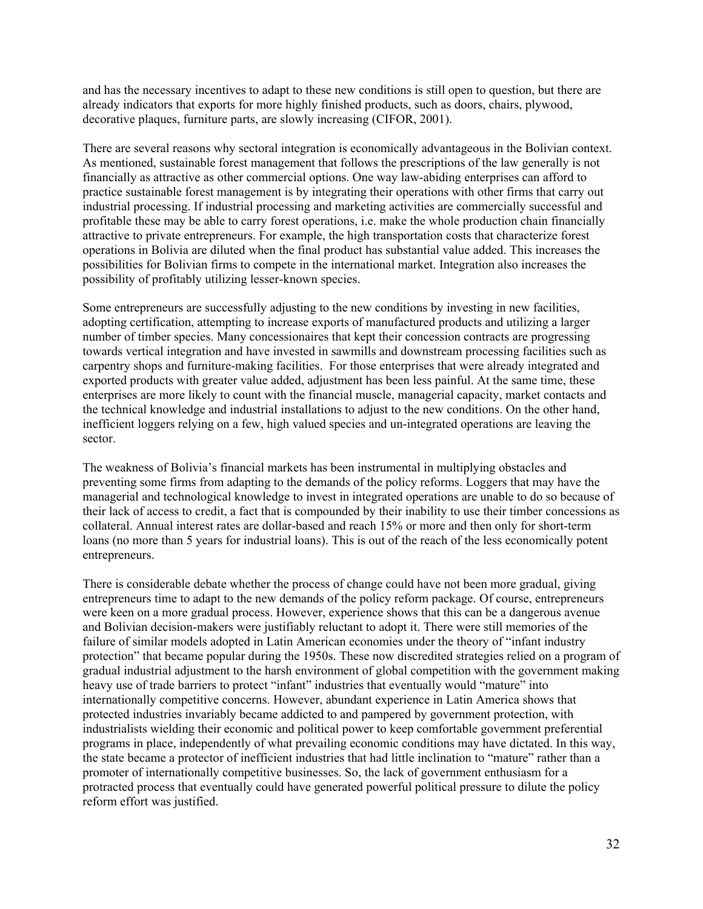and has the necessary incentives to adapt to these new conditions is still open to question, but there are already indicators that exports for more highly finished products, such as doors, chairs, plywood, decorative plaques, furniture parts, are slowly increasing (CIFOR, 2001).

There are several reasons why sectoral integration is economically advantageous in the Bolivian context. As mentioned, sustainable forest management that follows the prescriptions of the law generally is not financially as attractive as other commercial options. One way law-abiding enterprises can afford to practice sustainable forest management is by integrating their operations with other firms that carry out industrial processing. If industrial processing and marketing activities are commercially successful and profitable these may be able to carry forest operations, i.e. make the whole production chain financially attractive to private entrepreneurs. For example, the high transportation costs that characterize forest operations in Bolivia are diluted when the final product has substantial value added. This increases the possibilities for Bolivian firms to compete in the international market. Integration also increases the possibility of profitably utilizing lesser-known species.

Some entrepreneurs are successfully adjusting to the new conditions by investing in new facilities, adopting certification, attempting to increase exports of manufactured products and utilizing a larger number of timber species. Many concessionaires that kept their concession contracts are progressing towards vertical integration and have invested in sawmills and downstream processing facilities such as carpentry shops and furniture-making facilities. For those enterprises that were already integrated and exported products with greater value added, adjustment has been less painful. At the same time, these enterprises are more likely to count with the financial muscle, managerial capacity, market contacts and the technical knowledge and industrial installations to adjust to the new conditions. On the other hand, inefficient loggers relying on a few, high valued species and un-integrated operations are leaving the sector.

The weakness of Bolivia's financial markets has been instrumental in multiplying obstacles and preventing some firms from adapting to the demands of the policy reforms. Loggers that may have the managerial and technological knowledge to invest in integrated operations are unable to do so because of their lack of access to credit, a fact that is compounded by their inability to use their timber concessions as collateral. Annual interest rates are dollar-based and reach 15% or more and then only for short-term loans (no more than 5 years for industrial loans). This is out of the reach of the less economically potent entrepreneurs.

There is considerable debate whether the process of change could have not been more gradual, giving entrepreneurs time to adapt to the new demands of the policy reform package. Of course, entrepreneurs were keen on a more gradual process. However, experience shows that this can be a dangerous avenue and Bolivian decision-makers were justifiably reluctant to adopt it. There were still memories of the failure of similar models adopted in Latin American economies under the theory of "infant industry protection" that became popular during the 1950s. These now discredited strategies relied on a program of gradual industrial adjustment to the harsh environment of global competition with the government making heavy use of trade barriers to protect "infant" industries that eventually would "mature" into internationally competitive concerns. However, abundant experience in Latin America shows that protected industries invariably became addicted to and pampered by government protection, with industrialists wielding their economic and political power to keep comfortable government preferential programs in place, independently of what prevailing economic conditions may have dictated. In this way, the state became a protector of inefficient industries that had little inclination to "mature" rather than a promoter of internationally competitive businesses. So, the lack of government enthusiasm for a protracted process that eventually could have generated powerful political pressure to dilute the policy reform effort was justified.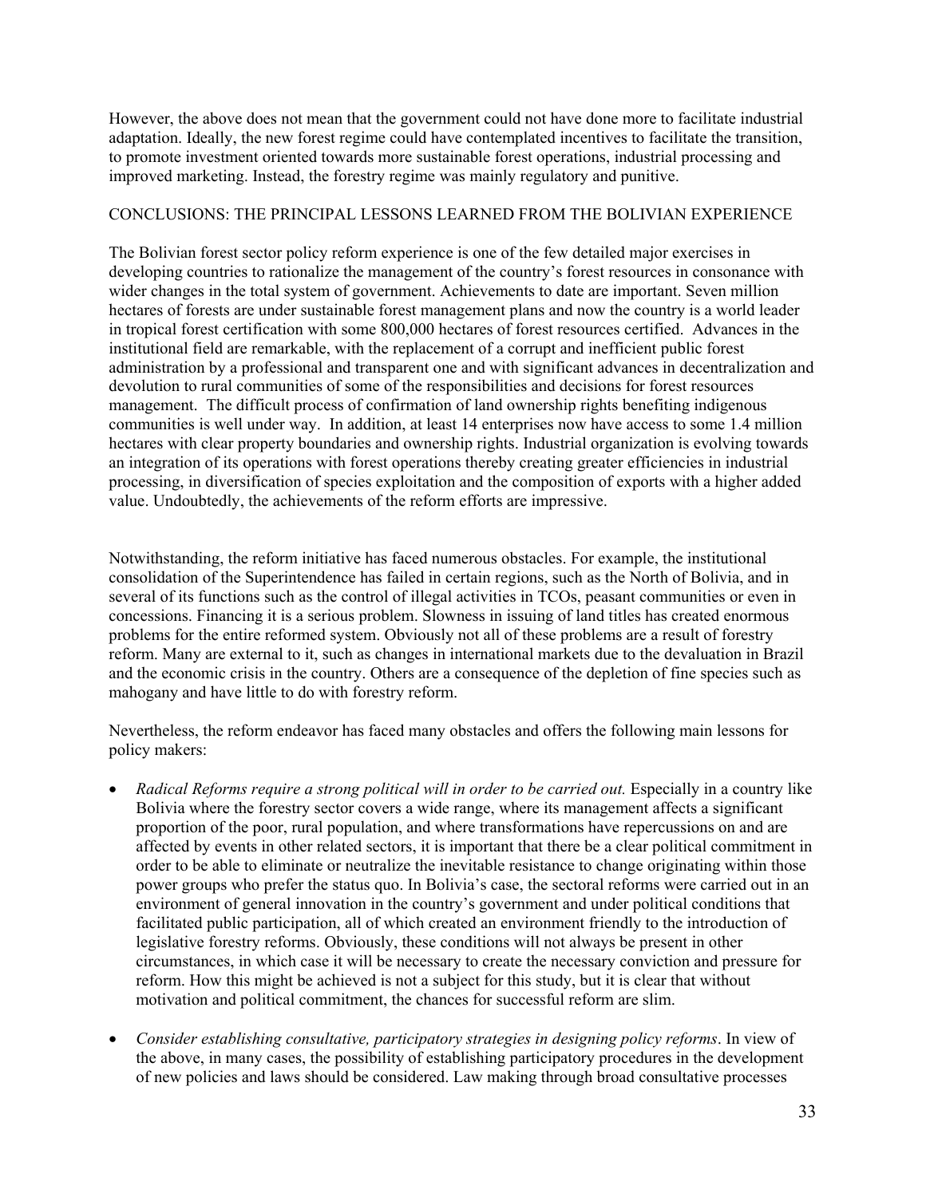However, the above does not mean that the government could not have done more to facilitate industrial adaptation. Ideally, the new forest regime could have contemplated incentives to facilitate the transition, to promote investment oriented towards more sustainable forest operations, industrial processing and improved marketing. Instead, the forestry regime was mainly regulatory and punitive.

## CONCLUSIONS: THE PRINCIPAL LESSONS LEARNED FROM THE BOLIVIAN EXPERIENCE

The Bolivian forest sector policy reform experience is one of the few detailed major exercises in developing countries to rationalize the management of the country's forest resources in consonance with wider changes in the total system of government. Achievements to date are important. Seven million hectares of forests are under sustainable forest management plans and now the country is a world leader in tropical forest certification with some 800,000 hectares of forest resources certified. Advances in the institutional field are remarkable, with the replacement of a corrupt and inefficient public forest administration by a professional and transparent one and with significant advances in decentralization and devolution to rural communities of some of the responsibilities and decisions for forest resources management. The difficult process of confirmation of land ownership rights benefiting indigenous communities is well under way. In addition, at least 14 enterprises now have access to some 1.4 million hectares with clear property boundaries and ownership rights. Industrial organization is evolving towards an integration of its operations with forest operations thereby creating greater efficiencies in industrial processing, in diversification of species exploitation and the composition of exports with a higher added value. Undoubtedly, the achievements of the reform efforts are impressive.

Notwithstanding, the reform initiative has faced numerous obstacles. For example, the institutional consolidation of the Superintendence has failed in certain regions, such as the North of Bolivia, and in several of its functions such as the control of illegal activities in TCOs, peasant communities or even in concessions. Financing it is a serious problem. Slowness in issuing of land titles has created enormous problems for the entire reformed system. Obviously not all of these problems are a result of forestry reform. Many are external to it, such as changes in international markets due to the devaluation in Brazil and the economic crisis in the country. Others are a consequence of the depletion of fine species such as mahogany and have little to do with forestry reform.

Nevertheless, the reform endeavor has faced many obstacles and offers the following main lessons for policy makers:

- *Radical Reforms require a strong political will in order to be carried out.* Especially in a country like Bolivia where the forestry sector covers a wide range, where its management affects a significant proportion of the poor, rural population, and where transformations have repercussions on and are affected by events in other related sectors, it is important that there be a clear political commitment in order to be able to eliminate or neutralize the inevitable resistance to change originating within those power groups who prefer the status quo. In Bolivia's case, the sectoral reforms were carried out in an environment of general innovation in the country's government and under political conditions that facilitated public participation, all of which created an environment friendly to the introduction of legislative forestry reforms. Obviously, these conditions will not always be present in other circumstances, in which case it will be necessary to create the necessary conviction and pressure for reform. How this might be achieved is not a subject for this study, but it is clear that without motivation and political commitment, the chances for successful reform are slim.

- *Consider establishing consultative, participatory strategies in designing policy reforms*. In view of the above, in many cases, the possibility of establishing participatory procedures in the development of new policies and laws should be considered. Law making through broad consultative processes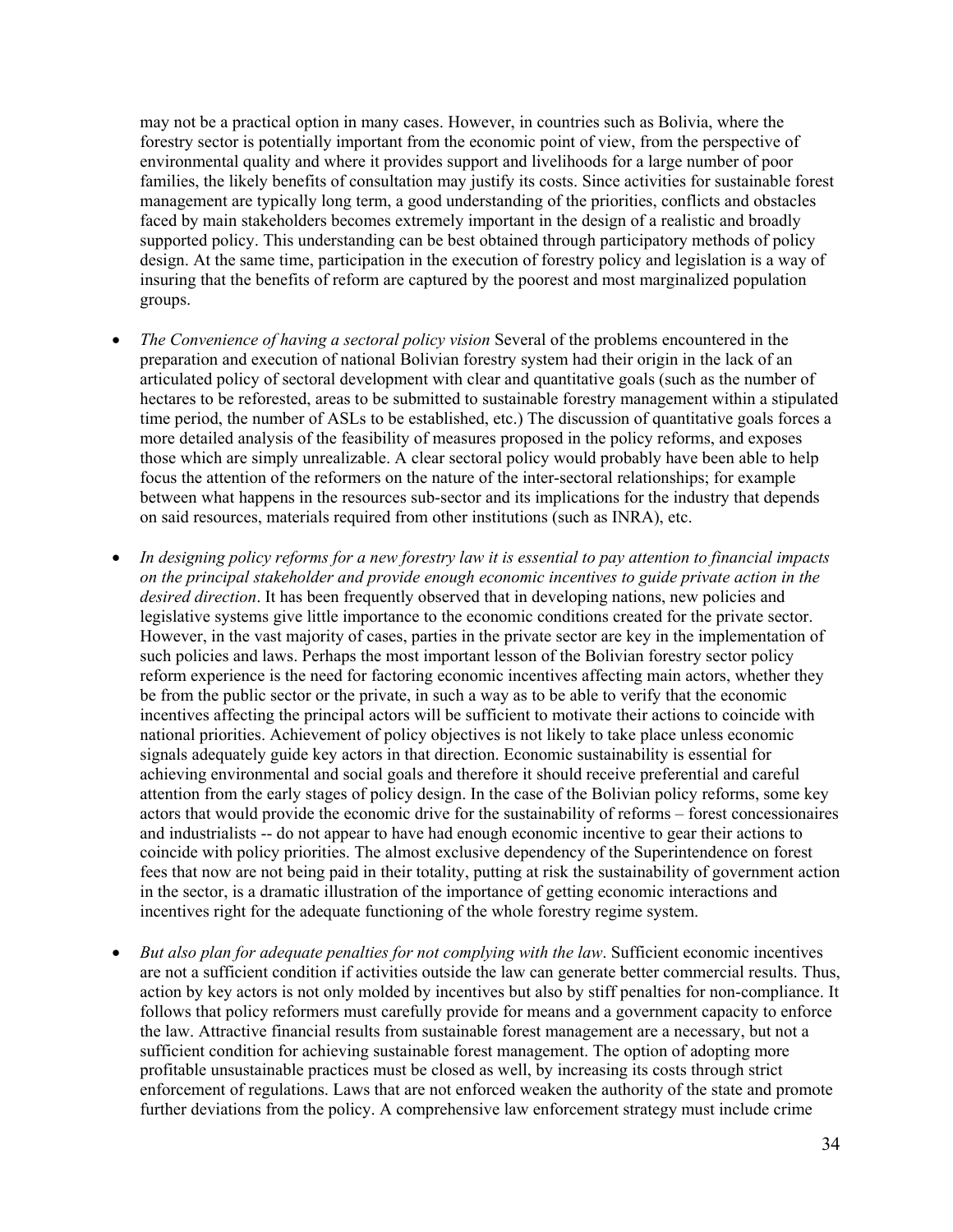may not be a practical option in many cases. However, in countries such as Bolivia, where the forestry sector is potentially important from the economic point of view, from the perspective of environmental quality and where it provides support and livelihoods for a large number of poor families, the likely benefits of consultation may justify its costs. Since activities for sustainable forest management are typically long term, a good understanding of the priorities, conflicts and obstacles faced by main stakeholders becomes extremely important in the design of a realistic and broadly supported policy. This understanding can be best obtained through participatory methods of policy design. At the same time, participation in the execution of forestry policy and legislation is a way of insuring that the benefits of reform are captured by the poorest and most marginalized population groups.

- *The Convenience of having a sectoral policy vision* Several of the problems encountered in the preparation and execution of national Bolivian forestry system had their origin in the lack of an articulated policy of sectoral development with clear and quantitative goals (such as the number of hectares to be reforested, areas to be submitted to sustainable forestry management within a stipulated time period, the number of ASLs to be established, etc.) The discussion of quantitative goals forces a more detailed analysis of the feasibility of measures proposed in the policy reforms, and exposes those which are simply unrealizable. A clear sectoral policy would probably have been able to help focus the attention of the reformers on the nature of the inter-sectoral relationships; for example between what happens in the resources sub-sector and its implications for the industry that depends on said resources, materials required from other institutions (such as INRA), etc.

- *In designing policy reforms for a new forestry law it is essential to pay attention to financial impacts on the principal stakeholder and provide enough economic incentives to guide private action in the desired direction*. It has been frequently observed that in developing nations, new policies and legislative systems give little importance to the economic conditions created for the private sector. However, in the vast majority of cases, parties in the private sector are key in the implementation of such policies and laws. Perhaps the most important lesson of the Bolivian forestry sector policy reform experience is the need for factoring economic incentives affecting main actors, whether they be from the public sector or the private, in such a way as to be able to verify that the economic incentives affecting the principal actors will be sufficient to motivate their actions to coincide with national priorities. Achievement of policy objectives is not likely to take place unless economic signals adequately guide key actors in that direction. Economic sustainability is essential for achieving environmental and social goals and therefore it should receive preferential and careful attention from the early stages of policy design. In the case of the Bolivian policy reforms, some key actors that would provide the economic drive for the sustainability of reforms – forest concessionaires and industrialists -- do not appear to have had enough economic incentive to gear their actions to coincide with policy priorities. The almost exclusive dependency of the Superintendence on forest fees that now are not being paid in their totality, putting at risk the sustainability of government action in the sector, is a dramatic illustration of the importance of getting economic interactions and incentives right for the adequate functioning of the whole forestry regime system.

- *But also plan for adequate penalties for not complying with the law*. Sufficient economic incentives are not a sufficient condition if activities outside the law can generate better commercial results. Thus, action by key actors is not only molded by incentives but also by stiff penalties for non-compliance. It follows that policy reformers must carefully provide for means and a government capacity to enforce the law. Attractive financial results from sustainable forest management are a necessary, but not a sufficient condition for achieving sustainable forest management. The option of adopting more profitable unsustainable practices must be closed as well, by increasing its costs through strict enforcement of regulations. Laws that are not enforced weaken the authority of the state and promote further deviations from the policy. A comprehensive law enforcement strategy must include crime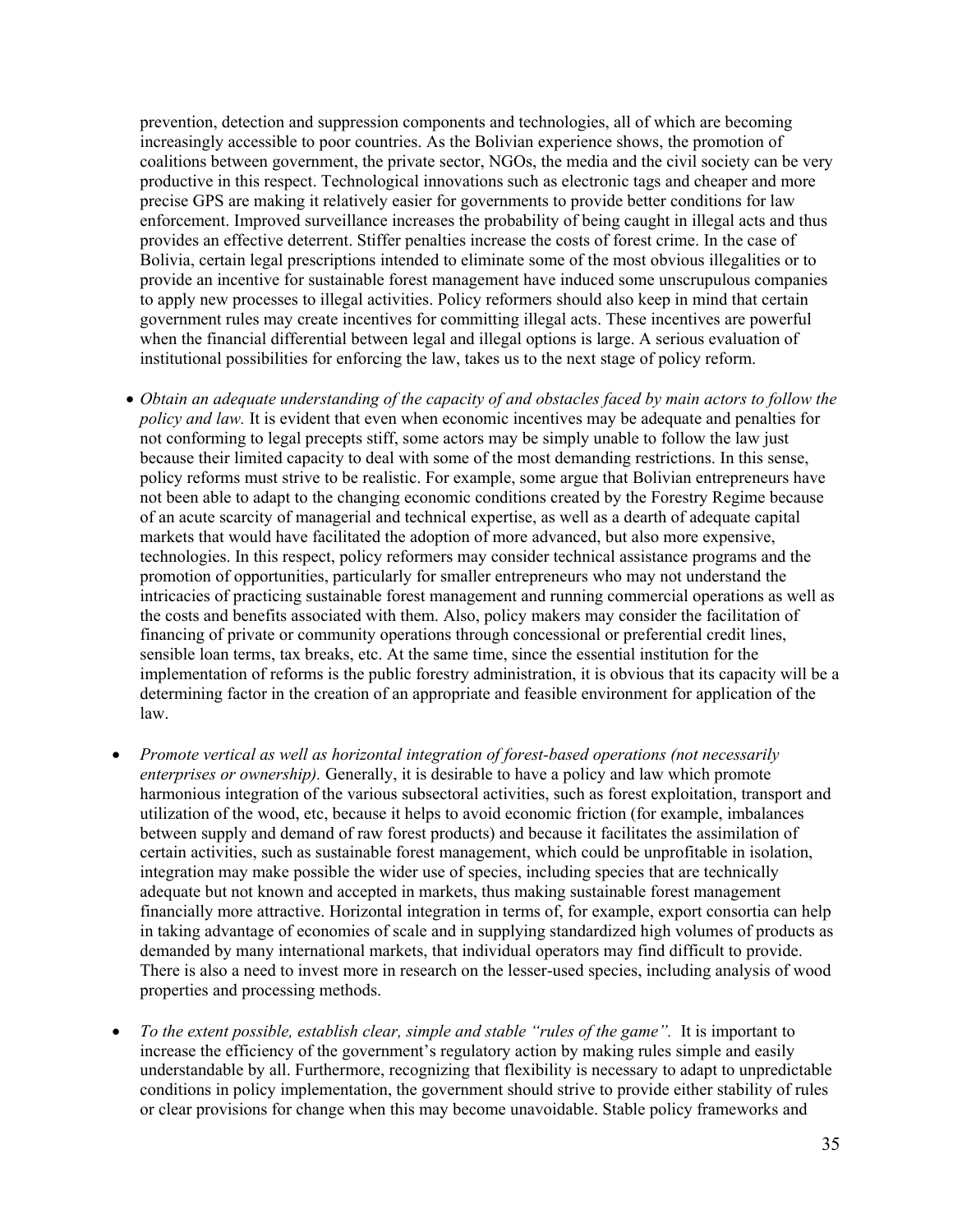prevention, detection and suppression components and technologies, all of which are becoming increasingly accessible to poor countries. As the Bolivian experience shows, the promotion of coalitions between government, the private sector, NGOs, the media and the civil society can be very productive in this respect. Technological innovations such as electronic tags and cheaper and more precise GPS are making it relatively easier for governments to provide better conditions for law enforcement. Improved surveillance increases the probability of being caught in illegal acts and thus provides an effective deterrent. Stiffer penalties increase the costs of forest crime. In the case of Bolivia, certain legal prescriptions intended to eliminate some of the most obvious illegalities or to provide an incentive for sustainable forest management have induced some unscrupulous companies to apply new processes to illegal activities. Policy reformers should also keep in mind that certain government rules may create incentives for committing illegal acts. These incentives are powerful when the financial differential between legal and illegal options is large. A serious evaluation of institutional possibilities for enforcing the law, takes us to the next stage of policy reform.

- *Obtain an adequate understanding of the capacity of and obstacles faced by main actors to follow the policy and law.* It is evident that even when economic incentives may be adequate and penalties for not conforming to legal precepts stiff, some actors may be simply unable to follow the law just because their limited capacity to deal with some of the most demanding restrictions. In this sense, policy reforms must strive to be realistic. For example, some argue that Bolivian entrepreneurs have not been able to adapt to the changing economic conditions created by the Forestry Regime because of an acute scarcity of managerial and technical expertise, as well as a dearth of adequate capital markets that would have facilitated the adoption of more advanced, but also more expensive, technologies. In this respect, policy reformers may consider technical assistance programs and the promotion of opportunities, particularly for smaller entrepreneurs who may not understand the intricacies of practicing sustainable forest management and running commercial operations as well as the costs and benefits associated with them. Also, policy makers may consider the facilitation of financing of private or community operations through concessional or preferential credit lines, sensible loan terms, tax breaks, etc. At the same time, since the essential institution for the implementation of reforms is the public forestry administration, it is obvious that its capacity will be a determining factor in the creation of an appropriate and feasible environment for application of the law.

- *Promote vertical as well as horizontal integration of forest-based operations (not necessarily enterprises or ownership).* Generally, it is desirable to have a policy and law which promote harmonious integration of the various subsectoral activities, such as forest exploitation, transport and utilization of the wood, etc, because it helps to avoid economic friction (for example, imbalances between supply and demand of raw forest products) and because it facilitates the assimilation of certain activities, such as sustainable forest management, which could be unprofitable in isolation, integration may make possible the wider use of species, including species that are technically adequate but not known and accepted in markets, thus making sustainable forest management financially more attractive. Horizontal integration in terms of, for example, export consortia can help in taking advantage of economies of scale and in supplying standardized high volumes of products as demanded by many international markets, that individual operators may find difficult to provide. There is also a need to invest more in research on the lesser-used species, including analysis of wood properties and processing methods.

- *To the extent possible, establish clear, simple and stable "rules of the game".* It is important to increase the efficiency of the government's regulatory action by making rules simple and easily understandable by all. Furthermore, recognizing that flexibility is necessary to adapt to unpredictable conditions in policy implementation, the government should strive to provide either stability of rules or clear provisions for change when this may become unavoidable. Stable policy frameworks and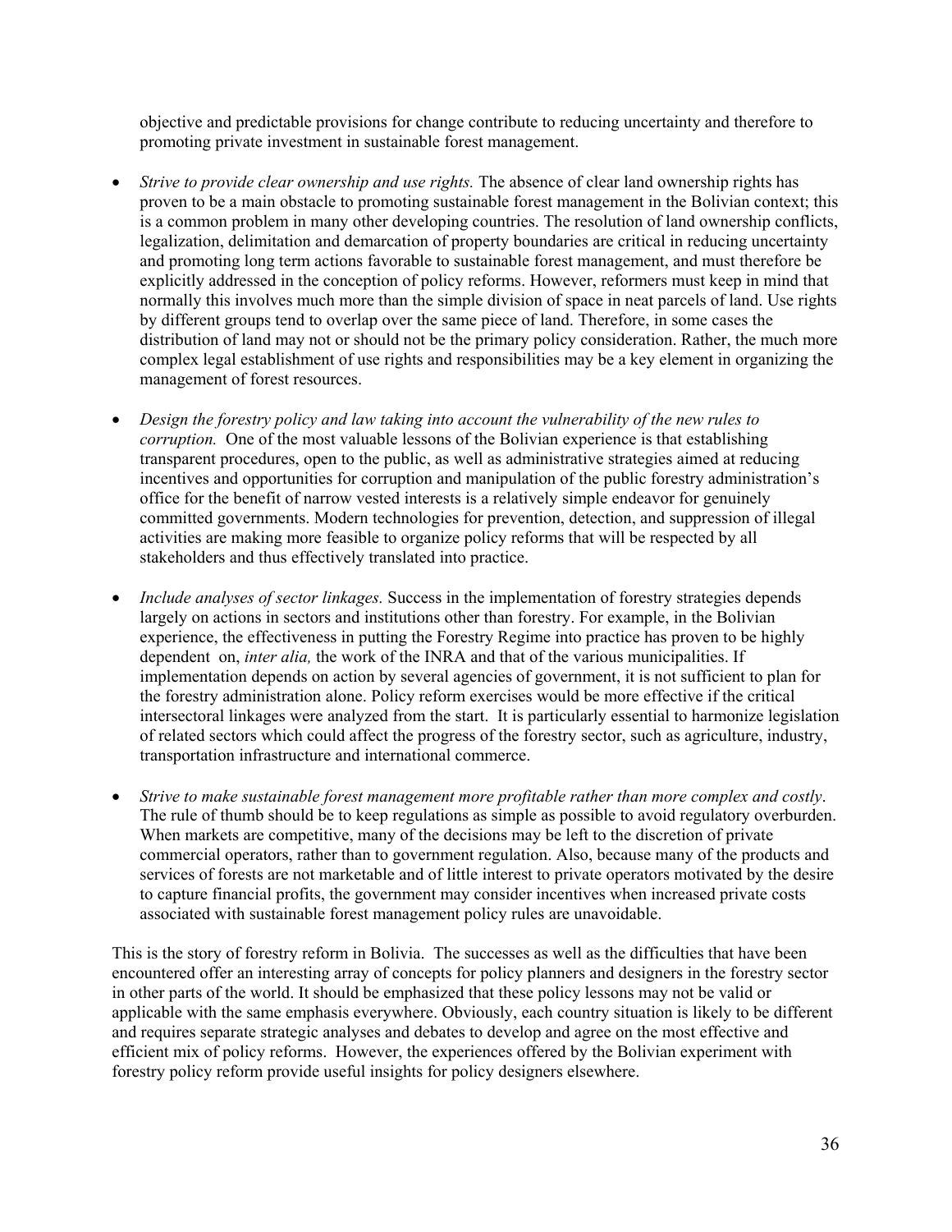objective and predictable provisions for change contribute to reducing uncertainty and therefore to promoting private investment in sustainable forest management.

- *Strive to provide clear ownership and use rights.* The absence of clear land ownership rights has proven to be a main obstacle to promoting sustainable forest management in the Bolivian context; this is a common problem in many other developing countries. The resolution of land ownership conflicts, legalization, delimitation and demarcation of property boundaries are critical in reducing uncertainty and promoting long term actions favorable to sustainable forest management, and must therefore be explicitly addressed in the conception of policy reforms. However, reformers must keep in mind that normally this involves much more than the simple division of space in neat parcels of land. Use rights by different groups tend to overlap over the same piece of land. Therefore, in some cases the distribution of land may not or should not be the primary policy consideration. Rather, the much more complex legal establishment of use rights and responsibilities may be a key element in organizing the management of forest resources.

- *Design the forestry policy and law taking into account the vulnerability of the new rules to corruption.* One of the most valuable lessons of the Bolivian experience is that establishing transparent procedures, open to the public, as well as administrative strategies aimed at reducing incentives and opportunities for corruption and manipulation of the public forestry administration's office for the benefit of narrow vested interests is a relatively simple endeavor for genuinely committed governments. Modern technologies for prevention, detection, and suppression of illegal activities are making more feasible to organize policy reforms that will be respected by all stakeholders and thus effectively translated into practice.

- *Include analyses of sector linkages.* Success in the implementation of forestry strategies depends largely on actions in sectors and institutions other than forestry. For example, in the Bolivian experience, the effectiveness in putting the Forestry Regime into practice has proven to be highly dependent on, *inter alia,* the work of the INRA and that of the various municipalities. If implementation depends on action by several agencies of government, it is not sufficient to plan for the forestry administration alone. Policy reform exercises would be more effective if the critical intersectoral linkages were analyzed from the start. It is particularly essential to harmonize legislation of related sectors which could affect the progress of the forestry sector, such as agriculture, industry, transportation infrastructure and international commerce.

- *Strive to make sustainable forest management more profitable rather than more complex and costly*. The rule of thumb should be to keep regulations as simple as possible to avoid regulatory overburden. When markets are competitive, many of the decisions may be left to the discretion of private commercial operators, rather than to government regulation. Also, because many of the products and services of forests are not marketable and of little interest to private operators motivated by the desire to capture financial profits, the government may consider incentives when increased private costs associated with sustainable forest management policy rules are unavoidable.

This is the story of forestry reform in Bolivia. The successes as well as the difficulties that have been encountered offer an interesting array of concepts for policy planners and designers in the forestry sector in other parts of the world. It should be emphasized that these policy lessons may not be valid or applicable with the same emphasis everywhere. Obviously, each country situation is likely to be different and requires separate strategic analyses and debates to develop and agree on the most effective and efficient mix of policy reforms. However, the experiences offered by the Bolivian experiment with forestry policy reform provide useful insights for policy designers elsewhere.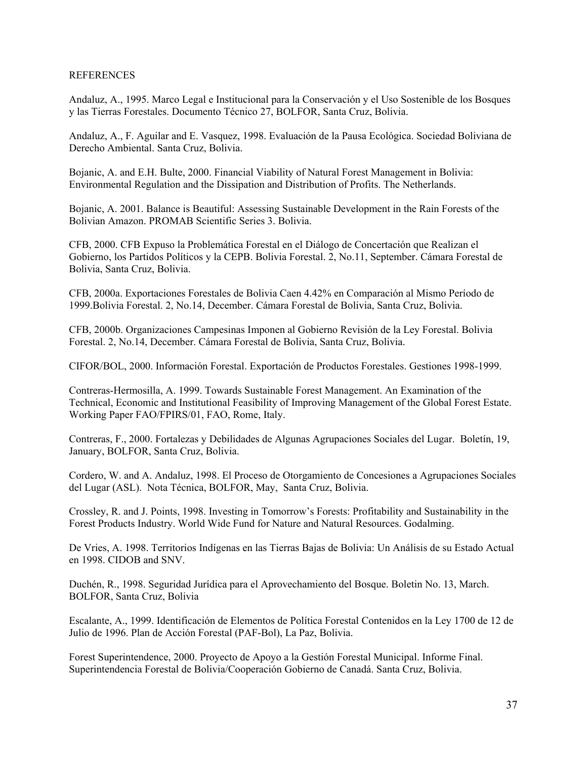REFERENCES

Andaluz, A., 1995. Marco Legal e Institucional para la Conservación y el Uso Sostenible de los Bosques y las Tierras Forestales. Documento Técnico 27, BOLFOR, Santa Cruz, Bolivia.

Andaluz, A., F. Aguilar and E. Vasquez, 1998. Evaluación de la Pausa Ecológica. Sociedad Boliviana de Derecho Ambiental. Santa Cruz, Bolivia.

Bojanic, A. and E.H. Bulte, 2000. Financial Viability of Natural Forest Management in Bolivia: Environmental Regulation and the Dissipation and Distribution of Profits. The Netherlands.

Bojanic, A. 2001. Balance is Beautiful: Assessing Sustainable Development in the Rain Forests of the Bolivian Amazon. PROMAB Scientific Series 3. Bolivia.

CFB, 2000. CFB Expuso la Problemática Forestal en el Diálogo de Concertación que Realizan el Gobierno, los Partidos Políticos y la CEPB. Bolivia Forestal. 2, No.11, September. Cámara Forestal de Bolivia, Santa Cruz, Bolivia.

CFB, 2000a. Exportaciones Forestales de Bolivia Caen 4.42% en Comparación al Mismo Período de 1999.Bolivia Forestal. 2, No.14, December. Cámara Forestal de Bolivia, Santa Cruz, Bolivia.

CFB, 2000b. Organizaciones Campesinas Imponen al Gobierno Revisión de la Ley Forestal. Bolivia Forestal. 2, No.14, December. Cámara Forestal de Bolivia, Santa Cruz, Bolivia.

CIFOR/BOL, 2000. Información Forestal. Exportación de Productos Forestales. Gestiones 1998-1999.

Contreras-Hermosilla, A. 1999. Towards Sustainable Forest Management. An Examination of the Technical, Economic and Institutional Feasibility of Improving Management of the Global Forest Estate. Working Paper FAO/FPIRS/01, FAO, Rome, Italy.

Contreras, F., 2000. Fortalezas y Debilidades de Algunas Agrupaciones Sociales del Lugar. Boletín, 19, January, BOLFOR, Santa Cruz, Bolivia.

Cordero, W. and A. Andaluz, 1998. El Proceso de Otorgamiento de Concesiones a Agrupaciones Sociales del Lugar (ASL). Nota Técnica, BOLFOR, May, Santa Cruz, Bolivia.

Crossley, R. and J. Points, 1998. Investing in Tomorrow's Forests: Profitability and Sustainability in the Forest Products Industry. World Wide Fund for Nature and Natural Resources. Godalming.

De Vries, A. 1998. Territorios Indígenas en las Tierras Bajas de Bolivia: Un Análisis de su Estado Actual en 1998. CIDOB and SNV.

Duchén, R., 1998. Seguridad Jurídica para el Aprovechamiento del Bosque. Boletin No. 13, March. BOLFOR, Santa Cruz, Bolivia

Escalante, A., 1999. Identificación de Elementos de Política Forestal Contenidos en la Ley 1700 de 12 de Julio de 1996. Plan de Acción Forestal (PAF-Bol), La Paz, Bolivia.

Forest Superintendence, 2000. Proyecto de Apoyo a la Gestión Forestal Municipal. Informe Final. Superintendencia Forestal de Bolivia/Cooperación Gobierno de Canadá. Santa Cruz, Bolivia.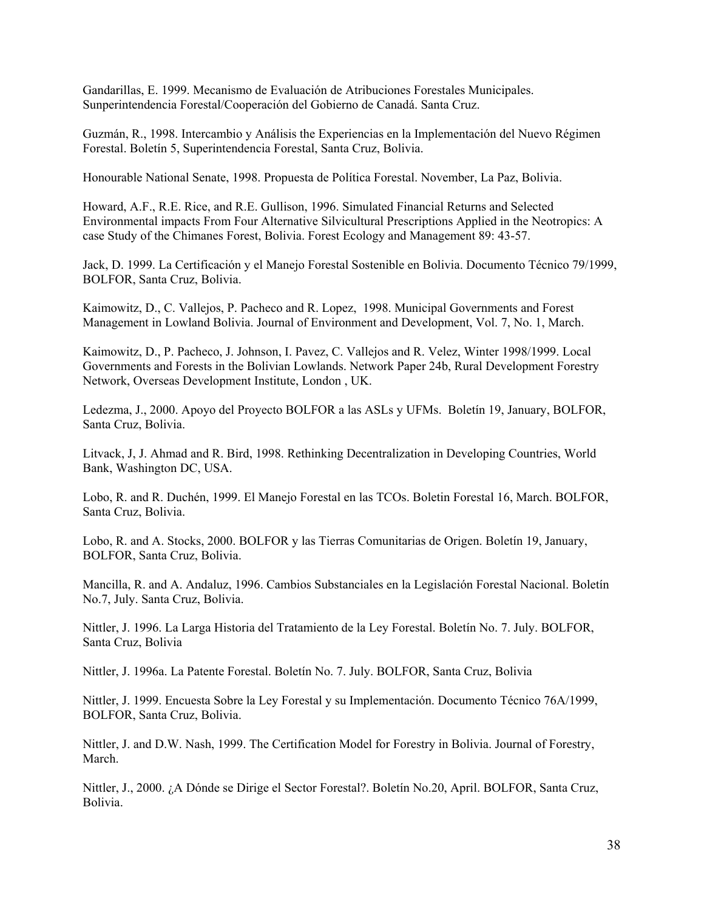Gandarillas, E. 1999. Mecanismo de Evaluación de Atribuciones Forestales Municipales. Sunperintendencia Forestal/Cooperación del Gobierno de Canadá. Santa Cruz.

Guzmán, R., 1998. Intercambio y Análisis the Experiencias en la Implementación del Nuevo Régimen Forestal. Boletín 5, Superintendencia Forestal, Santa Cruz, Bolivia.

Honourable National Senate, 1998. Propuesta de Política Forestal. November, La Paz, Bolivia.

Howard, A.F., R.E. Rice, and R.E. Gullison, 1996. Simulated Financial Returns and Selected Environmental impacts From Four Alternative Silvicultural Prescriptions Applied in the Neotropics: A case Study of the Chimanes Forest, Bolivia. Forest Ecology and Management 89: 43-57.

Jack, D. 1999. La Certificación y el Manejo Forestal Sostenible en Bolivia. Documento Técnico 79/1999, BOLFOR, Santa Cruz, Bolivia.

Kaimowitz, D., C. Vallejos, P. Pacheco and R. Lopez, 1998. Municipal Governments and Forest Management in Lowland Bolivia. Journal of Environment and Development, Vol. 7, No. 1, March.

Kaimowitz, D., P. Pacheco, J. Johnson, I. Pavez, C. Vallejos and R. Velez, Winter 1998/1999. Local Governments and Forests in the Bolivian Lowlands. Network Paper 24b, Rural Development Forestry Network, Overseas Development Institute, London , UK.

Ledezma, J., 2000. Apoyo del Proyecto BOLFOR a las ASLs y UFMs. Boletín 19, January, BOLFOR, Santa Cruz, Bolivia.

Litvack, J, J. Ahmad and R. Bird, 1998. Rethinking Decentralization in Developing Countries, World Bank, Washington DC, USA.

Lobo, R. and R. Duchén, 1999. El Manejo Forestal en las TCOs. Boletin Forestal 16, March. BOLFOR, Santa Cruz, Bolivia.

Lobo, R. and A. Stocks, 2000. BOLFOR y las Tierras Comunitarias de Origen. Boletín 19, January, BOLFOR, Santa Cruz, Bolivia.

Mancilla, R. and A. Andaluz, 1996. Cambios Substanciales en la Legislación Forestal Nacional. Boletín No.7, July. Santa Cruz, Bolivia.

Nittler, J. 1996. La Larga Historia del Tratamiento de la Ley Forestal. Boletín No. 7. July. BOLFOR, Santa Cruz, Bolivia

Nittler, J. 1996a. La Patente Forestal. Boletín No. 7. July. BOLFOR, Santa Cruz, Bolivia

Nittler, J. 1999. Encuesta Sobre la Ley Forestal y su Implementación. Documento Técnico 76A/1999, BOLFOR, Santa Cruz, Bolivia.

Nittler, J. and D.W. Nash, 1999. The Certification Model for Forestry in Bolivia. Journal of Forestry, March.

Nittler, J., 2000. ¿A Dónde se Dirige el Sector Forestal?. Boletín No.20, April. BOLFOR, Santa Cruz, Bolivia.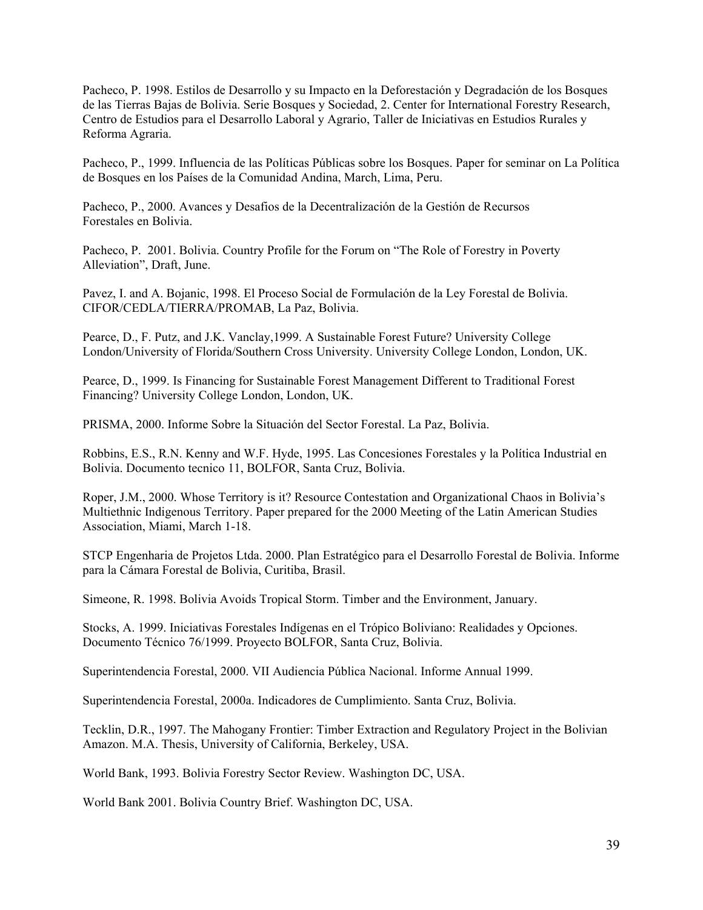Pacheco, P. 1998. Estilos de Desarrollo y su Impacto en la Deforestación y Degradación de los Bosques de las Tierras Bajas de Bolivia. Serie Bosques y Sociedad, 2. Center for International Forestry Research, Centro de Estudios para el Desarrollo Laboral y Agrario, Taller de Iniciativas en Estudios Rurales y Reforma Agraria.

Pacheco, P., 1999. Influencia de las Políticas Públicas sobre los Bosques. Paper for seminar on La Política de Bosques en los Países de la Comunidad Andina, March, Lima, Peru.

Pacheco, P., 2000. Avances y Desafios de la Decentralización de la Gestión de Recursos Forestales en Bolivia.

Pacheco, P. 2001. Bolivia. Country Profile for the Forum on "The Role of Forestry in Poverty Alleviation", Draft, June.

Pavez, I. and A. Bojanic, 1998. El Proceso Social de Formulación de la Ley Forestal de Bolivia. CIFOR/CEDLA/TIERRA/PROMAB, La Paz, Bolivia.

Pearce, D., F. Putz, and J.K. Vanclay,1999. A Sustainable Forest Future? University College London/University of Florida/Southern Cross University. University College London, London, UK.

Pearce, D., 1999. Is Financing for Sustainable Forest Management Different to Traditional Forest Financing? University College London, London, UK.

PRISMA, 2000. Informe Sobre la Situación del Sector Forestal. La Paz, Bolivia.

Robbins, E.S., R.N. Kenny and W.F. Hyde, 1995. Las Concesiones Forestales y la Política Industrial en Bolivia. Documento tecnico 11, BOLFOR, Santa Cruz, Bolivia.

Roper, J.M., 2000. Whose Territory is it? Resource Contestation and Organizational Chaos in Bolivia's Multiethnic Indigenous Territory. Paper prepared for the 2000 Meeting of the Latin American Studies Association, Miami, March 1-18.

STCP Engenharia de Projetos Ltda. 2000. Plan Estratégico para el Desarrollo Forestal de Bolivia. Informe para la Cámara Forestal de Bolivia, Curitiba, Brasil.

Simeone, R. 1998. Bolivia Avoids Tropical Storm. Timber and the Environment, January.

Stocks, A. 1999. Iniciativas Forestales Indígenas en el Trópico Boliviano: Realidades y Opciones. Documento Técnico 76/1999. Proyecto BOLFOR, Santa Cruz, Bolivia.

Superintendencia Forestal, 2000. VII Audiencia Pública Nacional. Informe Annual 1999.

Superintendencia Forestal, 2000a. Indicadores de Cumplimiento. Santa Cruz, Bolivia.

Tecklin, D.R., 1997. The Mahogany Frontier: Timber Extraction and Regulatory Project in the Bolivian Amazon. M.A. Thesis, University of California, Berkeley, USA.

World Bank, 1993. Bolivia Forestry Sector Review. Washington DC, USA.

World Bank 2001. Bolivia Country Brief. Washington DC, USA.